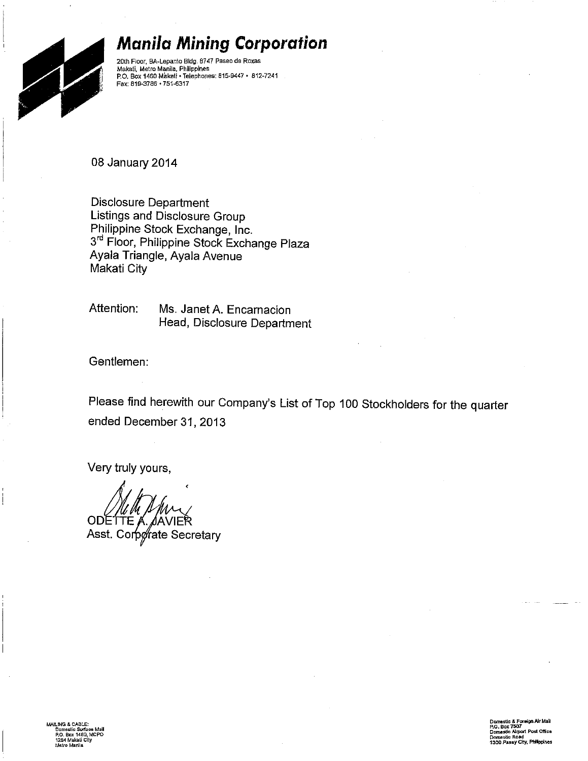# Manila Mining Corporation

20th Floor, BA-Lepanto Bldg. 8747 Paseo de Roxas
Makati, Metro Manila, Philippines
P.O. Box 1460 Makati • Telephones: 815-9447 • 812-7241
Fax: 819-3786 • 751-6317

08 January 2014

Disclosure Department
Listings and Disclosure Group
Philippine Stock Exchange, Inc.
3rd Floor, Philippine Stock Exchange Plaza
Ayala Triangle, Ayala Avenue
Makati City

Attention: Ms. Janet A. Encarnacion
Head, Disclosure Department

Gentlemen:

Please find herewith our Company's List of Top 100 Stockholders for the quarter ended December 31, 2013

Very truly yours,

ODETTE A. JAVIER
Asst. Corporate Secretary

MAILING & CABLE:
Domestic Surface Mail
P.O. Box 1460, MCPO
1254 Makati City
Metro Manila

Domestic & Foreign Air Mail
P.O. Box 7507
Domestic Airport Post Office
Domestic Road
1300 Pasay City, Philippines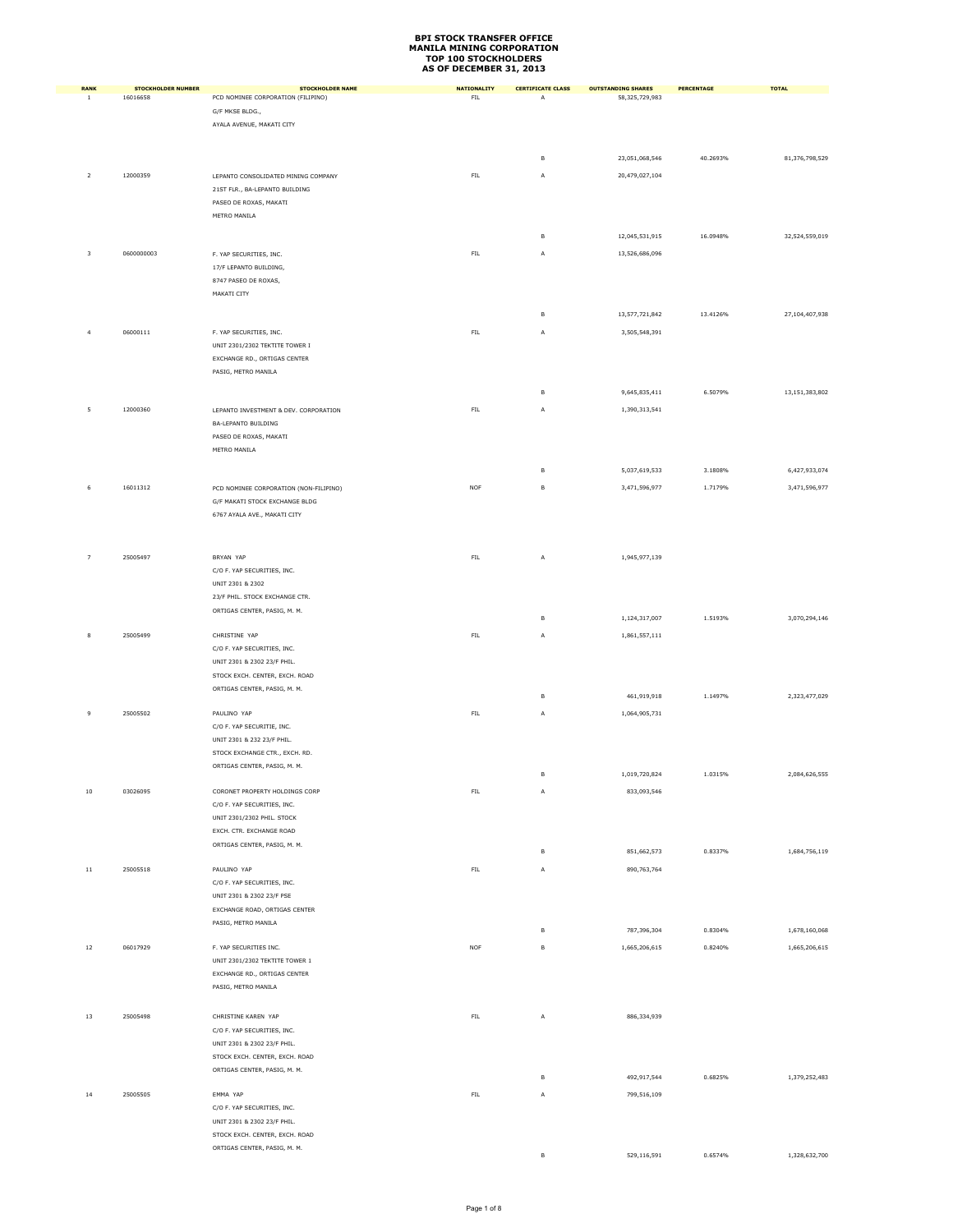# BPI STOCK TRANSFER OFFICE
## MANILA MINING CORPORATION
## TOP 100 STOCKHOLDERS
## AS OF DECEMBER 31, 2013

| RANK | STOCKHOLDER NUMBER | STOCKHOLDER NAME | NATIONALITY | CERTIFICATE CLASS | OUTSTANDING SHARES | PERCENTAGE | TOTAL |
|---|---|---|---|---|---|---|---|
| 1 | 16016658 | PCD NOMINEE CORPORATION (FILIPINO)<br>G/F MKSE BLDG.,<br>AYALA AVENUE, MAKATI CITY | FIL | A | 58,325,729,983 | | |
| | | | | B | 23,051,068,546 | 40.2693% | 81,376,798,529 |
| 2 | 12000359 | LEPANTO CONSOLIDATED MINING COMPANY<br>21ST FLR., BA-LEPANTO BUILDING<br>PASEO DE ROXAS, MAKATI<br>METRO MANILA | FIL | A | 20,479,027,104 | | |
| | | | | B | 12,045,531,915 | 16.0948% | 32,524,559,019 |
| 3 | 0600000003 | F. YAP SECURITIES, INC.<br>17/F LEPANTO BUILDING,<br>8747 PASEO DE ROXAS,<br>MAKATI CITY | FIL | A | 13,526,686,096 | | |
| | | | | B | 13,577,721,842 | 13.4126% | 27,104,407,938 |
| 4 | 06000111 | F. YAP SECURITIES, INC.<br>UNIT 2301/2302 TEKTITE TOWER I<br>EXCHANGE RD., ORTIGAS CENTER<br>PASIG, METRO MANILA | FIL | A | 3,505,548,391 | | |
| | | | | B | 9,645,835,411 | 6.5079% | 13,151,383,802 |
| 5 | 12000360 | LEPANTO INVESTMENT & DEV. CORPORATION<br>BA-LEPANTO BUILDING<br>PASEO DE ROXAS, MAKATI<br>METRO MANILA | FIL | A | 1,390,313,541 | | |
| | | | | B | 5,037,619,533 | 3.1808% | 6,427,933,074 |
| 6 | 16011312 | PCD NOMINEE CORPORATION (NON-FILIPINO)<br>G/F MAKATI STOCK EXCHANGE BLDG<br>6767 AYALA AVE., MAKATI CITY | NOF | B | 3,471,596,977 | 1.7179% | 3,471,596,977 |
| 7 | 25005497 | BRYAN YAP<br>C/O F. YAP SECURITIES, INC.<br>UNIT 2301 & 2302<br>23/F PHIL. STOCK EXCHANGE CTR.<br>ORTIGAS CENTER, PASIG, M. M. | FIL | A | 1,945,977,139 | | |
| | | | | B | 1,124,317,007 | 1.5193% | 3,070,294,146 |
| 8 | 25005499 | CHRISTINE YAP<br>C/O F. YAP SECURITIES, INC.<br>UNIT 2301 & 2302 23/F PHIL.<br>STOCK EXCH. CENTER, EXCH. ROAD<br>ORTIGAS CENTER, PASIG, M. M. | FIL | A | 1,861,557,111 | | |
| | | | | B | 461,919,918 | 1.1497% | 2,323,477,029 |
| 9 | 25005502 | PAULINO YAP<br>C/O F. YAP SECURITIE, INC.<br>UNIT 2301 & 232 23/F PHIL.<br>STOCK EXCHANGE CTR., EXCH. RD.<br>ORTIGAS CENTER, PASIG, M. M. | FIL | A | 1,064,905,731 | | |
| | | | | B | 1,019,720,824 | 1.0315% | 2,084,626,555 |
| 10 | 03026095 | CORONET PROPERTY HOLDINGS CORP<br>C/O F. YAP SECURITIES, INC.<br>UNIT 2301/2302 PHIL. STOCK<br>EXCH. CTR. EXCHANGE ROAD<br>ORTIGAS CENTER, PASIG, M. M. | FIL | A | 833,093,546 | | |
| | | | | B | 851,662,573 | 0.8337% | 1,684,756,119 |
| 11 | 25005518 | PAULINO YAP<br>C/O F. YAP SECURITIES, INC.<br>UNIT 2301 & 2302 23/F PSE<br>EXCHANGE ROAD, ORTIGAS CENTER<br>PASIG, METRO MANILA | FIL | A | 890,763,764 | | |
| | | | | B | 787,396,304 | 0.8304% | 1,678,160,068 |
| 12 | 06017929 | F. YAP SECURITIES INC.<br>UNIT 2301/2302 TEKTITE TOWER 1<br>EXCHANGE RD., ORTIGAS CENTER<br>PASIG, METRO MANILA | NOF | B | 1,665,206,615 | 0.8240% | 1,665,206,615 |
| 13 | 25005498 | CHRISTINE KAREN YAP<br>C/O F. YAP SECURITIES, INC.<br>UNIT 2301 & 2302 23/F PHIL.<br>STOCK EXCH. CENTER, EXCH. ROAD<br>ORTIGAS CENTER, PASIG, M. M. | FIL | A | 886,334,939 | | |
| | | | | B | 492,917,544 | 0.6825% | 1,379,252,483 |
| 14 | 25005505 | EMMA YAP<br>C/O F. YAP SECURITIES, INC.<br>UNIT 2301 & 2302 23/F PHIL.<br>STOCK EXCH. CENTER, EXCH. ROAD<br>ORTIGAS CENTER, PASIG, M. M. | FIL | A | 799,516,109 | | |
| | | | | B | 529,116,591 | 0.6574% | 1,328,632,700 |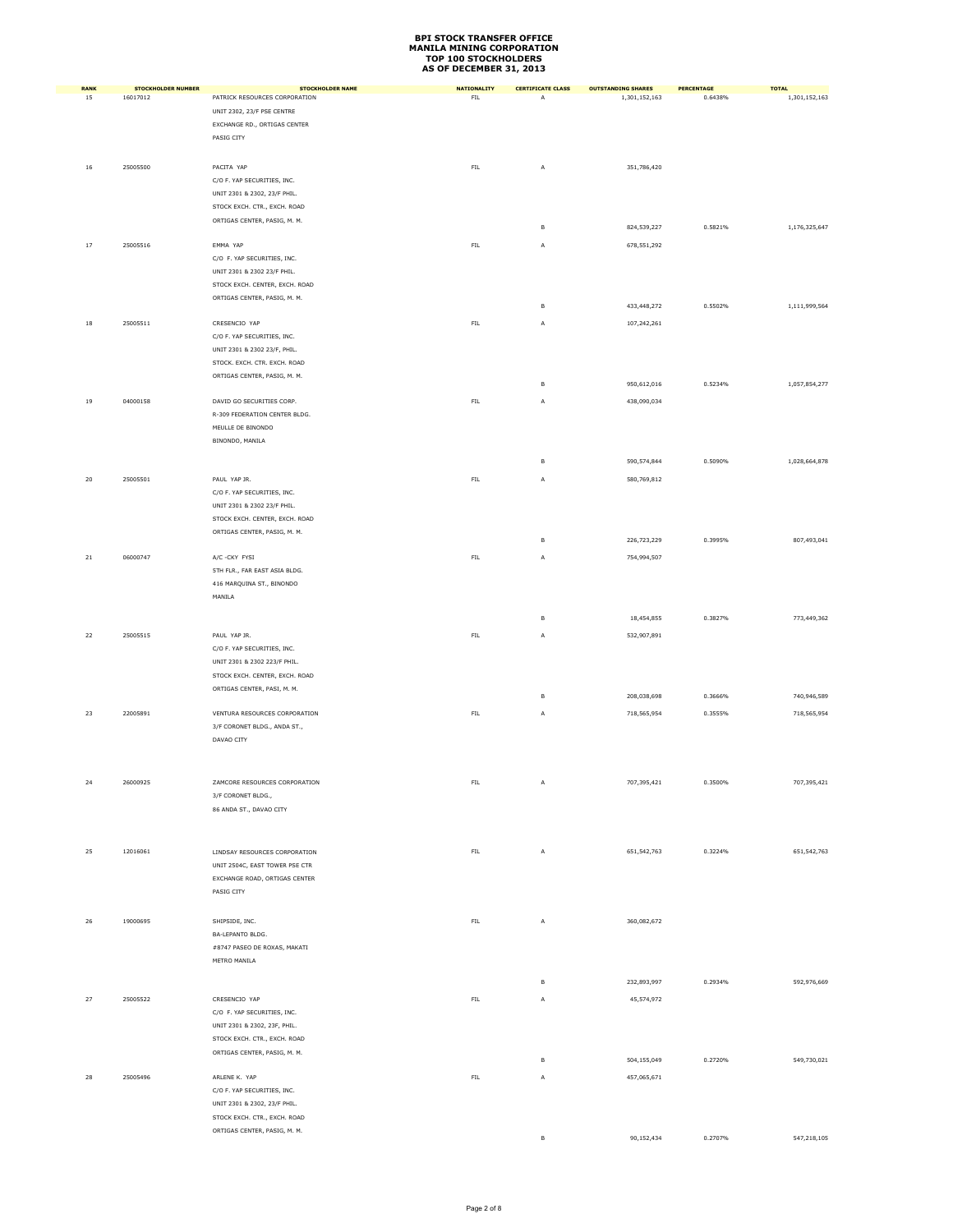# BPI STOCK TRANSFER OFFICE
# MANILA MINING CORPORATION
# TOP 100 STOCKHOLDERS
# AS OF DECEMBER 31, 2013

| RANK | STOCKHOLDER NUMBER | STOCKHOLDER NAME | NATIONALITY | CERTIFICATE CLASS | OUTSTANDING SHARES | PERCENTAGE | TOTAL |
|---|---|---|---|---|---|---|---|
| 15 | 16017012 | PATRICK RESOURCES CORPORATION<br>UNIT 2302, 23/F PSE CENTRE<br>EXCHANGE RD., ORTIGAS CENTER<br>PASIG CITY | FIL | A | 1,301,152,163 | 0.6438% | 1,301,152,163 |
| 16 | 25005500 | PACITA YAP<br>C/O F. YAP SECURITIES, INC.<br>UNIT 2301 & 2302, 23/F PHIL.<br>STOCK EXCH. CTR., EXCH. ROAD<br>ORTIGAS CENTER, PASIG, M. M. | FIL | A | 351,786,420 | | |
| | | | | B | 824,539,227 | 0.5821% | 1,176,325,647 |
| 17 | 25005516 | EMMA YAP<br>C/O F. YAP SECURITIES, INC.<br>UNIT 2301 & 2302 23/F PHIL.<br>STOCK EXCH. CENTER, EXCH. ROAD<br>ORTIGAS CENTER, PASIG, M. M. | FIL | A | 678,551,292 | | |
| | | | | B | 433,448,272 | 0.5502% | 1,111,999,564 |
| 18 | 25005511 | CRESENCIO YAP<br>C/O F. YAP SECURITIES, INC.<br>UNIT 2301 & 2302 23/F, PHIL.<br>STOCK. EXCH. CTR. EXCH. ROAD<br>ORTIGAS CENTER, PASIG, M. M. | FIL | A | 107,242,261 | | |
| | | | | B | 950,612,016 | 0.5234% | 1,057,854,277 |
| 19 | 04000158 | DAVID GO SECURITIES CORP.<br>R-309 FEDERATION CENTER BLDG.<br>MEULLE DE BINONDO<br>BINONDO, MANILA | FIL | A | 438,090,034 | | |
| | | | | B | 590,574,844 | 0.5090% | 1,028,664,878 |
| 20 | 25005501 | PAUL YAP JR.<br>C/O F. YAP SECURITIES, INC.<br>UNIT 2301 & 2302 23/F PHIL.<br>STOCK EXCH. CENTER, EXCH. ROAD<br>ORTIGAS CENTER, PASIG, M. M. | FIL | A | 580,769,812 | | |
| | | | | B | 226,723,229 | 0.3995% | 807,493,041 |
| 21 | 06000747 | A/C -CKY FYSI<br>5TH FLR., FAR EAST ASIA BLDG.<br>416 MARQUINA ST., BINONDO<br>MANILA | FIL | A | 754,994,507 | | |
| | | | | B | 18,454,855 | 0.3827% | 773,449,362 |
| 22 | 25005515 | PAUL YAP JR.<br>C/O F. YAP SECURITIES, INC.<br>UNIT 2301 & 2302 223/F PHIL.<br>STOCK EXCH. CENTER, EXCH. ROAD<br>ORTIGAS CENTER, PASI, M. M. | FIL | A | 532,907,891 | | |
| | | | | B | 208,038,698 | 0.3666% | 740,946,589 |
| 23 | 22005891 | VENTURA RESOURCES CORPORATION<br>3/F CORONET BLDG., ANDA ST.,<br>DAVAO CITY | FIL | A | 718,565,954 | 0.3555% | 718,565,954 |
| 24 | 26000925 | ZAMCORE RESOURCES CORPORATION<br>3/F CORONET BLDG.,<br>86 ANDA ST., DAVAO CITY | FIL | A | 707,395,421 | 0.3500% | 707,395,421 |
| 25 | 12016061 | LINDSAY RESOURCES CORPORATION<br>UNIT 2504C, EAST TOWER PSE CTR<br>EXCHANGE ROAD, ORTIGAS CENTER<br>PASIG CITY | FIL | A | 651,542,763 | 0.3224% | 651,542,763 |
| 26 | 19000695 | SHIPSIDE, INC.<br>BA-LEPANTO BLDG.<br>#8747 PASEO DE ROXAS, MAKATI<br>METRO MANILA | FIL | A | 360,082,672 | | |
| | | | | B | 232,893,997 | 0.2934% | 592,976,669 |
| 27 | 25005522 | CRESENCIO YAP<br>C/O F. YAP SECURITIES, INC.<br>UNIT 2301 & 2302, 23F, PHIL.<br>STOCK EXCH. CTR., EXCH. ROAD<br>ORTIGAS CENTER, PASIG, M. M. | FIL | A | 45,574,972 | | |
| | | | | B | 504,155,049 | 0.2720% | 549,730,021 |
| 28 | 25005496 | ARLENE K. YAP<br>C/O F. YAP SECURITIES, INC.<br>UNIT 2301 & 2302, 23/F PHIL.<br>STOCK EXCH. CTR., EXCH. ROAD<br>ORTIGAS CENTER, PASIG, M. M. | FIL | A | 457,065,671 | | |
| | | | | B | 90,152,434 | 0.2707% | 547,218,105 |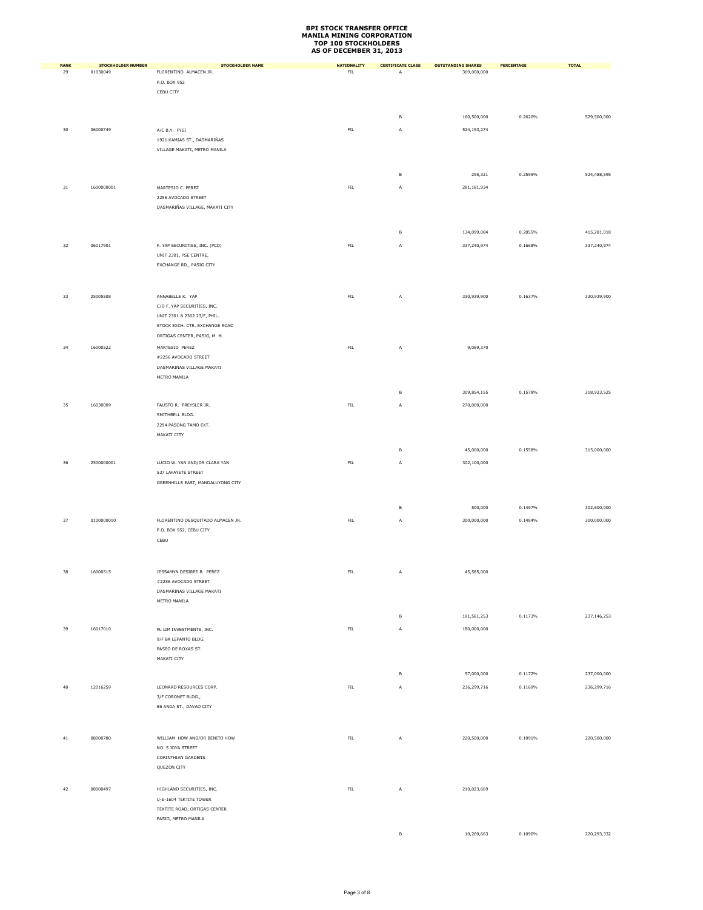# BPI STOCK TRANSFER OFFICE
# MANILA MINING CORPORATION
# TOP 100 STOCKHOLDERS
# AS OF DECEMBER 31, 2013

| RANK | STOCKHOLDER NUMBER | STOCKHOLDER NAME | NATIONALITY | CERTIFICATE CLASS | OUTSTANDING SHARES | PERCENTAGE | TOTAL |
|---|---|---|---|---|---|---|---|
| 29 | 01030049 | FLORENTINO ALMACEN JR. P.O. BOX 952 CEBU CITY | FIL | A | 369,000,000 | | |
| | | | | B | 160,500,000 | 0.2620% | 529,500,000 |
| 30 | 06000749 | A/C B.Y. FYSI 1921 KAMIAS ST., DASMARIÑAS VILLAGE MAKATI, METRO MANILA | FIL | A | 524,193,274 | | |
| | | | | B | 295,321 | 0.2595% | 524,488,595 |
| 31 | 1600000001 | MARTESIO C. PEREZ 2256 AVOCADO STREET DASMARIÑAS VILLAGE, MAKATI CITY | FIL | A | 281,181,934 | | |
| | | | | B | 134,099,084 | 0.2055% | 415,281,018 |
| 32 | 06017901 | F. YAP SECURITIES, INC. (PCD) UNIT 2301, PSE CENTRE, EXCHANGE RD., PASIG CITY | FIL | A | 337,240,974 | 0.1668% | 337,240,974 |
| 33 | 25005508 | ANNABELLE K. YAP C/O F. YAP SECURITIES, INC. UNIT 2301 & 2302 23/F, PHIL. STOCK EXCH. CTR. EXCHANGE ROAD ORTIGAS CENTER, PASIG, M. M. | FIL | A | 330,939,900 | 0.1637% | 330,939,900 |
| 34 | 16000522 | MARTESIO PEREZ #2256 AVOCADO STREET DASMARINAS VILLAGE MAKATI METRO MANILA | FIL | A | 9,069,370 | | |
| | | | | B | 309,854,155 | 0.1578% | 318,923,525 |
| 35 | 16030009 | FAUSTO R. PREYSLER JR. SMITHBELL BLDG. 2294 PASONG TAMO EXT. MAKATI CITY | FIL | A | 270,000,000 | | |
| | | | | B | 45,000,000 | 0.1558% | 315,000,000 |
| 36 | 2500000001 | LUCIO W. YAN AND/OR CLARA YAN 537 LAFAYETE STREET GREENHILLS EAST, MANDALUYONG CITY | FIL | A | 302,100,000 | | |
| | | | | B | 500,000 | 0.1497% | 302,600,000 |
| 37 | 0100000010 | FLORENTINO DESQUITADO ALMACEN JR. P.O. BOX 952, CEBU CITY CEBU | FIL | A | 300,000,000 | 0.1484% | 300,000,000 |
| 38 | 16000515 | JESSAMYN DESIREE B. PEREZ #2256 AVOCADO STREET DASMARINAS VILLAGE MAKATI METRO MANILA | FIL | A | 45,585,000 | | |
| | | | | B | 191,561,253 | 0.1173% | 237,146,253 |
| 39 | 16017010 | PL LIM INVESTMENTS, INC. 9/F BA LEPANTO BLDG. PASEO DE ROXAS ST. MAKATI CITY | FIL | A | 180,000,000 | | |
| | | | | B | 57,000,000 | 0.1172% | 237,000,000 |
| 40 | 12016259 | LEONARD RESOURCES CORP. 3/F CORONET BLDG., 86 ANDA ST., DAVAO CITY | FIL | A | 236,299,716 | 0.1169% | 236,299,716 |
| 41 | 08000780 | WILLIAM HOW AND/OR BENITO HOW NO. 5 JOYA STREET CORINTHIAN GARDENS QUEZON CITY | FIL | A | 220,500,000 | 0.1091% | 220,500,000 |
| 42 | 08000497 | HIGHLAND SECURITIES, INC. U-E-1604 TEKTITE TOWER TEKTITE ROAD, ORTIGAS CENTER PASIG, METRO MANILA | FIL | A | 210,023,669 | | |
| | | | | B | 10,269,663 | 0.1090% | 220,293,332 |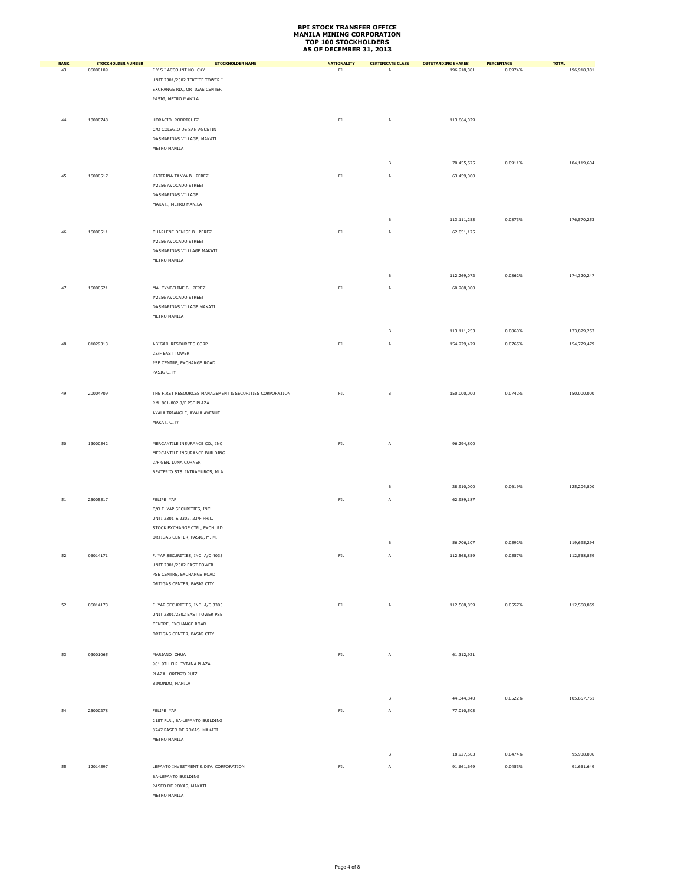# BPI STOCK TRANSFER OFFICE
# MANILA MINING CORPORATION
# TOP 100 STOCKHOLDERS
# AS OF DECEMBER 31, 2013

| RANK | STOCKHOLDER NUMBER | STOCKHOLDER NAME | NATIONALITY | CERTIFICATE CLASS | OUTSTANDING SHARES | PERCENTAGE | TOTAL |
|---|---|---|---|---|---|---|---|
| 43 | 06000109 | F Y S I ACCOUNT NO. CKY<br>UNIT 2301/2302 TEKTITE TOWER I<br>EXCHANGE RD., ORTIGAS CENTER<br>PASIG, METRO MANILA | FIL | A | 196,918,381 | 0.0974% | 196,918,381 |
| 44 | 18000748 | HORACIO RODRIGUEZ<br>C/O COLEGIO DE SAN AGUSTIN<br>DASMARINAS VILLAGE, MAKATI<br>METRO MANILA | FIL | A | 113,664,029 | | |
| | | | | B | 70,455,575 | 0.0911% | 184,119,604 |
| 45 | 16000517 | KATERINA TANYA B. PEREZ<br>#2256 AVOCADO STREET<br>DASMARINAS VILLAGE<br>MAKATI, METRO MANILA | FIL | A | 63,459,000 | | |
| | | | | B | 113,111,253 | 0.0873% | 176,570,253 |
| 46 | 16000511 | CHARLENE DENISE B. PEREZ<br>#2256 AVOCADO STREET<br>DASMARINAS VILLLAGE MAKATI<br>METRO MANILA | FIL | A | 62,051,175 | | |
| | | | | B | 112,269,072 | 0.0862% | 174,320,247 |
| 47 | 16000521 | MA. CYMBELINE B. PEREZ<br>#2256 AVOCADO STREET<br>DASMARINAS VILLAGE MAKATI<br>METRO MANILA | FIL | A | 60,768,000 | | |
| | | | | B | 113,111,253 | 0.0860% | 173,879,253 |
| 48 | 01029313 | ABIGAIL RESOURCES CORP.<br>23/F EAST TOWER<br>PSE CENTRE, EXCHANGE ROAD<br>PASIG CITY | FIL | A | 154,729,479 | 0.0765% | 154,729,479 |
| 49 | 20004709 | THE FIRST RESOURCES MANAGEMENT & SECURITIES CORPORATION<br>RM. 801-802 8/F PSE PLAZA<br>AYALA TRIANGLE, AYALA AVENUE<br>MAKATI CITY | FIL | B | 150,000,000 | 0.0742% | 150,000,000 |
| 50 | 13000542 | MERCANTILE INSURANCE CO., INC.<br>MERCANTILE INSURANCE BUILDING<br>2/F GEN. LUNA CORNER<br>BEATERIO STS. INTRAMUROS, MLA. | FIL | A | 96,294,800 | | |
| | | | | B | 28,910,000 | 0.0619% | 125,204,800 |
| 51 | 25005517 | FELIPE YAP<br>C/O F. YAP SECURITIES, INC.<br>UNTI 2301 & 2302, 23/F PHIL.<br>STOCK EXCHANGE CTR., EXCH. RD.<br>ORTIGAS CENTER, PASIG, M. M. | FIL | A | 62,989,187 | | |
| | | | | B | 56,706,107 | 0.0592% | 119,695,294 |
| 52 | 06014171 | F. YAP SECURITIES, INC. A/C 4035<br>UNIT 2301/2302 EAST TOWER<br>PSE CENTRE, EXCHANGE ROAD<br>ORTIGAS CENTER, PASIG CITY | FIL | A | 112,568,859 | 0.0557% | 112,568,859 |
| 52 | 06014173 | F. YAP SECURITIES, INC. A/C 3305<br>UNIT 2301/2302 EAST TOWER PSE<br>CENTRE, EXCHANGE ROAD<br>ORTIGAS CENTER, PASIG CITY | FIL | A | 112,568,859 | 0.0557% | 112,568,859 |
| 53 | 03001065 | MARIANO CHUA<br>901 9TH FLR. TYTANA PLAZA<br>PLAZA LORENZO RUIZ<br>BINONDO, MANILA | FIL | A | 61,312,921 | | |
| | | | | B | 44,344,840 | 0.0522% | 105,657,761 |
| 54 | 25000278 | FELIPE YAP<br>21ST FLR., BA-LEPANTO BUILDING<br>8747 PASEO DE ROXAS, MAKATI<br>METRO MANILA | FIL | A | 77,010,503 | | |
| | | | | B | 18,927,503 | 0.0474% | 95,938,006 |
| 55 | 12014597 | LEPANTO INVESTMENT & DEV. CORPORATION<br>BA-LEPANTO BUILDING<br>PASEO DE ROXAS, MAKATI<br>METRO MANILA | FIL | A | 91,661,649 | 0.0453% | 91,661,649 |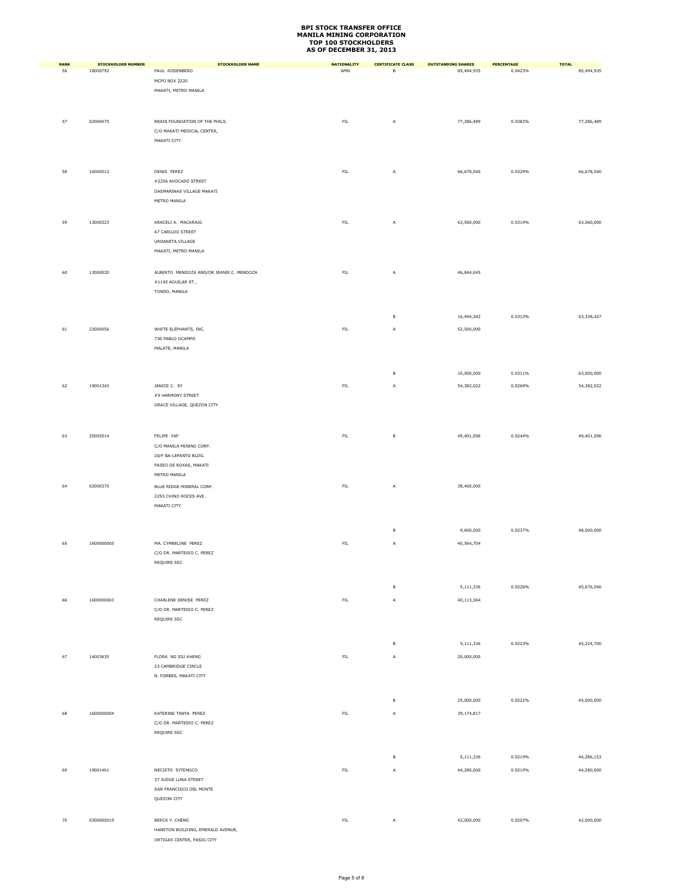# BPI STOCK TRANSFER OFFICE
# MANILA MINING CORPORATION
# TOP 100 STOCKHOLDERS
# AS OF DECEMBER 31, 2013

| RANK | STOCKHOLDER NUMBER | STOCKHOLDER NAME | NATIONALITY | CERTIFICATE CLASS | OUTSTANDING SHARES | PERCENTAGE | TOTAL |
|---|---|---|---|---|---|---|---|
| 56 | 18000792 | PAUL ROSENBERG<br>MCPO BOX 2220<br>MAKATI, METRO MANILA | AMN | B | 85,494,935 | 0.0423% | 85,494,935 |
| 57 | 02000475 | BRAIN FOUNDATION OF THE PHILS.<br>C/O MAKATI MEDICAL CENTER,<br>MAKATI CITY | FIL | A | 77,286,489 | 0.0382% | 77,286,489 |
| 58 | 16000512 | DENIS PEREZ<br>#2256 AVOCADO STREET<br>DASMARINAS VILLAGE MAKATI<br>METRO MANILA | FIL | A | 66,678,540 | 0.0329% | 66,678,540 |
| 59 | 13000323 | ARACELI A. MACARAIG<br>47 CABILDO STREET<br>URDANETA VILLAGE<br>MAKATI, METRO MANILA | FIL | A | 63,560,000 | 0.0314% | 63,560,000 |
| 60 | 13000520 | ALBERTO MENDOZA AND/OR JEANIE C. MENDOZA<br>#1145 AGUILAR ST.,<br>TONDO, MANILA | FIL | A | 46,844,045 | | |
| | | | | B | 16,494,382 | 0.0313% | 63,338,427 |
| 61 | 23000056 | WHITE ELEPHANTS, INC.<br>730 PABLO OCAMPO<br>MALATE, MANILA | FIL | A | 52,500,000 | | |
| | | | | B | 10,500,000 | 0.0311% | 63,000,000 |
| 62 | 19001343 | JANICE C. SY<br>#5 HARMONY STREET<br>GRACE VILLAGE, QUEZON CITY | FIL | A | 54,382,022 | 0.0269% | 54,382,022 |
| 63 | 25005514 | FELIPE YAP<br>C/O MANILA MINING CORP.<br>20/F BA-LEPANTO BLDG.<br>PASEO DE ROXAS, MAKATI<br>METRO MANILA | FIL | B | 49,401,596 | 0.0244% | 49,401,596 |
| 64 | 02000370 | BLUE RIDGE MINERAL CORP.<br>2255 CHINO ROCES AVE.<br>MAKATI CITY | FIL | A | 38,400,000 | | |
| | | | | B | 9,600,000 | 0.0237% | 48,000,000 |
| 65 | 1600000005 | MA. CYMBELINE PEREZ<br>C/O DR. MARTESIO C. PEREZ<br>REQUIRE SSC | FIL | A | 40,564,704 | | |
| | | | | B | 5,111,336 | 0.0226% | 45,676,040 |
| 66 | 1600000003 | CHARLENE DENISE PEREZ<br>C/O DR. MARTESIO C. PEREZ<br>REQUIRE SSC | FIL | A | 40,113,364 | | |
| | | | | B | 5,111,336 | 0.0223% | 45,224,700 |
| 67 | 14003635 | FLORA NG SIU KHENG<br>23 CAMBRIDGE CIRCLE<br>N. FORBES, MAKATI CITY | FIL | A | 20,000,000 | | |
| | | | | B | 25,000,000 | 0.0222% | 45,000,000 |
| 68 | 1600000004 | KATERINE TANYA PEREZ<br>C/O DR. MARTESIO C. PEREZ<br>REQUIRE SSC | FIL | A | 39,174,817 | | |
| | | | | B | 5,111,336 | 0.0219% | 44,286,153 |
| 69 | 19001401 | NECISTO SYTENGCO<br>37 JUDGE LUNA STREET<br>SAN FRANCISCO DEL MONTE<br>QUEZON CITY | FIL | A | 44,280,000 | 0.0219% | 44,280,000 |
| 70 | 0300000019 | BERCK Y. CHENG<br>HANSTON BUILDING, EMERALD AVENUE,<br>ORTIGAS CENTER, PASIG CITY | FIL | A | 42,000,000 | 0.0207% | 42,000,000 |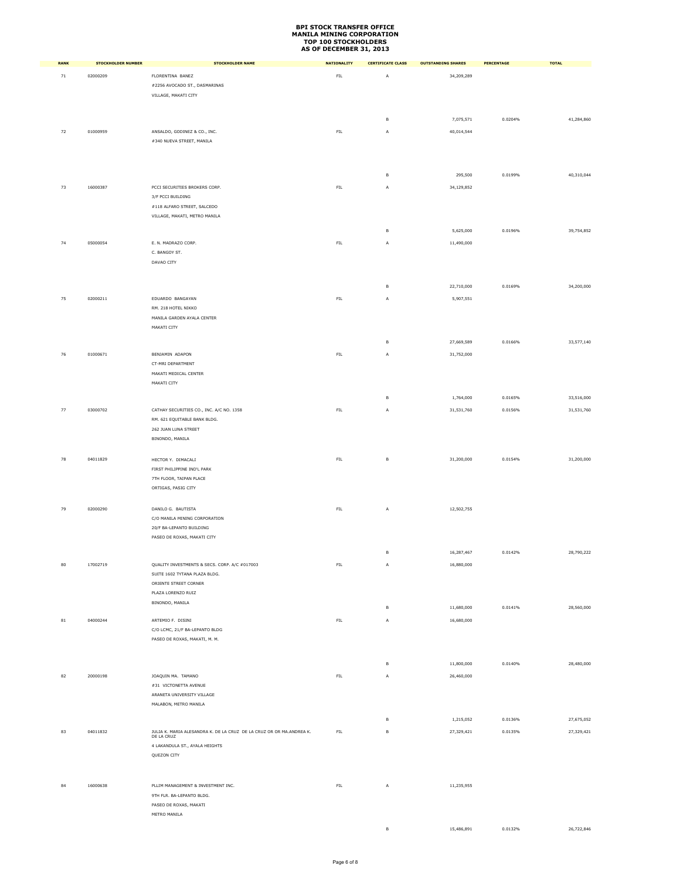**BPI STOCK TRANSFER OFFICE**
**MANILA MINING CORPORATION**
**TOP 100 STOCKHOLDERS**
**AS OF DECEMBER 31, 2013**

| RANK | STOCKHOLDER NUMBER | STOCKHOLDER NAME | NATIONALITY | CERTIFICATE CLASS | OUTSTANDING SHARES | PERCENTAGE | TOTAL |
|---|---|---|---|---|---|---|---|
| 71 | 02000209 | FLORENTINA BANEZ<br>#2256 AVOCADO ST., DASMARINAS<br>VILLAGE, MAKATI CITY | FIL | A | 34,209,289 | | |
| | | | | B | 7,075,571 | 0.0204% | 41,284,860 |
| 72 | 01000959 | ANSALDO, GODINEZ & CO., INC.<br>#340 NUEVA STREET, MANILA | FIL | A | 40,014,544 | | |
| | | | | B | 295,500 | 0.0199% | 40,310,044 |
| 73 | 16000387 | PCCI SECURITIES BROKERS CORP.<br>3/F PCCI BUILDING<br>#118 ALFARO STREET, SALCEDO<br>VILLAGE, MAKATI, METRO MANILA | FIL | A | 34,129,852 | | |
| | | | | B | 5,625,000 | 0.0196% | 39,754,852 |
| 74 | 05000054 | E. N. MADRAZO CORP.<br>C. BANGOY ST.<br>DAVAO CITY | FIL | A | 11,490,000 | | |
| | | | | B | 22,710,000 | 0.0169% | 34,200,000 |
| 75 | 02000211 | EDUARDO BANGAYAN<br>RM. 218 HOTEL NIKKO<br>MANILA GARDEN AYALA CENTER<br>MAKATI CITY | FIL | A | 5,907,551 | | |
| | | | | B | 27,669,589 | 0.0166% | 33,577,140 |
| 76 | 01000671 | BENJAMIN ADAPON<br>CT-MRI DEPARTMENT<br>MAKATI MEDICAL CENTER<br>MAKATI CITY | FIL | A | 31,752,000 | | |
| | | | | B | 1,764,000 | 0.0165% | 33,516,000 |
| 77 | 03000702 | CATHAY SECURITIES CO., INC. A/C NO. 1358<br>RM. 621 EQUITABLE BANK BLDG.<br>262 JUAN LUNA STREET<br>BINONDO, MANILA | FIL | A | 31,531,760 | 0.0156% | 31,531,760 |
| 78 | 04011829 | HECTOR Y. DIMACALI<br>FIRST PHILIPPINE IND'L PARK<br>7TH FLOOR, TAIPAN PLACE<br>ORTIGAS, PASIG CITY | FIL | B | 31,200,000 | 0.0154% | 31,200,000 |
| 79 | 02000290 | DANILO G. BAUTISTA<br>C/O MANILA MINING CORPORATION<br>20/F BA-LEPANTO BUILDING<br>PASEO DE ROXAS, MAKATI CITY | FIL | A | 12,502,755 | | |
| | | | | B | 16,287,467 | 0.0142% | 28,790,222 |
| 80 | 17002719 | QUALITY INVESTMENTS & SECS. CORP. A/C #017003<br>SUITE 1602 TYTANA PLAZA BLDG.<br>ORIENTE STREET CORNER<br>PLAZA LORENZO RUIZ<br>BINONDO, MANILA | FIL | A | 16,880,000 | | |
| | | | | B | 11,680,000 | 0.0141% | 28,560,000 |
| 81 | 04000244 | ARTEMIO F. DISINI<br>C/O LCMC, 21/F BA-LEPANTO BLDG<br>PASEO DE ROXAS, MAKATI, M. M. | FIL | A | 16,680,000 | | |
| | | | | B | 11,800,000 | 0.0140% | 28,480,000 |
| 82 | 20000198 | JOAQUIN MA. TAMANO<br>#31 VICTONETTA AVENUE<br>ARANETA UNIVERSITY VILLAGE<br>MALABON, METRO MANILA | FIL | A | 26,460,000 | | |
| | | | | B | 1,215,052 | 0.0136% | 27,675,052 |
| 83 | 04011832 | JULIA K. MARIA ALESANDRA K. DE LA CRUZ DE LA CRUZ OR OR MA.ANDREA K. DE LA CRUZ<br>4 LAKANDULA ST., AYALA HEIGHTS<br>QUEZON CITY | FIL | B | 27,329,421 | 0.0135% | 27,329,421 |
| 84 | 16000638 | PLLIM MANAGEMENT & INVESTMENT INC.<br>9TH FLR. BA-LEPANTO BLDG.<br>PASEO DE ROXAS, MAKATI<br>METRO MANILA | FIL | A | 11,235,955 | | |
| | | | | B | 15,486,891 | 0.0132% | 26,722,846 |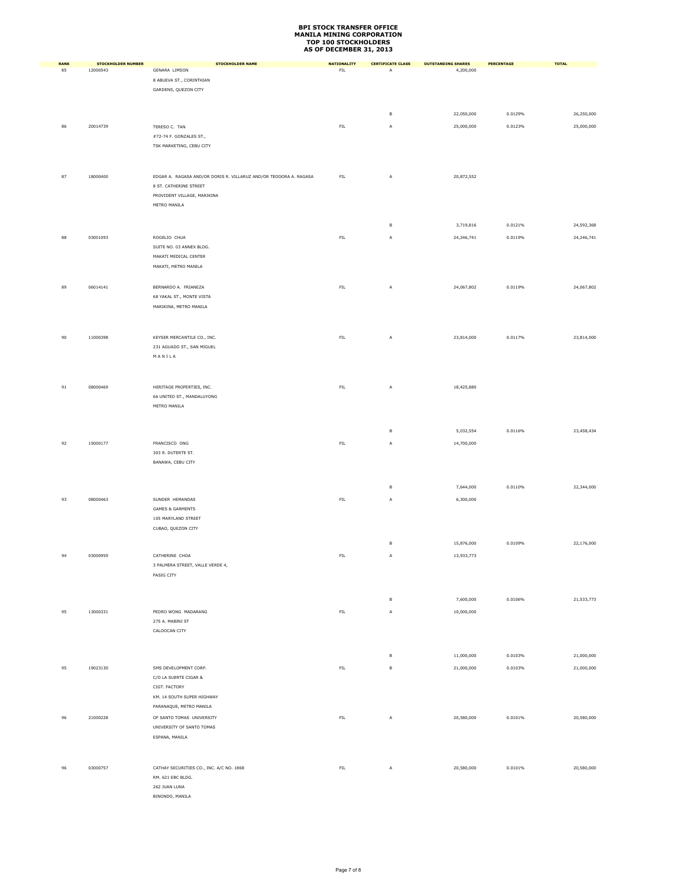# BPI STOCK TRANSFER OFFICE
# MANILA MINING CORPORATION
# TOP 100 STOCKHOLDERS
# AS OF DECEMBER 31, 2013

| RANK | STOCKHOLDER NUMBER | STOCKHOLDER NAME | NATIONALITY | CERTIFICATE CLASS | OUTSTANDING SHARES | PERCENTAGE | TOTAL |
|---|---|---|---|---|---|---|---|
| 85 | 12000543 | GENARA LIMSON<br>8 ABUEVA ST., CORINTHIAN<br>GARDENS, QUEZON CITY | FIL | A | 4,200,000 | | |
| | | | | B | 22,050,000 | 0.0129% | 26,250,000 |
| 86 | 20014739 | TERESO C. TAN<br>#72-74 F. GONZALES ST.,<br>TSK MARKETING, CEBU CITY | FIL | A | 25,000,000 | 0.0123% | 25,000,000 |
| 87 | 18000400 | EDGAR A. RAGASA AND/OR DORIS R. VILLARUZ AND/OR TEODORA A. RAGASA<br>8 ST. CATHERINE STREET<br>PROVIDENT VILLAGE, MARIKINA<br>METRO MANILA | FIL | A | 20,872,552 | | |
| | | | | B | 3,719,816 | 0.0121% | 24,592,368 |
| 88 | 03001093 | ROGELIO CHUA<br>SUITE NO. 03 ANNEX BLDG.<br>MAKATI MEDICAL CENTER<br>MAKATI, METRO MANILA | FIL | A | 24,246,741 | 0.0119% | 24,246,741 |
| 89 | 06014141 | BERNARDO A. FRIANEZA<br>68 YAKAL ST., MONTE VISTA<br>MARIKINA, METRO MANILA | FIL | A | 24,067,802 | 0.0119% | 24,067,802 |
| 90 | 11000398 | KEYSER MERCANTILE CO., INC.<br>231 AGUADO ST., SAN MIGUEL<br>M A N I L A | FIL | A | 23,814,000 | 0.0117% | 23,814,000 |
| 91 | 08000469 | HERITAGE PROPERTIES, INC.<br>66 UNITED ST., MANDALUYONG<br>METRO MANILA | FIL | A | 18,425,880 | | |
| | | | | B | 5,032,554 | 0.0116% | 23,458,434 |
| 92 | 15000177 | FRANCISCO ONG<br>303 R. DUTERTE ST.<br>BANAWA, CEBU CITY | FIL | A | 14,700,000 | | |
| | | | | B | 7,644,000 | 0.0110% | 22,344,000 |
| 93 | 08000463 | SUNDER HEMANDAS<br>GAMES & GARMENTS<br>105 MARYLAND STREET<br>CUBAO, QUEZON CITY | FIL | A | 6,300,000 | | |
| | | | | B | 15,876,000 | 0.0109% | 22,176,000 |
| 94 | 03000959 | CATHERINE CHOA<br>3 PALMERA STREET, VALLE VERDE 4,<br>PASIG CITY | FIL | A | 13,933,773 | | |
| | | | | B | 7,600,000 | 0.0106% | 21,533,773 |
| 95 | 13000331 | PEDRO WONG MADARANG<br>275 A. MABINI ST<br>CALOOCAN CITY | FIL | A | 10,000,000 | | |
| | | | | B | 11,000,000 | 0.0103% | 21,000,000 |
| 95 | 19023130 | SMS DEVELOPMENT CORP.<br>C/O LA SUERTE CIGAR &<br>CIGT. FACTORY<br>KM. 14 SOUTH SUPER HIGHWAY<br>PARANAQUE, METRO MANILA | FIL | B | 21,000,000 | 0.0103% | 21,000,000 |
| 96 | 21000228 | OF SANTO TOMAS UNIVERSITY<br>UNIVERSITY OF SANTO TOMAS<br>ESPANA, MANILA | FIL | A | 20,580,000 | 0.0101% | 20,580,000 |
| 96 | 03000757 | CATHAY SECURITIES CO., INC. A/C NO. 1868<br>RM. 621 EBC BLDG.<br>262 JUAN LUNA<br>BINONDO, MANILA | FIL | A | 20,580,000 | 0.0101% | 20,580,000 |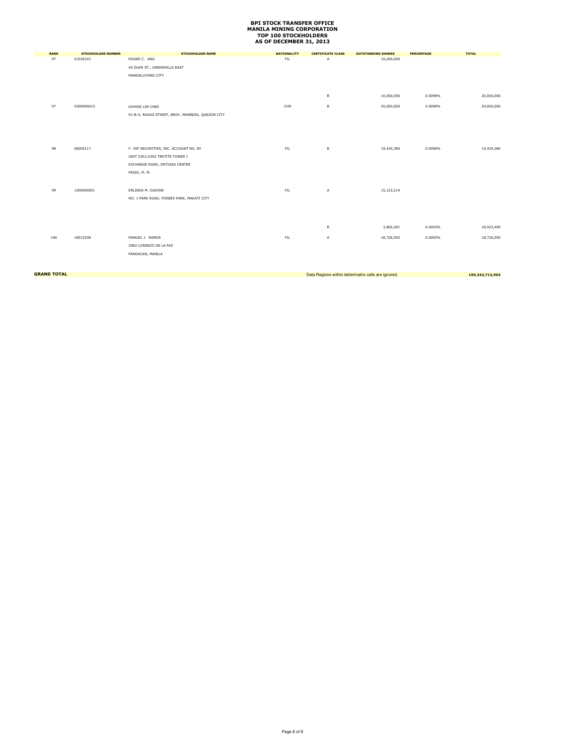# BPI STOCK TRANSFER OFFICE
## MANILA MINING CORPORATION
## TOP 100 STOCKHOLDERS
## AS OF DECEMBER 31, 2013

| RANK | STOCKHOLDER NUMBER | STOCKHOLDER NAME | NATIONALITY | CERTIFICATE CLASS | OUTSTANDING SHARES | PERCENTAGE | TOTAL |
|---|---|---|---|---|---|---|---|
| 97 | 01030103 | ROGER C. ANG<br>40 DUKE ST., GREENHILLS EAST<br>MANDALUYONG CITY | FIL | A | 10,000,000 | | |
| | | | | B | 10,000,000 | 0.0098% | 20,000,000 |
| 97 | 0300000015 | KAYKEE LIM CHEE<br>91-B G. ROXAS STREET, BRGY. MANRESA, QUEZON CITY | CHN | B | 20,000,000 | 0.0098% | 20,000,000 |
| 98 | 06000117 | F. YAP SECURITIES, INC. ACCOUNT NO. BY<br>UNIT 2301/2302 TEKTITE TOWER I<br>EXCHANGE ROAD, ORTIGAS CENTER<br>PASIG, M. M. | FIL | B | 19,434,384 | 0.0096% | 19,434,384 |
| 99 | 1500000001 | ERLINDA M. OLEDAN<br>NO. 1 PARK ROAD, FORBES PARK, MAKATI CITY | FIL | A | 15,123,214 | | |
| | | | | B | 3,800,281 | 0.0093% | 18,923,495 |
| 100 | 18012338 | MANUEL J. RAMOS<br>2982 LORENZO DE LA PAZ<br>PANDACAN, MANILA | FIL | A | 18,726,592 | 0.0092% | 18,726,592 |
| **GRAND TOTAL** | | | | Data Regions within table/matrix cells are ignored. | | | **199,243,713,954** |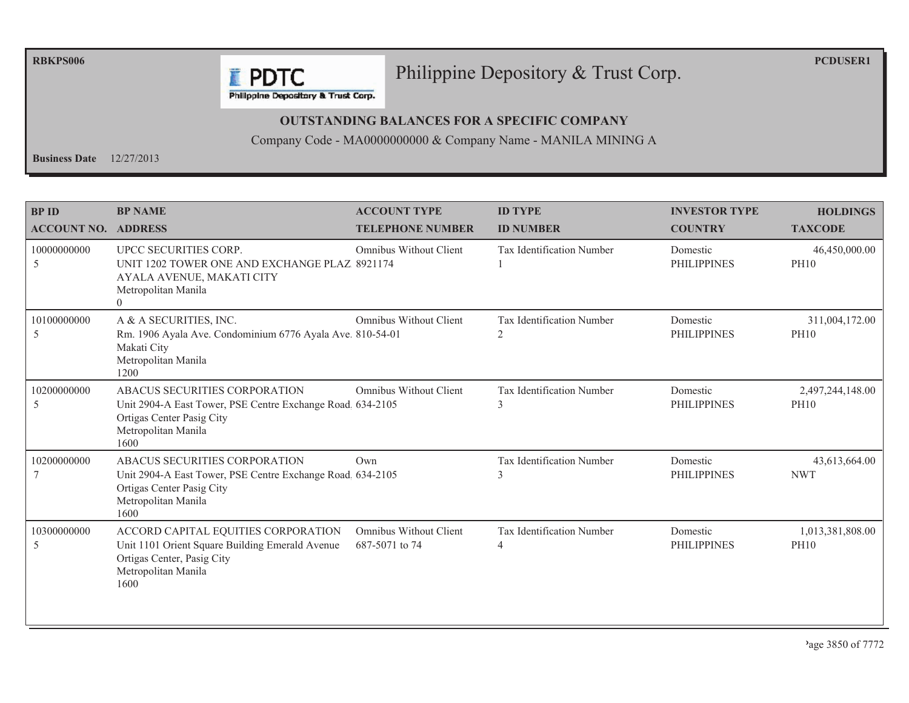RBKPS006

PCDUSER1

# Philippine Depository & Trust Corp.

## OUTSTANDING BALANCES FOR A SPECIFIC COMPANY

Company Code - MA0000000000 & Company Name - MANILA MINING A

**Business Date** 12/27/2013

| BP ID<br>ACCOUNT NO. | BP NAME<br>ADDRESS | ACCOUNT TYPE<br>TELEPHONE NUMBER | ID TYPE<br>ID NUMBER | INVESTOR TYPE<br>COUNTRY | HOLDINGS<br>TAXCODE |
|---|---|---|---|---|---|
| 10000000000<br>5 | UPCC SECURITIES CORP.<br>UNIT 1202 TOWER ONE AND EXCHANGE PLAZ<br>AYALA AVENUE, MAKATI CITY<br>Metropolitan Manila<br>0 | Omnibus Without Client<br>8921174 | Tax Identification Number<br>1 | Domestic<br>PHILIPPINES | 46,450,000.00<br>PH10 |
| 10100000000<br>5 | A & A SECURITIES, INC.<br>Rm. 1906 Ayala Ave. Condominium 6776 Ayala Ave.<br>Makati City<br>Metropolitan Manila<br>1200 | Omnibus Without Client<br>810-54-01 | Tax Identification Number<br>2 | Domestic<br>PHILIPPINES | 311,004,172.00<br>PH10 |
| 10200000000<br>5 | ABACUS SECURITIES CORPORATION<br>Unit 2904-A East Tower, PSE Centre Exchange Road.<br>Ortigas Center Pasig City<br>Metropolitan Manila<br>1600 | Omnibus Without Client<br>634-2105 | Tax Identification Number<br>3 | Domestic<br>PHILIPPINES | 2,497,244,148.00<br>PH10 |
| 10200000000<br>7 | ABACUS SECURITIES CORPORATION<br>Unit 2904-A East Tower, PSE Centre Exchange Road.<br>Ortigas Center Pasig City<br>Metropolitan Manila<br>1600 | Own<br>634-2105 | Tax Identification Number<br>3 | Domestic<br>PHILIPPINES | 43,613,664.00<br>NWT |
| 10300000000<br>5 | ACCORD CAPITAL EQUITIES CORPORATION<br>Unit 1101 Orient Square Building Emerald Avenue<br>Ortigas Center, Pasig City<br>Metropolitan Manila<br>1600 | Omnibus Without Client<br>687-5071 to 74 | Tax Identification Number<br>4 | Domestic<br>PHILIPPINES | 1,013,381,808.00<br>PH10 |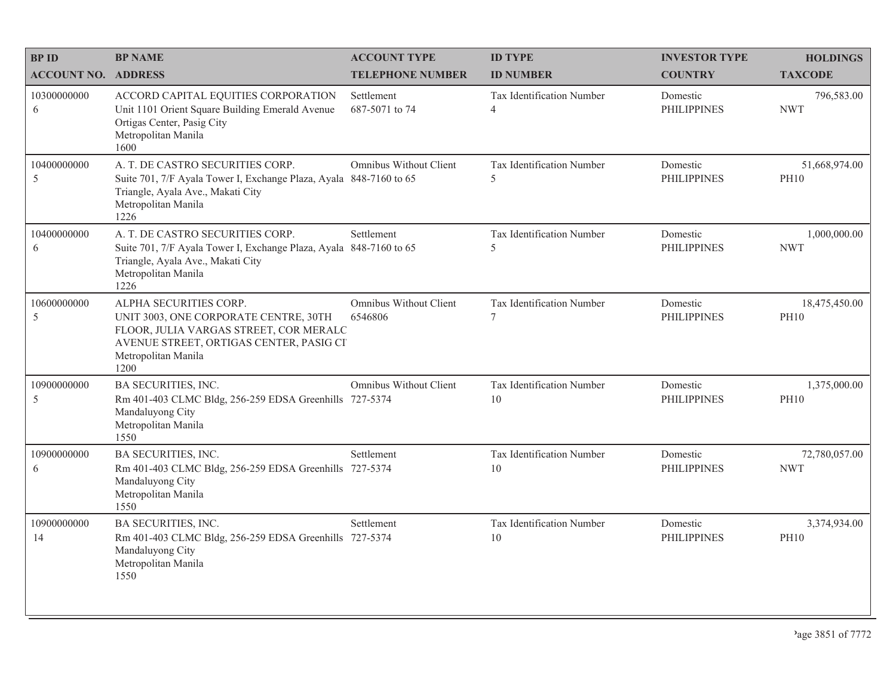| BP ID<br>ACCOUNT NO. | BP NAME<br>ADDRESS | ACCOUNT TYPE<br>TELEPHONE NUMBER | ID TYPE<br>ID NUMBER | INVESTOR TYPE<br>COUNTRY | HOLDINGS<br>TAXCODE |
|---|---|---|---|---|---|
| 10300000000<br>6 | ACCORD CAPITAL EQUITIES CORPORATION<br>Unit 1101 Orient Square Building Emerald Avenue Ortigas Center, Pasig City<br>Metropolitan Manila<br>1600 | Settlement<br>687-5071 to 74 | Tax Identification Number<br>4 | Domestic<br>PHILIPPINES | 796,583.00<br>NWT |
| 10400000000<br>5 | A. T. DE CASTRO SECURITIES CORP.<br>Suite 701, 7/F Ayala Tower I, Exchange Plaza, Ayala Triangle, Ayala Ave., Makati City<br>Metropolitan Manila<br>1226 | Omnibus Without Client<br>848-7160 to 65 | Tax Identification Number<br>5 | Domestic<br>PHILIPPINES | 51,668,974.00<br>PH10 |
| 10400000000<br>6 | A. T. DE CASTRO SECURITIES CORP.<br>Suite 701, 7/F Ayala Tower I, Exchange Plaza, Ayala Triangle, Ayala Ave., Makati City<br>Metropolitan Manila<br>1226 | Settlement<br>848-7160 to 65 | Tax Identification Number<br>5 | Domestic<br>PHILIPPINES | 1,000,000.00<br>NWT |
| 10600000000<br>5 | ALPHA SECURITIES CORP.<br>UNIT 3003, ONE CORPORATE CENTRE, 30TH FLOOR, JULIA VARGAS STREET, COR MERALC AVENUE STREET, ORTIGAS CENTER, PASIG CI<br>Metropolitan Manila<br>1200 | Omnibus Without Client<br>6546806 | Tax Identification Number<br>7 | Domestic<br>PHILIPPINES | 18,475,450.00<br>PH10 |
| 10900000000<br>5 | BA SECURITIES, INC.<br>Rm 401-403 CLMC Bldg, 256-259 EDSA Greenhills Mandaluyong City<br>Metropolitan Manila<br>1550 | Omnibus Without Client<br>727-5374 | Tax Identification Number<br>10 | Domestic<br>PHILIPPINES | 1,375,000.00<br>PH10 |
| 10900000000<br>6 | BA SECURITIES, INC.<br>Rm 401-403 CLMC Bldg, 256-259 EDSA Greenhills Mandaluyong City<br>Metropolitan Manila<br>1550 | Settlement<br>727-5374 | Tax Identification Number<br>10 | Domestic<br>PHILIPPINES | 72,780,057.00<br>NWT |
| 10900000000<br>14 | BA SECURITIES, INC.<br>Rm 401-403 CLMC Bldg, 256-259 EDSA Greenhills Mandaluyong City<br>Metropolitan Manila<br>1550 | Settlement<br>727-5374 | Tax Identification Number<br>10 | Domestic<br>PHILIPPINES | 3,374,934.00<br>PH10 |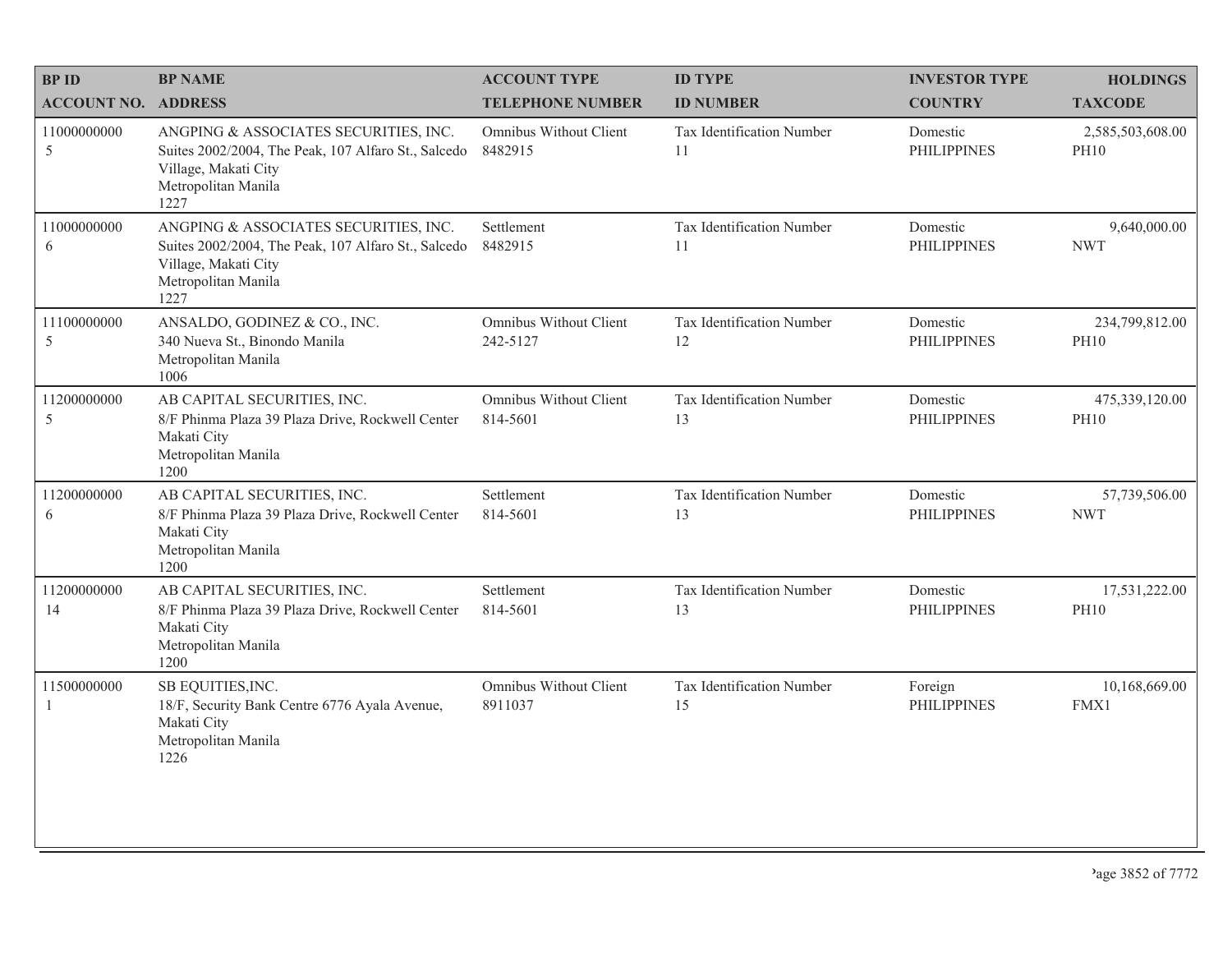| BP ID<br>ACCOUNT NO. | BP NAME<br>ADDRESS | ACCOUNT TYPE<br>TELEPHONE NUMBER | ID TYPE<br>ID NUMBER | INVESTOR TYPE<br>COUNTRY | HOLDINGS<br>TAXCODE |
|---|---|---|---|---|---|
| 11000000000<br>5 | ANGPING & ASSOCIATES SECURITIES, INC.<br>Suites 2002/2004, The Peak, 107 Alfaro St., Salcedo Village, Makati City<br>Metropolitan Manila<br>1227 | Omnibus Without Client<br>8482915 | Tax Identification Number<br>11 | Domestic<br>PHILIPPINES | 2,585,503,608.00<br>PH10 |
| 11000000000<br>6 | ANGPING & ASSOCIATES SECURITIES, INC.<br>Suites 2002/2004, The Peak, 107 Alfaro St., Salcedo Village, Makati City<br>Metropolitan Manila<br>1227 | Settlement<br>8482915 | Tax Identification Number<br>11 | Domestic<br>PHILIPPINES | 9,640,000.00<br>NWT |
| 11100000000<br>5 | ANSALDO, GODINEZ & CO., INC.<br>340 Nueva St., Binondo Manila<br>Metropolitan Manila<br>1006 | Omnibus Without Client<br>242-5127 | Tax Identification Number<br>12 | Domestic<br>PHILIPPINES | 234,799,812.00<br>PH10 |
| 11200000000<br>5 | AB CAPITAL SECURITIES, INC.<br>8/F Phinma Plaza 39 Plaza Drive, Rockwell Center Makati City<br>Metropolitan Manila<br>1200 | Omnibus Without Client<br>814-5601 | Tax Identification Number<br>13 | Domestic<br>PHILIPPINES | 475,339,120.00<br>PH10 |
| 11200000000<br>6 | AB CAPITAL SECURITIES, INC.<br>8/F Phinma Plaza 39 Plaza Drive, Rockwell Center Makati City<br>Metropolitan Manila<br>1200 | Settlement<br>814-5601 | Tax Identification Number<br>13 | Domestic<br>PHILIPPINES | 57,739,506.00<br>NWT |
| 11200000000<br>14 | AB CAPITAL SECURITIES, INC.<br>8/F Phinma Plaza 39 Plaza Drive, Rockwell Center Makati City<br>Metropolitan Manila<br>1200 | Settlement<br>814-5601 | Tax Identification Number<br>13 | Domestic<br>PHILIPPINES | 17,531,222.00<br>PH10 |
| 11500000000<br>1 | SB EQUITIES,INC.<br>18/F, Security Bank Centre 6776 Ayala Avenue, Makati City<br>Metropolitan Manila<br>1226 | Omnibus Without Client<br>8911037 | Tax Identification Number<br>15 | Foreign<br>PHILIPPINES | 10,168,669.00<br>FMX1 |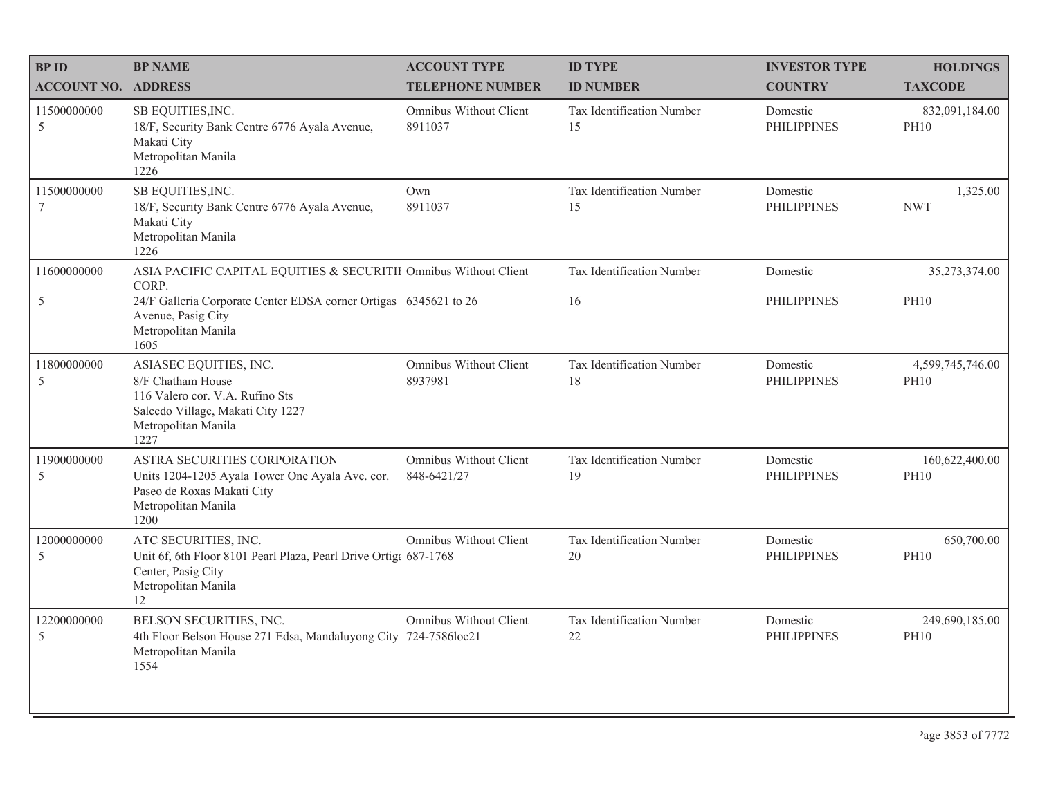| BP ID<br>ACCOUNT NO. | BP NAME<br>ADDRESS | ACCOUNT TYPE<br>TELEPHONE NUMBER | ID TYPE<br>ID NUMBER | INVESTOR TYPE<br>COUNTRY | HOLDINGS<br>TAXCODE |
|---|---|---|---|---|---|
| 11500000000<br>5 | SB EQUITIES,INC.<br>18/F, Security Bank Centre 6776 Ayala Avenue, Makati City<br>Metropolitan Manila<br>1226 | Omnibus Without Client<br>8911037 | Tax Identification Number<br>15 | Domestic<br>PHILIPPINES | 832,091,184.00<br>PH10 |
| 11500000000<br>7 | SB EQUITIES,INC.<br>18/F, Security Bank Centre 6776 Ayala Avenue, Makati City<br>Metropolitan Manila<br>1226 | Own<br>8911037 | Tax Identification Number<br>15 | Domestic<br>PHILIPPINES | 1,325.00<br>NWT |
| 11600000000<br>5 | ASIA PACIFIC CAPITAL EQUITIES & SECURITIE CORP.<br>24/F Galleria Corporate Center EDSA corner Ortigas Avenue, Pasig City<br>Metropolitan Manila<br>1605 | Omnibus Without Client<br>6345621 to 26 | Tax Identification Number<br>16 | Domestic<br>PHILIPPINES | 35,273,374.00<br>PH10 |
| 11800000000<br>5 | ASIASEC EQUITIES, INC.<br>8/F Chatham House<br>116 Valero cor. V.A. Rufino Sts<br>Salcedo Village, Makati City 1227<br>Metropolitan Manila<br>1227 | Omnibus Without Client<br>8937981 | Tax Identification Number<br>18 | Domestic<br>PHILIPPINES | 4,599,745,746.00<br>PH10 |
| 11900000000<br>5 | ASTRA SECURITIES CORPORATION<br>Units 1204-1205 Ayala Tower One Ayala Ave. cor. Paseo de Roxas Makati City<br>Metropolitan Manila<br>1200 | Omnibus Without Client<br>848-6421/27 | Tax Identification Number<br>19 | Domestic<br>PHILIPPINES | 160,622,400.00<br>PH10 |
| 12000000000<br>5 | ATC SECURITIES, INC.<br>Unit 6f, 6th Floor 8101 Pearl Plaza, Pearl Drive Ortiga Center, Pasig City<br>Metropolitan Manila<br>12 | Omnibus Without Client<br>687-1768 | Tax Identification Number<br>20 | Domestic<br>PHILIPPINES | 650,700.00<br>PH10 |
| 12200000000<br>5 | BELSON SECURITIES, INC.<br>4th Floor Belson House 271 Edsa, Mandaluyong City<br>Metropolitan Manila<br>1554 | Omnibus Without Client<br>724-7586loc21 | Tax Identification Number<br>22 | Domestic<br>PHILIPPINES | 249,690,185.00<br>PH10 |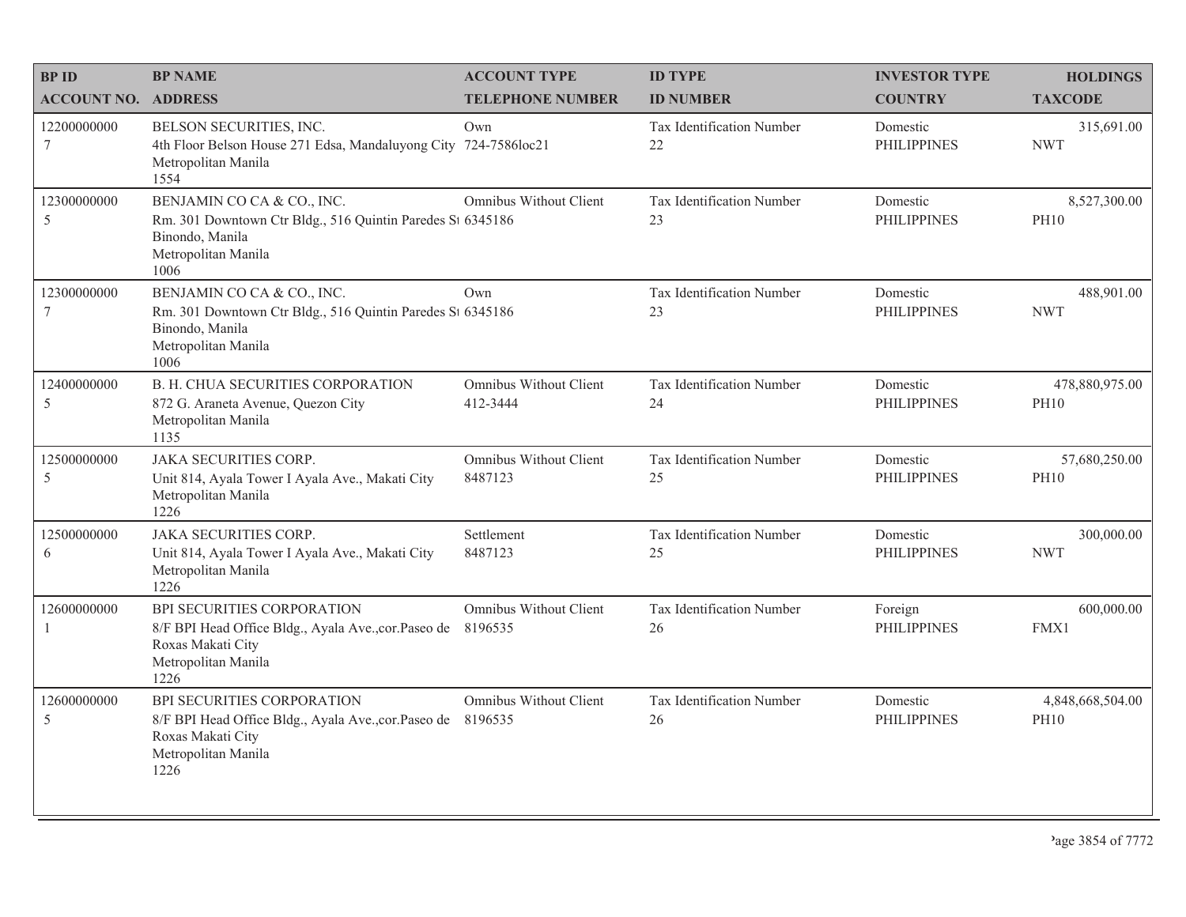| BP ID<br>ACCOUNT NO. | BP NAME<br>ADDRESS | ACCOUNT TYPE<br>TELEPHONE NUMBER | ID TYPE<br>ID NUMBER | INVESTOR TYPE<br>COUNTRY | HOLDINGS<br>TAXCODE |
|---|---|---|---|---|---|
| 12200000000<br>7 | BELSON SECURITIES, INC.<br>4th Floor Belson House 271 Edsa, Mandaluyong City<br>Metropolitan Manila<br>1554 | Own<br>724-7586loc21 | Tax Identification Number<br>22 | Domestic<br>PHILIPPINES | 315,691.00<br>NWT |
| 12300000000<br>5 | BENJAMIN CO CA & CO., INC.<br>Rm. 301 Downtown Ctr Bldg., 516 Quintin Paredes St<br>Binondo, Manila<br>Metropolitan Manila<br>1006 | Omnibus Without Client<br>6345186 | Tax Identification Number<br>23 | Domestic<br>PHILIPPINES | 8,527,300.00<br>PH10 |
| 12300000000<br>7 | BENJAMIN CO CA & CO., INC.<br>Rm. 301 Downtown Ctr Bldg., 516 Quintin Paredes St<br>Binondo, Manila<br>Metropolitan Manila<br>1006 | Own<br>6345186 | Tax Identification Number<br>23 | Domestic<br>PHILIPPINES | 488,901.00<br>NWT |
| 12400000000<br>5 | B. H. CHUA SECURITIES CORPORATION<br>872 G. Araneta Avenue, Quezon City<br>Metropolitan Manila<br>1135 | Omnibus Without Client<br>412-3444 | Tax Identification Number<br>24 | Domestic<br>PHILIPPINES | 478,880,975.00<br>PH10 |
| 12500000000<br>5 | JAKA SECURITIES CORP.<br>Unit 814, Ayala Tower I Ayala Ave., Makati City<br>Metropolitan Manila<br>1226 | Omnibus Without Client<br>8487123 | Tax Identification Number<br>25 | Domestic<br>PHILIPPINES | 57,680,250.00<br>PH10 |
| 12500000000<br>6 | JAKA SECURITIES CORP.<br>Unit 814, Ayala Tower I Ayala Ave., Makati City<br>Metropolitan Manila<br>1226 | Settlement<br>8487123 | Tax Identification Number<br>25 | Domestic<br>PHILIPPINES | 300,000.00<br>NWT |
| 12600000000<br>1 | BPI SECURITIES CORPORATION<br>8/F BPI Head Office Bldg., Ayala Ave.,cor.Paseo de Roxas Makati City<br>Metropolitan Manila<br>1226 | Omnibus Without Client<br>8196535 | Tax Identification Number<br>26 | Foreign<br>PHILIPPINES | 600,000.00<br>FMX1 |
| 12600000000<br>5 | BPI SECURITIES CORPORATION<br>8/F BPI Head Office Bldg., Ayala Ave.,cor.Paseo de Roxas Makati City<br>Metropolitan Manila<br>1226 | Omnibus Without Client<br>8196535 | Tax Identification Number<br>26 | Domestic<br>PHILIPPINES | 4,848,668,504.00<br>PH10 |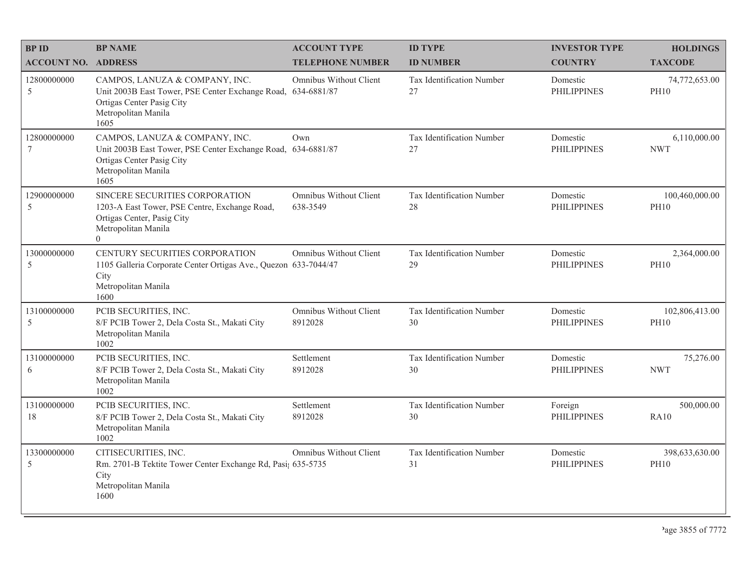| BP ID<br>ACCOUNT NO. | BP NAME<br>ADDRESS | ACCOUNT TYPE<br>TELEPHONE NUMBER | ID TYPE<br>ID NUMBER | INVESTOR TYPE<br>COUNTRY | HOLDINGS<br>TAXCODE |
|---|---|---|---|---|---|
| 12800000000<br>5 | CAMPOS, LANUZA & COMPANY, INC.<br>Unit 2003B East Tower, PSE Center Exchange Road, Ortigas Center Pasig City<br>Metropolitan Manila<br>1605 | Omnibus Without Client<br>634-6881/87 | Tax Identification Number<br>27 | Domestic<br>PHILIPPINES | 74,772,653.00<br>PH10 |
| 12800000000<br>7 | CAMPOS, LANUZA & COMPANY, INC.<br>Unit 2003B East Tower, PSE Center Exchange Road, Ortigas Center Pasig City<br>Metropolitan Manila<br>1605 | Own<br>634-6881/87 | Tax Identification Number<br>27 | Domestic<br>PHILIPPINES | 6,110,000.00<br>NWT |
| 12900000000<br>5 | SINCERE SECURITIES CORPORATION<br>1203-A East Tower, PSE Centre, Exchange Road, Ortigas Center, Pasig City<br>Metropolitan Manila<br>0 | Omnibus Without Client<br>638-3549 | Tax Identification Number<br>28 | Domestic<br>PHILIPPINES | 100,460,000.00<br>PH10 |
| 13000000000<br>5 | CENTURY SECURITIES CORPORATION<br>1105 Galleria Corporate Center Ortigas Ave., Quezon City<br>Metropolitan Manila<br>1600 | Omnibus Without Client<br>633-7044/47 | Tax Identification Number<br>29 | Domestic<br>PHILIPPINES | 2,364,000.00<br>PH10 |
| 13100000000<br>5 | PCIB SECURITIES, INC.<br>8/F PCIB Tower 2, Dela Costa St., Makati City<br>Metropolitan Manila<br>1002 | Omnibus Without Client<br>8912028 | Tax Identification Number<br>30 | Domestic<br>PHILIPPINES | 102,806,413.00<br>PH10 |
| 13100000000<br>6 | PCIB SECURITIES, INC.<br>8/F PCIB Tower 2, Dela Costa St., Makati City<br>Metropolitan Manila<br>1002 | Settlement<br>8912028 | Tax Identification Number<br>30 | Domestic<br>PHILIPPINES | 75,276.00<br>NWT |
| 13100000000<br>18 | PCIB SECURITIES, INC.<br>8/F PCIB Tower 2, Dela Costa St., Makati City<br>Metropolitan Manila<br>1002 | Settlement<br>8912028 | Tax Identification Number<br>30 | Foreign<br>PHILIPPINES | 500,000.00<br>RA10 |
| 13300000000<br>5 | CITISECURITIES, INC.<br>Rm. 2701-B Tektite Tower Center Exchange Rd, Pasig City<br>Metropolitan Manila<br>1600 | Omnibus Without Client<br>635-5735 | Tax Identification Number<br>31 | Domestic<br>PHILIPPINES | 398,633,630.00<br>PH10 |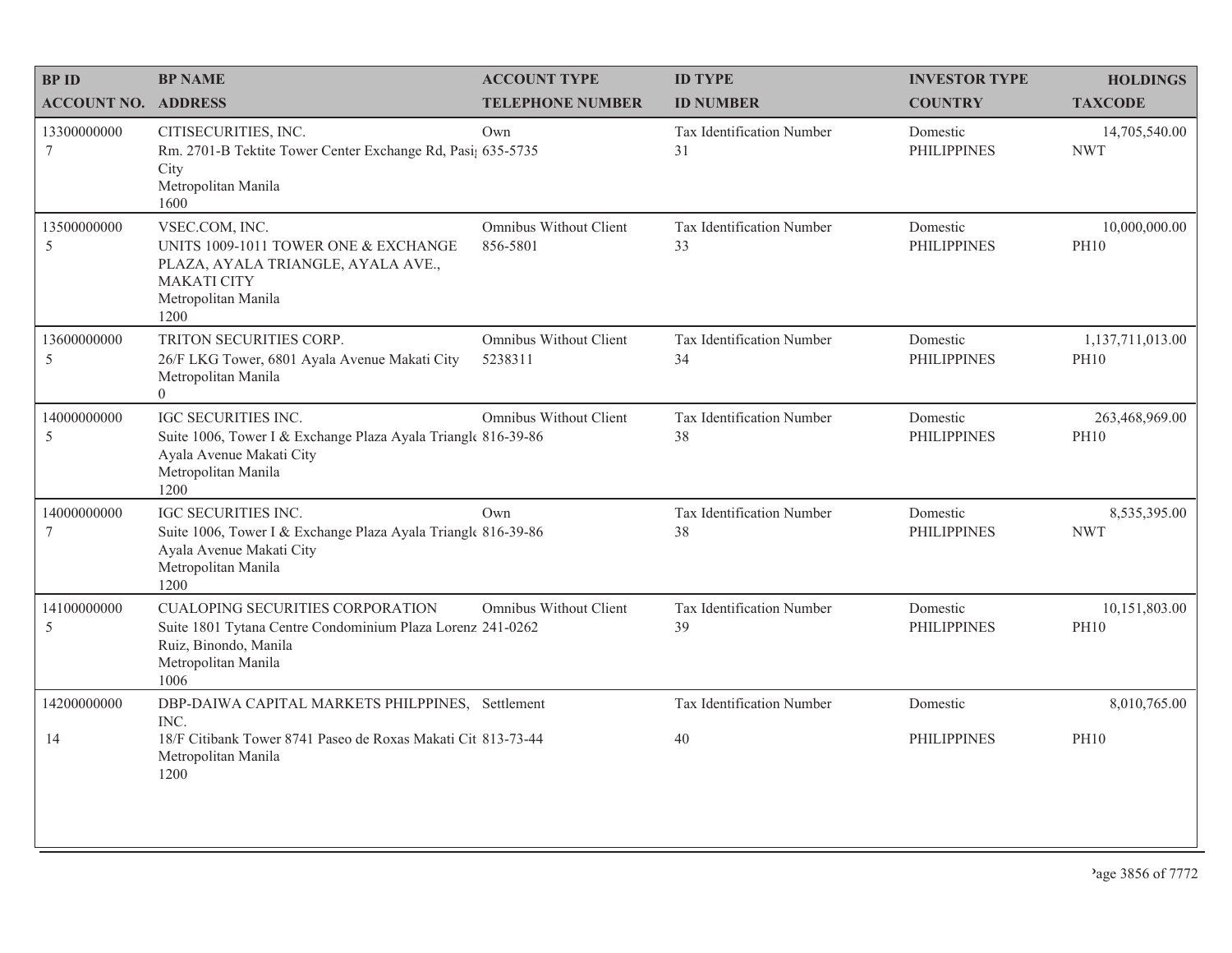| BP ID<br>ACCOUNT NO. | BP NAME<br>ADDRESS | ACCOUNT TYPE<br>TELEPHONE NUMBER | ID TYPE<br>ID NUMBER | INVESTOR TYPE<br>COUNTRY | HOLDINGS<br>TAXCODE |
|---|---|---|---|---|---|
| 13300000000<br>7 | CITISECURITIES, INC.<br>Rm. 2701-B Tektite Tower Center Exchange Rd, Pasi<br>City<br>Metropolitan Manila<br>1600 | Own<br>635-5735 | Tax Identification Number<br>31 | Domestic<br>PHILIPPINES | 14,705,540.00<br>NWT |
| 13500000000<br>5 | VSEC.COM, INC.<br>UNITS 1009-1011 TOWER ONE & EXCHANGE PLAZA, AYALA TRIANGLE, AYALA AVE., MAKATI CITY<br>Metropolitan Manila<br>1200 | Omnibus Without Client<br>856-5801 | Tax Identification Number<br>33 | Domestic<br>PHILIPPINES | 10,000,000.00<br>PH10 |
| 13600000000<br>5 | TRITON SECURITIES CORP.<br>26/F LKG Tower, 6801 Ayala Avenue Makati City<br>Metropolitan Manila<br>0 | Omnibus Without Client<br>5238311 | Tax Identification Number<br>34 | Domestic<br>PHILIPPINES | 1,137,711,013.00<br>PH10 |
| 14000000000<br>5 | IGC SECURITIES INC.<br>Suite 1006, Tower I & Exchange Plaza Ayala Triangl<br>Ayala Avenue Makati City<br>Metropolitan Manila<br>1200 | Omnibus Without Client<br>816-39-86 | Tax Identification Number<br>38 | Domestic<br>PHILIPPINES | 263,468,969.00<br>PH10 |
| 14000000000<br>7 | IGC SECURITIES INC.<br>Suite 1006, Tower I & Exchange Plaza Ayala Triangl<br>Ayala Avenue Makati City<br>Metropolitan Manila<br>1200 | Own<br>816-39-86 | Tax Identification Number<br>38 | Domestic<br>PHILIPPINES | 8,535,395.00<br>NWT |
| 14100000000<br>5 | CUALOPING SECURITIES CORPORATION<br>Suite 1801 Tytana Centre Condominium Plaza Lorenz<br>Ruiz, Binondo, Manila<br>Metropolitan Manila<br>1006 | Omnibus Without Client<br>241-0262 | Tax Identification Number<br>39 | Domestic<br>PHILIPPINES | 10,151,803.00<br>PH10 |
| 14200000000<br>14 | DBP-DAIWA CAPITAL MARKETS PHILPPINES, INC.<br>18/F Citibank Tower 8741 Paseo de Roxas Makati Cit<br>Metropolitan Manila<br>1200 | Settlement<br>813-73-44 | Tax Identification Number<br>40 | Domestic<br>PHILIPPINES | 8,010,765.00<br>PH10 |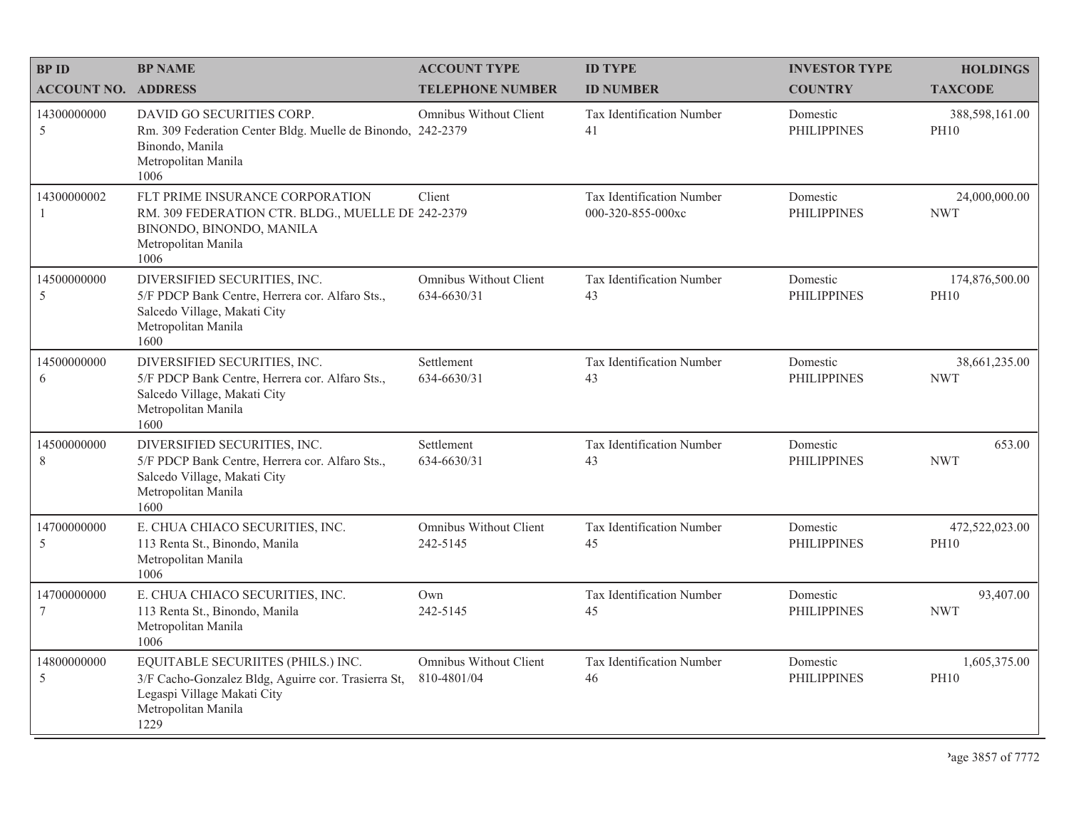| BP ID<br>ACCOUNT NO. | BP NAME<br>ADDRESS | ACCOUNT TYPE<br>TELEPHONE NUMBER | ID TYPE<br>ID NUMBER | INVESTOR TYPE<br>COUNTRY | HOLDINGS<br>TAXCODE |
|---|---|---|---|---|---|
| 14300000005 | DAVID GO SECURITIES CORP.<br>Rm. 309 Federation Center Bldg. Muelle de Binondo, Binondo, Manila<br>Metropolitan Manila<br>1006 | Omnibus Without Client<br>242-2379 | Tax Identification Number<br>41 | Domestic<br>PHILIPPINES | 388,598,161.00<br>PH10 |
| 14300000002 1 | FLT PRIME INSURANCE CORPORATION<br>RM. 309 FEDERATION CTR. BLDG., MUELLE DE BINONDO, BINONDO, MANILA<br>Metropolitan Manila<br>1006 | Client<br>242-2379 | Tax Identification Number<br>000-320-855-000xc | Domestic<br>PHILIPPINES | 24,000,000.00<br>NWT |
| 14500000005 | DIVERSIFIED SECURITIES, INC.<br>5/F PDCP Bank Centre, Herrera cor. Alfaro Sts., Salcedo Village, Makati City<br>Metropolitan Manila<br>1600 | Omnibus Without Client<br>634-6630/31 | Tax Identification Number<br>43 | Domestic<br>PHILIPPINES | 174,876,500.00<br>PH10 |
| 14500000006 | DIVERSIFIED SECURITIES, INC.<br>5/F PDCP Bank Centre, Herrera cor. Alfaro Sts., Salcedo Village, Makati City<br>Metropolitan Manila<br>1600 | Settlement<br>634-6630/31 | Tax Identification Number<br>43 | Domestic<br>PHILIPPINES | 38,661,235.00<br>NWT |
| 14500000008 | DIVERSIFIED SECURITIES, INC.<br>5/F PDCP Bank Centre, Herrera cor. Alfaro Sts., Salcedo Village, Makati City<br>Metropolitan Manila<br>1600 | Settlement<br>634-6630/31 | Tax Identification Number<br>43 | Domestic<br>PHILIPPINES | 653.00<br>NWT |
| 14700000005 | E. CHUA CHIACO SECURITIES, INC.<br>113 Renta St., Binondo, Manila<br>Metropolitan Manila<br>1006 | Omnibus Without Client<br>242-5145 | Tax Identification Number<br>45 | Domestic<br>PHILIPPINES | 472,522,023.00<br>PH10 |
| 14700000007 | E. CHUA CHIACO SECURITIES, INC.<br>113 Renta St., Binondo, Manila<br>Metropolitan Manila<br>1006 | Own<br>242-5145 | Tax Identification Number<br>45 | Domestic<br>PHILIPPINES | 93,407.00<br>NWT |
| 14800000005 | EQUITABLE SECURIITES (PHILS.) INC.<br>3/F Cacho-Gonzalez Bldg, Aguirre cor. Trasierra St, Legaspi Village Makati City<br>Metropolitan Manila<br>1229 | Omnibus Without Client<br>810-4801/04 | Tax Identification Number<br>46 | Domestic<br>PHILIPPINES | 1,605,375.00<br>PH10 |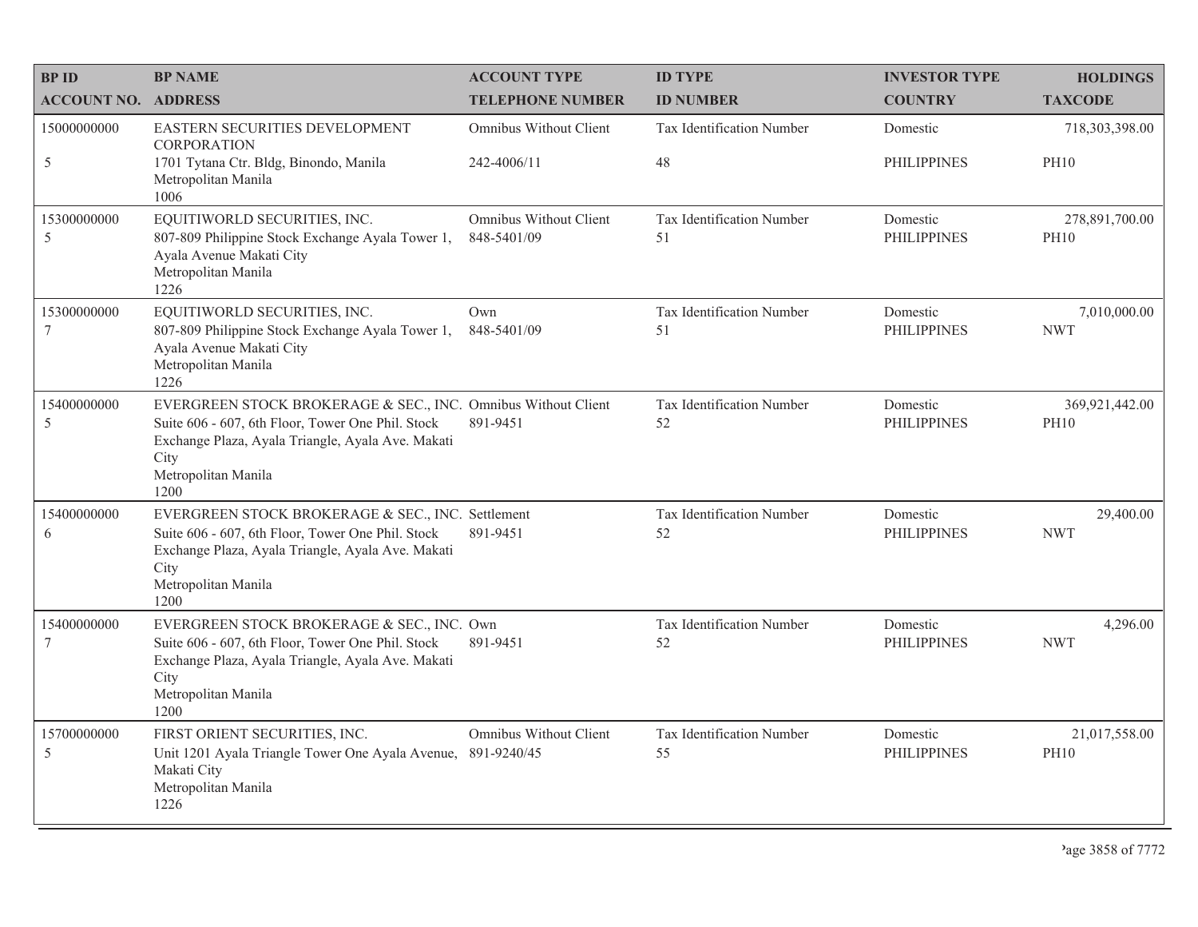| BP ID<br>ACCOUNT NO. | BP NAME<br>ADDRESS | ACCOUNT TYPE<br>TELEPHONE NUMBER | ID TYPE<br>ID NUMBER | INVESTOR TYPE<br>COUNTRY | HOLDINGS<br>TAXCODE |
|---|---|---|---|---|---|
| 15000000000<br>5 | EASTERN SECURITIES DEVELOPMENT CORPORATION<br>1701 Tytana Ctr. Bldg, Binondo, Manila<br>Metropolitan Manila<br>1006 | Omnibus Without Client<br>242-4006/11 | Tax Identification Number<br>48 | Domestic<br>PHILIPPINES | 718,303,398.00<br>PH10 |
| 15300000000<br>5 | EQUITIWORLD SECURITIES, INC.<br>807-809 Philippine Stock Exchange Ayala Tower 1, Ayala Avenue Makati City<br>Metropolitan Manila<br>1226 | Omnibus Without Client<br>848-5401/09 | Tax Identification Number<br>51 | Domestic<br>PHILIPPINES | 278,891,700.00<br>PH10 |
| 15300000000<br>7 | EQUITIWORLD SECURITIES, INC.<br>807-809 Philippine Stock Exchange Ayala Tower 1, Ayala Avenue Makati City<br>Metropolitan Manila<br>1226 | Own<br>848-5401/09 | Tax Identification Number<br>51 | Domestic<br>PHILIPPINES | 7,010,000.00<br>NWT |
| 15400000000<br>5 | EVERGREEN STOCK BROKERAGE & SEC., INC.<br>Suite 606 - 607, 6th Floor, Tower One Phil. Stock Exchange Plaza, Ayala Triangle, Ayala Ave. Makati City<br>Metropolitan Manila<br>1200 | Omnibus Without Client<br>891-9451 | Tax Identification Number<br>52 | Domestic<br>PHILIPPINES | 369,921,442.00<br>PH10 |
| 15400000000<br>6 | EVERGREEN STOCK BROKERAGE & SEC., INC.<br>Suite 606 - 607, 6th Floor, Tower One Phil. Stock Exchange Plaza, Ayala Triangle, Ayala Ave. Makati City<br>Metropolitan Manila<br>1200 | Settlement<br>891-9451 | Tax Identification Number<br>52 | Domestic<br>PHILIPPINES | 29,400.00<br>NWT |
| 15400000000<br>7 | EVERGREEN STOCK BROKERAGE & SEC., INC.<br>Suite 606 - 607, 6th Floor, Tower One Phil. Stock Exchange Plaza, Ayala Triangle, Ayala Ave. Makati City<br>Metropolitan Manila<br>1200 | Own<br>891-9451 | Tax Identification Number<br>52 | Domestic<br>PHILIPPINES | 4,296.00<br>NWT |
| 15700000000<br>5 | FIRST ORIENT SECURITIES, INC.<br>Unit 1201 Ayala Triangle Tower One Ayala Avenue, Makati City<br>Metropolitan Manila<br>1226 | Omnibus Without Client<br>891-9240/45 | Tax Identification Number<br>55 | Domestic<br>PHILIPPINES | 21,017,558.00<br>PH10 |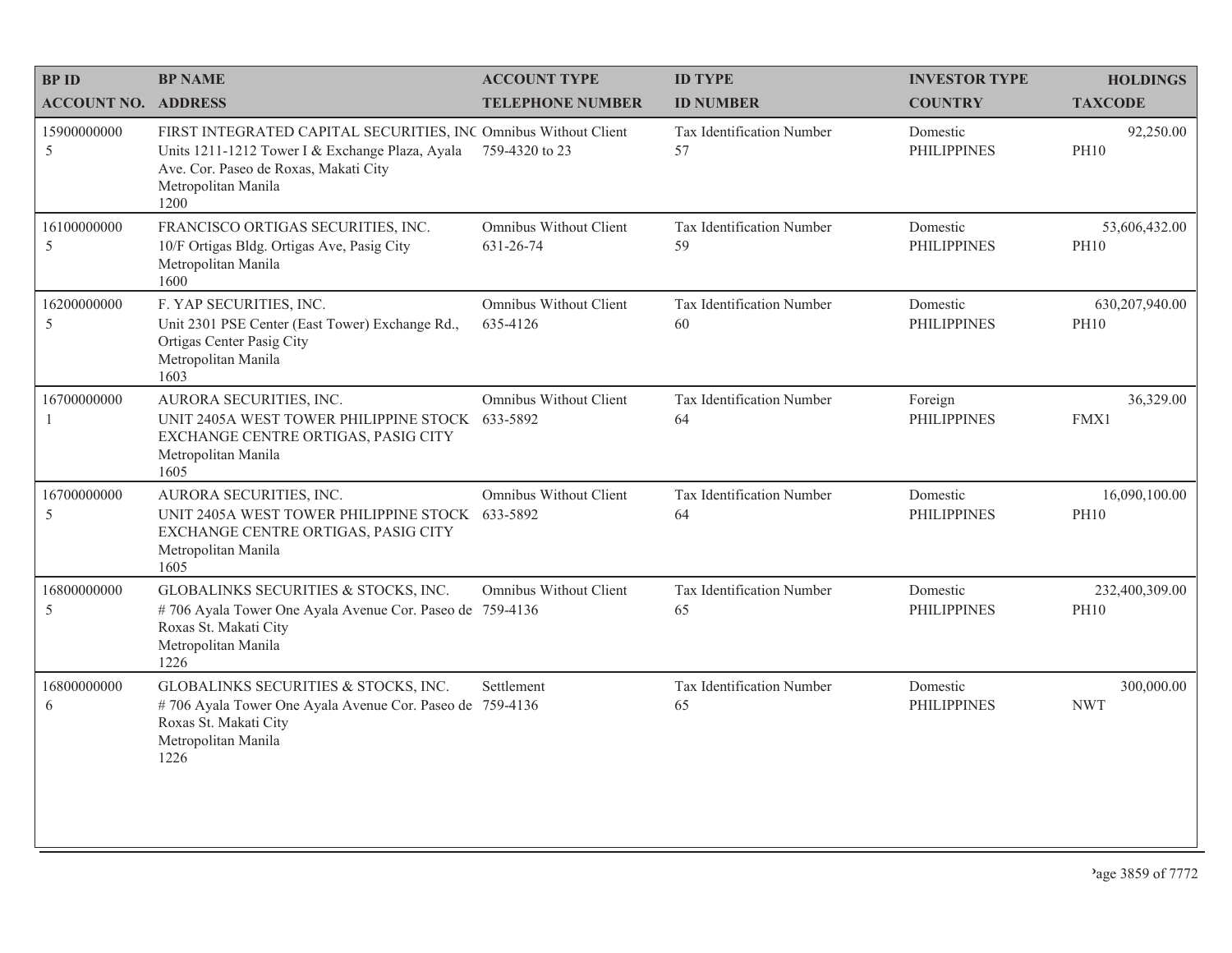| BP ID<br>ACCOUNT NO. | BP NAME<br>ADDRESS | ACCOUNT TYPE<br>TELEPHONE NUMBER | ID TYPE<br>ID NUMBER | INVESTOR TYPE<br>COUNTRY | HOLDINGS<br>TAXCODE |
|---|---|---|---|---|---|
| 15900000000<br>5 | FIRST INTEGRATED CAPITAL SECURITIES, INC<br>Units 1211-1212 Tower I & Exchange Plaza, Ayala Ave. Cor. Paseo de Roxas, Makati City<br>Metropolitan Manila<br>1200 | Omnibus Without Client<br>759-4320 to 23 | Tax Identification Number<br>57 | Domestic<br>PHILIPPINES | 92,250.00<br>PH10 |
| 16100000000<br>5 | FRANCISCO ORTIGAS SECURITIES, INC.<br>10/F Ortigas Bldg. Ortigas Ave, Pasig City<br>Metropolitan Manila<br>1600 | Omnibus Without Client<br>631-26-74 | Tax Identification Number<br>59 | Domestic<br>PHILIPPINES | 53,606,432.00<br>PH10 |
| 16200000000<br>5 | F. YAP SECURITIES, INC.<br>Unit 2301 PSE Center (East Tower) Exchange Rd., Ortigas Center Pasig City<br>Metropolitan Manila<br>1603 | Omnibus Without Client<br>635-4126 | Tax Identification Number<br>60 | Domestic<br>PHILIPPINES | 630,207,940.00<br>PH10 |
| 16700000000<br>1 | AURORA SECURITIES, INC.<br>UNIT 2405A WEST TOWER PHILIPPINE STOCK EXCHANGE CENTRE ORTIGAS, PASIG CITY<br>Metropolitan Manila<br>1605 | Omnibus Without Client<br>633-5892 | Tax Identification Number<br>64 | Foreign<br>PHILIPPINES | 36,329.00<br>FMX1 |
| 16700000000<br>5 | AURORA SECURITIES, INC.<br>UNIT 2405A WEST TOWER PHILIPPINE STOCK EXCHANGE CENTRE ORTIGAS, PASIG CITY<br>Metropolitan Manila<br>1605 | Omnibus Without Client<br>633-5892 | Tax Identification Number<br>64 | Domestic<br>PHILIPPINES | 16,090,100.00<br>PH10 |
| 16800000000<br>5 | GLOBALINKS SECURITIES & STOCKS, INC.<br># 706 Ayala Tower One Ayala Avenue Cor. Paseo de Roxas St. Makati City<br>Metropolitan Manila<br>1226 | Omnibus Without Client<br>759-4136 | Tax Identification Number<br>65 | Domestic<br>PHILIPPINES | 232,400,309.00<br>PH10 |
| 16800000000<br>6 | GLOBALINKS SECURITIES & STOCKS, INC.<br># 706 Ayala Tower One Ayala Avenue Cor. Paseo de Roxas St. Makati City<br>Metropolitan Manila<br>1226 | Settlement<br>759-4136 | Tax Identification Number<br>65 | Domestic<br>PHILIPPINES | 300,000.00<br>NWT |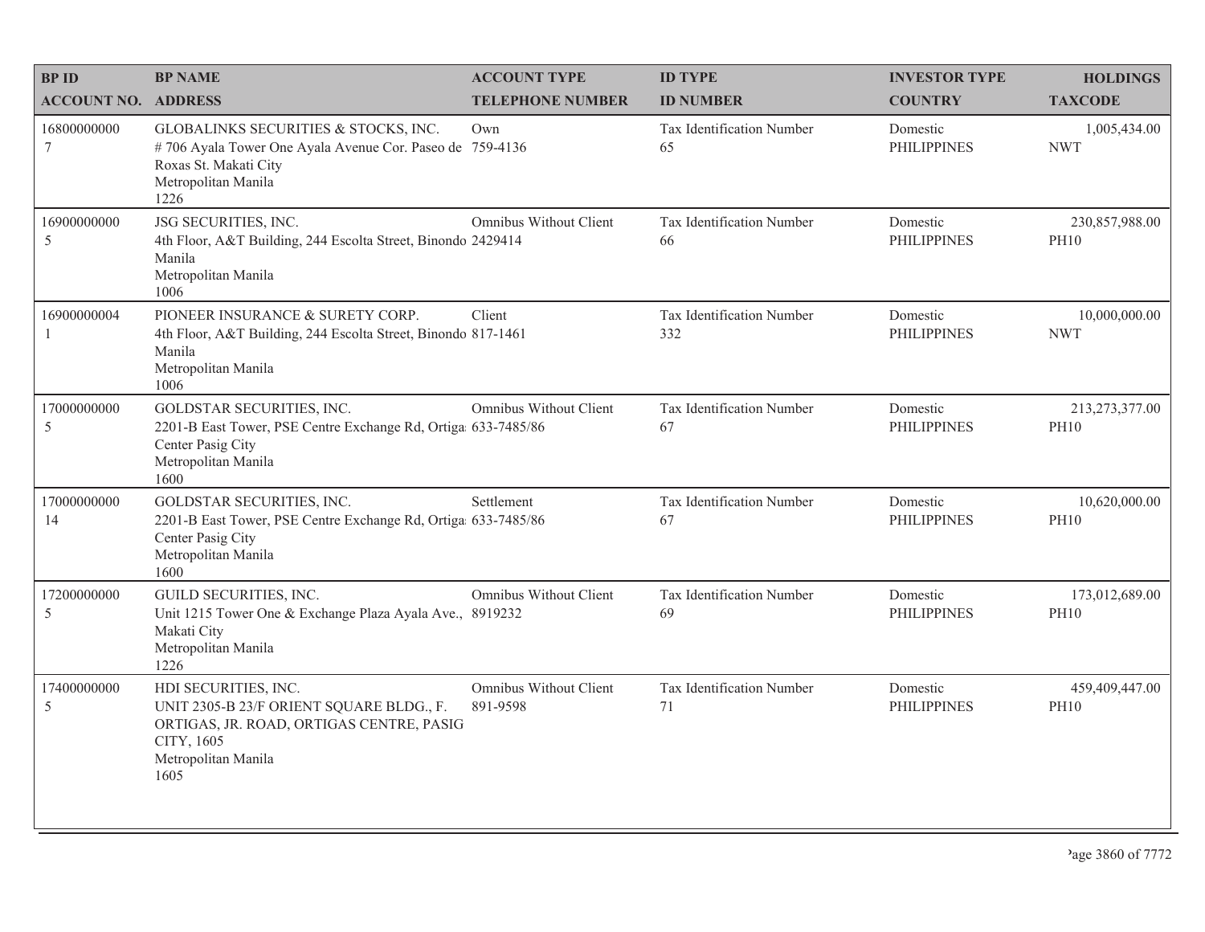| BP ID<br>ACCOUNT NO. | BP NAME<br>ADDRESS | ACCOUNT TYPE<br>TELEPHONE NUMBER | ID TYPE<br>ID NUMBER | INVESTOR TYPE<br>COUNTRY | HOLDINGS<br>TAXCODE |
|---|---|---|---|---|---|
| 16800000000<br>7 | GLOBALINKS SECURITIES & STOCKS, INC.<br># 706 Ayala Tower One Ayala Avenue Cor. Paseo de Roxas St. Makati City<br>Metropolitan Manila<br>1226 | Own<br>759-4136 | Tax Identification Number<br>65 | Domestic<br>PHILIPPINES | 1,005,434.00<br>NWT |
| 16900000000<br>5 | JSG SECURITIES, INC.<br>4th Floor, A&T Building, 244 Escolta Street, Binondo Manila<br>Metropolitan Manila<br>1006 | Omnibus Without Client<br>2429414 | Tax Identification Number<br>66 | Domestic<br>PHILIPPINES | 230,857,988.00<br>PH10 |
| 16900000004<br>1 | PIONEER INSURANCE & SURETY CORP.<br>4th Floor, A&T Building, 244 Escolta Street, Binondo Manila<br>Metropolitan Manila<br>1006 | Client<br>817-1461 | Tax Identification Number<br>332 | Domestic<br>PHILIPPINES | 10,000,000.00<br>NWT |
| 17000000000<br>5 | GOLDSTAR SECURITIES, INC.<br>2201-B East Tower, PSE Centre Exchange Rd, Ortigas Center Pasig City<br>Metropolitan Manila<br>1600 | Omnibus Without Client<br>633-7485/86 | Tax Identification Number<br>67 | Domestic<br>PHILIPPINES | 213,273,377.00<br>PH10 |
| 17000000000<br>14 | GOLDSTAR SECURITIES, INC.<br>2201-B East Tower, PSE Centre Exchange Rd, Ortigas Center Pasig City<br>Metropolitan Manila<br>1600 | Settlement<br>633-7485/86 | Tax Identification Number<br>67 | Domestic<br>PHILIPPINES | 10,620,000.00<br>PH10 |
| 17200000000<br>5 | GUILD SECURITIES, INC.<br>Unit 1215 Tower One & Exchange Plaza Ayala Ave., Makati City<br>Metropolitan Manila<br>1226 | Omnibus Without Client<br>8919232 | Tax Identification Number<br>69 | Domestic<br>PHILIPPINES | 173,012,689.00<br>PH10 |
| 17400000000<br>5 | HDI SECURITIES, INC.<br>UNIT 2305-B 23/F ORIENT SQUARE BLDG., F. ORTIGAS, JR. ROAD, ORTIGAS CENTRE, PASIG CITY, 1605<br>Metropolitan Manila<br>1605 | Omnibus Without Client<br>891-9598 | Tax Identification Number<br>71 | Domestic<br>PHILIPPINES | 459,409,447.00<br>PH10 |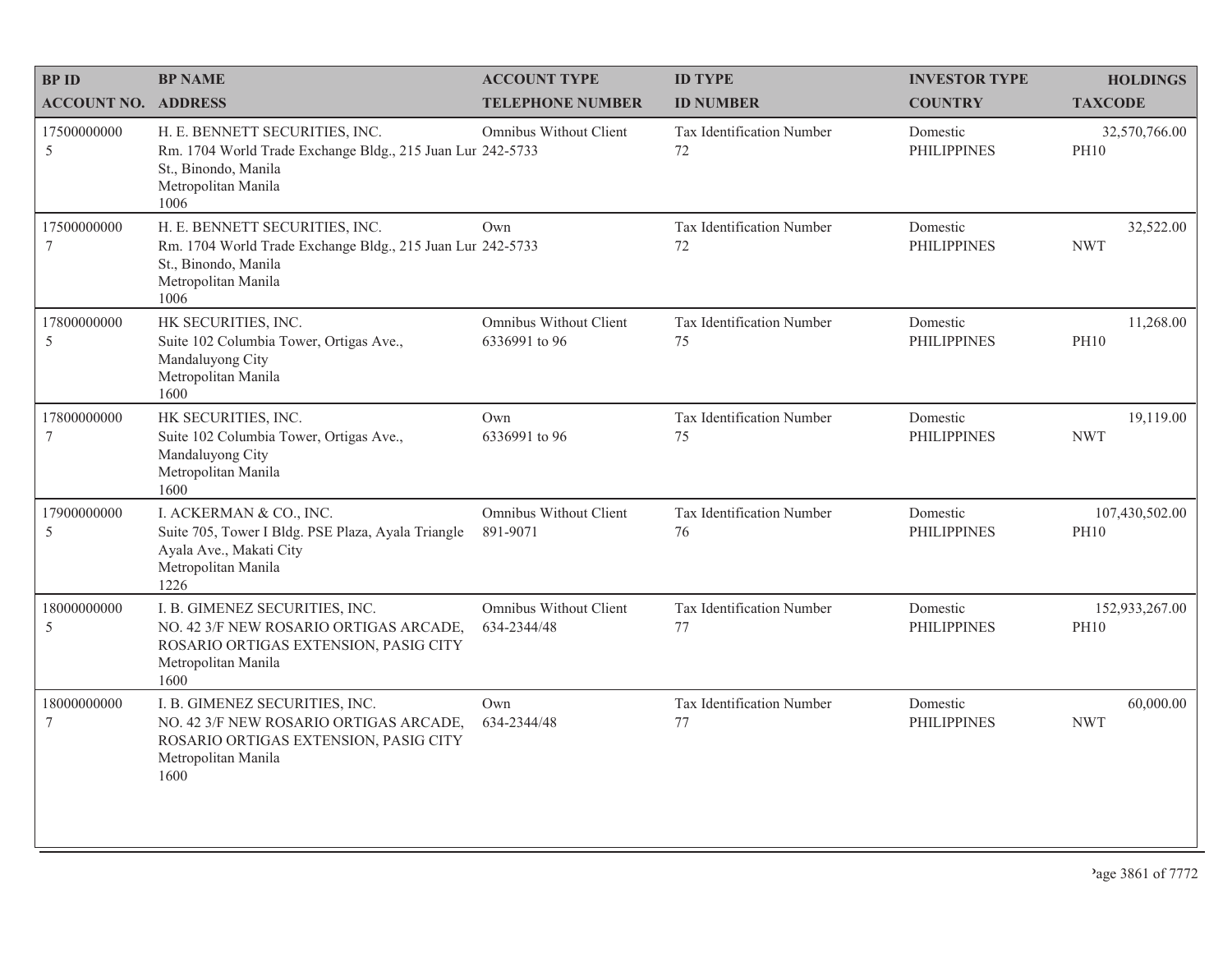| BP ID<br>ACCOUNT NO. | BP NAME<br>ADDRESS | ACCOUNT TYPE<br>TELEPHONE NUMBER | ID TYPE<br>ID NUMBER | INVESTOR TYPE<br>COUNTRY | HOLDINGS<br>TAXCODE |
|---|---|---|---|---|---|
| 17500000000<br>5 | H. E. BENNETT SECURITIES, INC.<br>Rm. 1704 World Trade Exchange Bldg., 215 Juan Lur St., Binondo, Manila<br>Metropolitan Manila<br>1006 | Omnibus Without Client<br>242-5733 | Tax Identification Number<br>72 | Domestic<br>PHILIPPINES | 32,570,766.00<br>PH10 |
| 17500000000<br>7 | H. E. BENNETT SECURITIES, INC.<br>Rm. 1704 World Trade Exchange Bldg., 215 Juan Lur St., Binondo, Manila<br>Metropolitan Manila<br>1006 | Own<br>242-5733 | Tax Identification Number<br>72 | Domestic<br>PHILIPPINES | 32,522.00<br>NWT |
| 17800000000<br>5 | HK SECURITIES, INC.<br>Suite 102 Columbia Tower, Ortigas Ave., Mandaluyong City<br>Metropolitan Manila<br>1600 | Omnibus Without Client<br>6336991 to 96 | Tax Identification Number<br>75 | Domestic<br>PHILIPPINES | 11,268.00<br>PH10 |
| 17800000000<br>7 | HK SECURITIES, INC.<br>Suite 102 Columbia Tower, Ortigas Ave., Mandaluyong City<br>Metropolitan Manila<br>1600 | Own<br>6336991 to 96 | Tax Identification Number<br>75 | Domestic<br>PHILIPPINES | 19,119.00<br>NWT |
| 17900000000<br>5 | I. ACKERMAN & CO., INC.<br>Suite 705, Tower I Bldg. PSE Plaza, Ayala Triangle Ayala Ave., Makati City<br>Metropolitan Manila<br>1226 | Omnibus Without Client<br>891-9071 | Tax Identification Number<br>76 | Domestic<br>PHILIPPINES | 107,430,502.00<br>PH10 |
| 18000000000<br>5 | I. B. GIMENEZ SECURITIES, INC.<br>NO. 42 3/F NEW ROSARIO ORTIGAS ARCADE, ROSARIO ORTIGAS EXTENSION, PASIG CITY<br>Metropolitan Manila<br>1600 | Omnibus Without Client<br>634-2344/48 | Tax Identification Number<br>77 | Domestic<br>PHILIPPINES | 152,933,267.00<br>PH10 |
| 18000000000<br>7 | I. B. GIMENEZ SECURITIES, INC.<br>NO. 42 3/F NEW ROSARIO ORTIGAS ARCADE, ROSARIO ORTIGAS EXTENSION, PASIG CITY<br>Metropolitan Manila<br>1600 | Own<br>634-2344/48 | Tax Identification Number<br>77 | Domestic<br>PHILIPPINES | 60,000.00<br>NWT |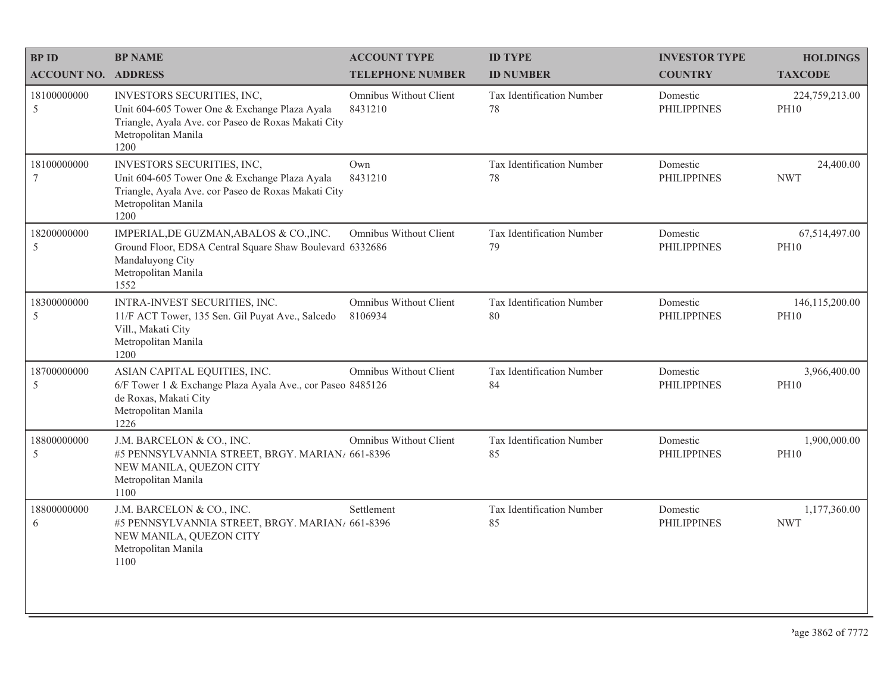| BP ID<br>ACCOUNT NO. | BP NAME<br>ADDRESS | ACCOUNT TYPE<br>TELEPHONE NUMBER | ID TYPE<br>ID NUMBER | INVESTOR TYPE<br>COUNTRY | HOLDINGS<br>TAXCODE |
|---|---|---|---|---|---|
| 18100000000<br>5 | INVESTORS SECURITIES, INC,<br>Unit 604-605 Tower One & Exchange Plaza Ayala Triangle, Ayala Ave. cor Paseo de Roxas Makati City<br>Metropolitan Manila<br>1200 | Omnibus Without Client<br>8431210 | Tax Identification Number<br>78 | Domestic<br>PHILIPPINES | 224,759,213.00<br>PH10 |
| 18100000000<br>7 | INVESTORS SECURITIES, INC,<br>Unit 604-605 Tower One & Exchange Plaza Ayala Triangle, Ayala Ave. cor Paseo de Roxas Makati City<br>Metropolitan Manila<br>1200 | Own<br>8431210 | Tax Identification Number<br>78 | Domestic<br>PHILIPPINES | 24,400.00<br>NWT |
| 18200000000<br>5 | IMPERIAL,DE GUZMAN,ABALOS & CO.,INC.<br>Ground Floor, EDSA Central Square Shaw Boulevard Mandaluyong City<br>Metropolitan Manila<br>1552 | Omnibus Without Client<br>6332686 | Tax Identification Number<br>79 | Domestic<br>PHILIPPINES | 67,514,497.00<br>PH10 |
| 18300000000<br>5 | INTRA-INVEST SECURITIES, INC.<br>11/F ACT Tower, 135 Sen. Gil Puyat Ave., Salcedo Vill., Makati City<br>Metropolitan Manila<br>1200 | Omnibus Without Client<br>8106934 | Tax Identification Number<br>80 | Domestic<br>PHILIPPINES | 146,115,200.00<br>PH10 |
| 18700000000<br>5 | ASIAN CAPITAL EQUITIES, INC.<br>6/F Tower 1 & Exchange Plaza Ayala Ave., cor Paseo de Roxas, Makati City<br>Metropolitan Manila<br>1226 | Omnibus Without Client<br>8485126 | Tax Identification Number<br>84 | Domestic<br>PHILIPPINES | 3,966,400.00<br>PH10 |
| 18800000000<br>5 | J.M. BARCELON & CO., INC.<br>#5 PENNSYLVANNIA STREET, BRGY. MARIAN/ NEW MANILA, QUEZON CITY<br>Metropolitan Manila<br>1100 | Omnibus Without Client<br>661-8396 | Tax Identification Number<br>85 | Domestic<br>PHILIPPINES | 1,900,000.00<br>PH10 |
| 18800000000<br>6 | J.M. BARCELON & CO., INC.<br>#5 PENNSYLVANNIA STREET, BRGY. MARIAN/ NEW MANILA, QUEZON CITY<br>Metropolitan Manila<br>1100 | Settlement<br>661-8396 | Tax Identification Number<br>85 | Domestic<br>PHILIPPINES | 1,177,360.00<br>NWT |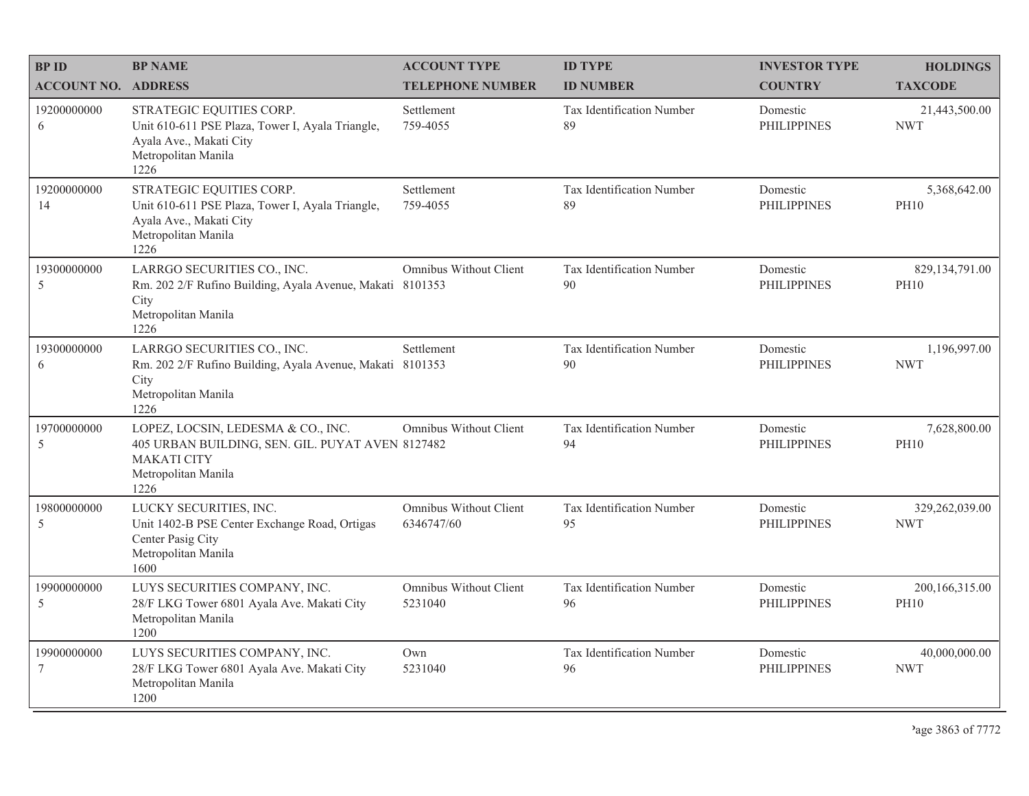| BP ID<br>ACCOUNT NO. | BP NAME<br>ADDRESS | ACCOUNT TYPE<br>TELEPHONE NUMBER | ID TYPE<br>ID NUMBER | INVESTOR TYPE<br>COUNTRY | HOLDINGS<br>TAXCODE |
|---|---|---|---|---|---|
| 19200000000<br>6 | STRATEGIC EQUITIES CORP.<br>Unit 610-611 PSE Plaza, Tower I, Ayala Triangle, Ayala Ave., Makati City<br>Metropolitan Manila<br>1226 | Settlement<br>759-4055 | Tax Identification Number<br>89 | Domestic<br>PHILIPPINES | 21,443,500.00<br>NWT |
| 19200000000<br>14 | STRATEGIC EQUITIES CORP.<br>Unit 610-611 PSE Plaza, Tower I, Ayala Triangle, Ayala Ave., Makati City<br>Metropolitan Manila<br>1226 | Settlement<br>759-4055 | Tax Identification Number<br>89 | Domestic<br>PHILIPPINES | 5,368,642.00<br>PH10 |
| 19300000000<br>5 | LARRGO SECURITIES CO., INC.<br>Rm. 202 2/F Rufino Building, Ayala Avenue, Makati City<br>Metropolitan Manila<br>1226 | Omnibus Without Client<br>8101353 | Tax Identification Number<br>90 | Domestic<br>PHILIPPINES | 829,134,791.00<br>PH10 |
| 19300000000<br>6 | LARRGO SECURITIES CO., INC.<br>Rm. 202 2/F Rufino Building, Ayala Avenue, Makati City<br>Metropolitan Manila<br>1226 | Settlement<br>8101353 | Tax Identification Number<br>90 | Domestic<br>PHILIPPINES | 1,196,997.00<br>NWT |
| 19700000000<br>5 | LOPEZ, LOCSIN, LEDESMA & CO., INC.<br>405 URBAN BUILDING, SEN. GIL. PUYAT AVEN MAKATI CITY<br>Metropolitan Manila<br>1226 | Omnibus Without Client<br>8127482 | Tax Identification Number<br>94 | Domestic<br>PHILIPPINES | 7,628,800.00<br>PH10 |
| 19800000000<br>5 | LUCKY SECURITIES, INC.<br>Unit 1402-B PSE Center Exchange Road, Ortigas Center Pasig City<br>Metropolitan Manila<br>1600 | Omnibus Without Client<br>6346747/60 | Tax Identification Number<br>95 | Domestic<br>PHILIPPINES | 329,262,039.00<br>NWT |
| 19900000000<br>5 | LUYS SECURITIES COMPANY, INC.<br>28/F LKG Tower 6801 Ayala Ave. Makati City<br>Metropolitan Manila<br>1200 | Omnibus Without Client<br>5231040 | Tax Identification Number<br>96 | Domestic<br>PHILIPPINES | 200,166,315.00<br>PH10 |
| 19900000000<br>7 | LUYS SECURITIES COMPANY, INC.<br>28/F LKG Tower 6801 Ayala Ave. Makati City<br>Metropolitan Manila<br>1200 | Own<br>5231040 | Tax Identification Number<br>96 | Domestic<br>PHILIPPINES | 40,000,000.00<br>NWT |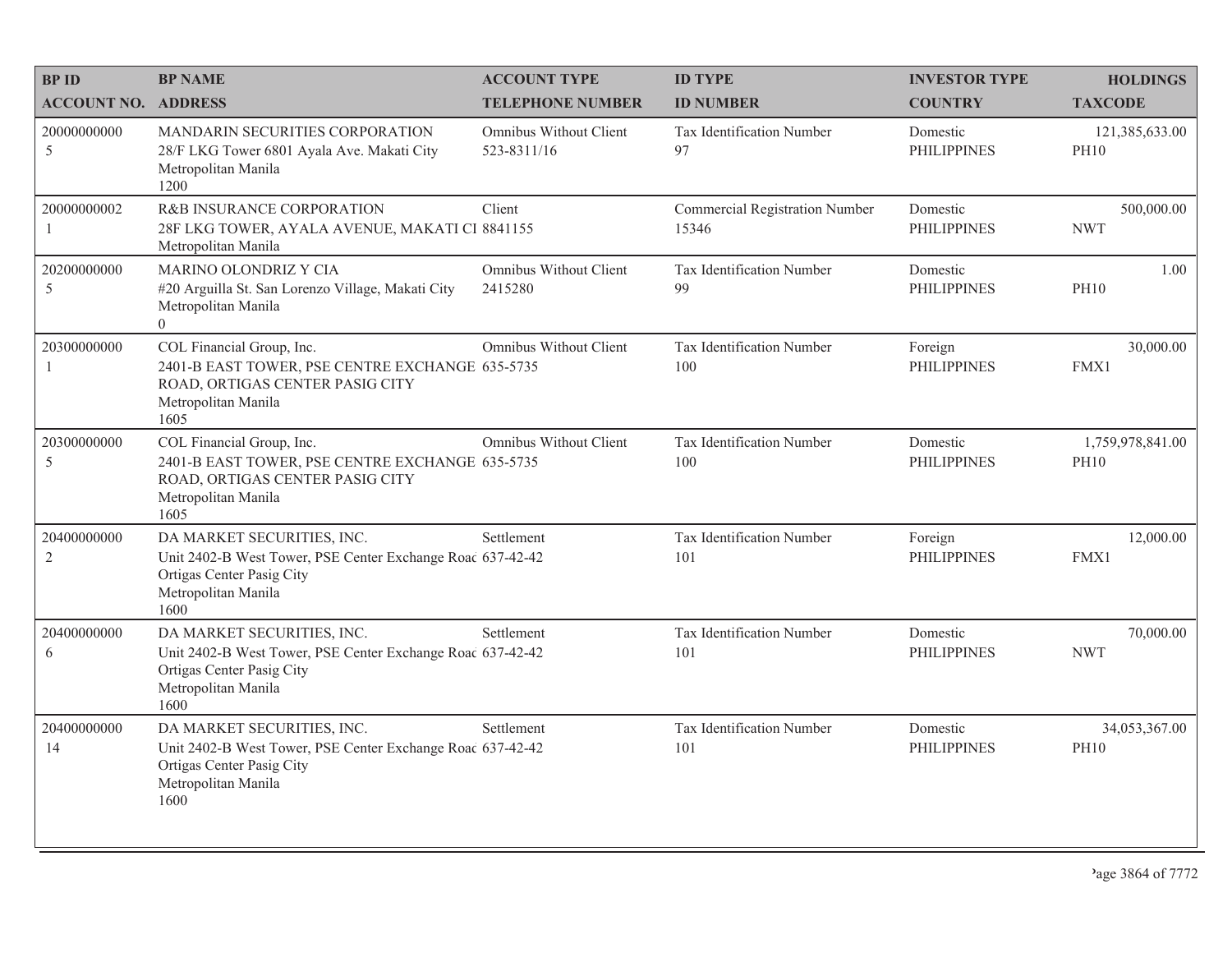| BP ID<br>ACCOUNT NO. | BP NAME<br>ADDRESS | ACCOUNT TYPE<br>TELEPHONE NUMBER | ID TYPE<br>ID NUMBER | INVESTOR TYPE<br>COUNTRY | HOLDINGS<br>TAXCODE |
|---|---|---|---|---|---|
| 20000000000<br>5 | MANDARIN SECURITIES CORPORATION<br>28/F LKG Tower 6801 Ayala Ave. Makati City<br>Metropolitan Manila<br>1200 | Omnibus Without Client<br>523-8311/16 | Tax Identification Number<br>97 | Domestic<br>PHILIPPINES | 121,385,633.00<br>PH10 |
| 20000000002<br>1 | R&B INSURANCE CORPORATION<br>28F LKG TOWER, AYALA AVENUE, MAKATI CI<br>Metropolitan Manila | Client<br>8841155 | Commercial Registration Number<br>15346 | Domestic<br>PHILIPPINES | 500,000.00<br>NWT |
| 20200000000<br>5 | MARINO OLONDRIZ Y CIA<br>#20 Arguilla St. San Lorenzo Village, Makati City<br>Metropolitan Manila<br>0 | Omnibus Without Client<br>2415280 | Tax Identification Number<br>99 | Domestic<br>PHILIPPINES | 1.00<br>PH10 |
| 20300000000<br>1 | COL Financial Group, Inc.<br>2401-B EAST TOWER, PSE CENTRE EXCHANGE ROAD, ORTIGAS CENTER PASIG CITY<br>Metropolitan Manila<br>1605 | Omnibus Without Client<br>635-5735 | Tax Identification Number<br>100 | Foreign<br>PHILIPPINES | 30,000.00<br>FMX1 |
| 20300000000<br>5 | COL Financial Group, Inc.<br>2401-B EAST TOWER, PSE CENTRE EXCHANGE ROAD, ORTIGAS CENTER PASIG CITY<br>Metropolitan Manila<br>1605 | Omnibus Without Client<br>635-5735 | Tax Identification Number<br>100 | Domestic<br>PHILIPPINES | 1,759,978,841.00<br>PH10 |
| 20400000000<br>2 | DA MARKET SECURITIES, INC.<br>Unit 2402-B West Tower, PSE Center Exchange Roac<br>Ortigas Center Pasig City<br>Metropolitan Manila<br>1600 | Settlement<br>637-42-42 | Tax Identification Number<br>101 | Foreign<br>PHILIPPINES | 12,000.00<br>FMX1 |
| 20400000000<br>6 | DA MARKET SECURITIES, INC.<br>Unit 2402-B West Tower, PSE Center Exchange Roac<br>Ortigas Center Pasig City<br>Metropolitan Manila<br>1600 | Settlement<br>637-42-42 | Tax Identification Number<br>101 | Domestic<br>PHILIPPINES | 70,000.00<br>NWT |
| 20400000000<br>14 | DA MARKET SECURITIES, INC.<br>Unit 2402-B West Tower, PSE Center Exchange Roac<br>Ortigas Center Pasig City<br>Metropolitan Manila<br>1600 | Settlement<br>637-42-42 | Tax Identification Number<br>101 | Domestic<br>PHILIPPINES | 34,053,367.00<br>PH10 |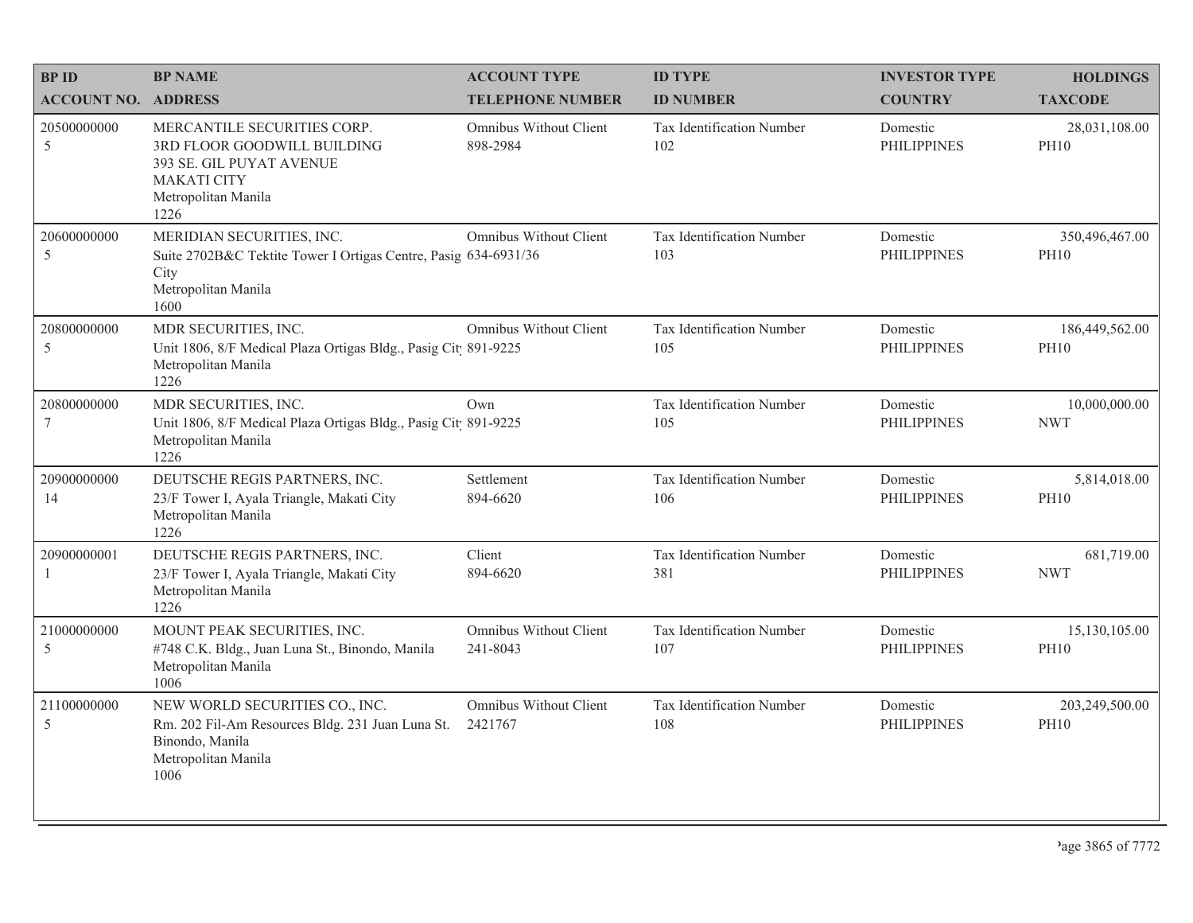| BP ID<br>ACCOUNT NO. | BP NAME<br>ADDRESS | ACCOUNT TYPE<br>TELEPHONE NUMBER | ID TYPE<br>ID NUMBER | INVESTOR TYPE<br>COUNTRY | HOLDINGS<br>TAXCODE |
|---|---|---|---|---|---|
| 20500000000<br>5 | MERCANTILE SECURITIES CORP.<br>3RD FLOOR GOODWILL BUILDING<br>393 SE. GIL PUYAT AVENUE<br>MAKATI CITY<br>Metropolitan Manila<br>1226 | Omnibus Without Client<br>898-2984 | Tax Identification Number<br>102 | Domestic<br>PHILIPPINES | 28,031,108.00<br>PH10 |
| 20600000000<br>5 | MERIDIAN SECURITIES, INC.<br>Suite 2702B&C Tektite Tower I Ortigas Centre, Pasig City<br>Metropolitan Manila<br>1600 | Omnibus Without Client<br>634-6931/36 | Tax Identification Number<br>103 | Domestic<br>PHILIPPINES | 350,496,467.00<br>PH10 |
| 20800000000<br>5 | MDR SECURITIES, INC.<br>Unit 1806, 8/F Medical Plaza Ortigas Bldg., Pasig City<br>Metropolitan Manila<br>1226 | Omnibus Without Client<br>891-9225 | Tax Identification Number<br>105 | Domestic<br>PHILIPPINES | 186,449,562.00<br>PH10 |
| 20800000000<br>7 | MDR SECURITIES, INC.<br>Unit 1806, 8/F Medical Plaza Ortigas Bldg., Pasig City<br>Metropolitan Manila<br>1226 | Own<br>891-9225 | Tax Identification Number<br>105 | Domestic<br>PHILIPPINES | 10,000,000.00<br>NWT |
| 20900000000<br>14 | DEUTSCHE REGIS PARTNERS, INC.<br>23/F Tower I, Ayala Triangle, Makati City<br>Metropolitan Manila<br>1226 | Settlement<br>894-6620 | Tax Identification Number<br>106 | Domestic<br>PHILIPPINES | 5,814,018.00<br>PH10 |
| 20900000001<br>1 | DEUTSCHE REGIS PARTNERS, INC.<br>23/F Tower I, Ayala Triangle, Makati City<br>Metropolitan Manila<br>1226 | Client<br>894-6620 | Tax Identification Number<br>381 | Domestic<br>PHILIPPINES | 681,719.00<br>NWT |
| 21000000000<br>5 | MOUNT PEAK SECURITIES, INC.<br>#748 C.K. Bldg., Juan Luna St., Binondo, Manila<br>Metropolitan Manila<br>1006 | Omnibus Without Client<br>241-8043 | Tax Identification Number<br>107 | Domestic<br>PHILIPPINES | 15,130,105.00<br>PH10 |
| 21100000000<br>5 | NEW WORLD SECURITIES CO., INC.<br>Rm. 202 Fil-Am Resources Bldg. 231 Juan Luna St. Binondo, Manila<br>Metropolitan Manila<br>1006 | Omnibus Without Client<br>2421767 | Tax Identification Number<br>108 | Domestic<br>PHILIPPINES | 203,249,500.00<br>PH10 |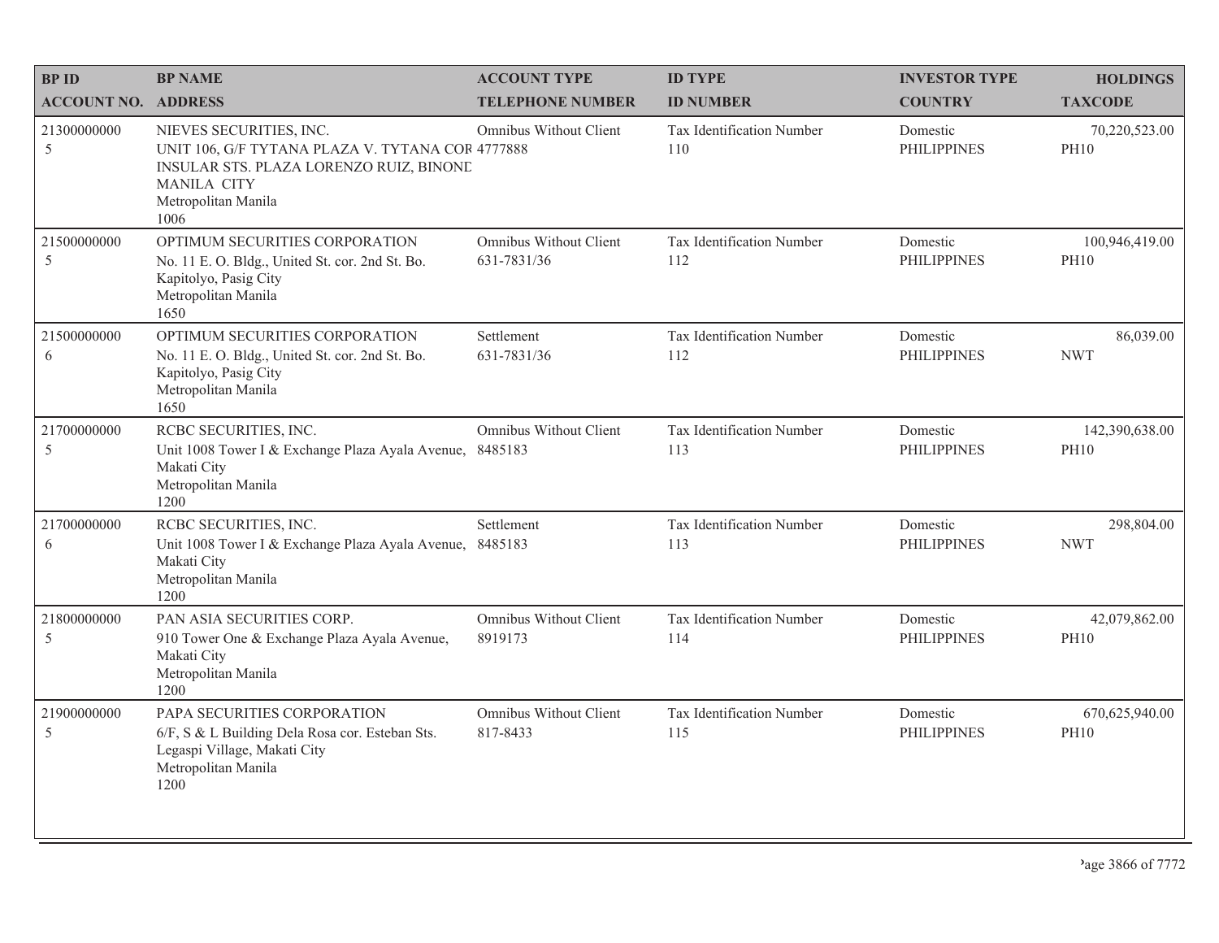| BP ID<br>ACCOUNT NO. | BP NAME<br>ADDRESS | ACCOUNT TYPE<br>TELEPHONE NUMBER | ID TYPE<br>ID NUMBER | INVESTOR TYPE<br>COUNTRY | HOLDINGS<br>TAXCODE |
|---|---|---|---|---|---|
| 21300000000<br>5 | NIEVES SECURITIES, INC.<br>UNIT 106, G/F TYTANA PLAZA V. TYTANA COR INSULAR STS. PLAZA LORENZO RUIZ, BINOND MANILA CITY<br>Metropolitan Manila<br>1006 | Omnibus Without Client<br>4777888 | Tax Identification Number<br>110 | Domestic<br>PHILIPPINES | 70,220,523.00<br>PH10 |
| 21500000000<br>5 | OPTIMUM SECURITIES CORPORATION<br>No. 11 E. O. Bldg., United St. cor. 2nd St. Bo. Kapitolyo, Pasig City<br>Metropolitan Manila<br>1650 | Omnibus Without Client<br>631-7831/36 | Tax Identification Number<br>112 | Domestic<br>PHILIPPINES | 100,946,419.00<br>PH10 |
| 21500000000<br>6 | OPTIMUM SECURITIES CORPORATION<br>No. 11 E. O. Bldg., United St. cor. 2nd St. Bo. Kapitolyo, Pasig City<br>Metropolitan Manila<br>1650 | Settlement<br>631-7831/36 | Tax Identification Number<br>112 | Domestic<br>PHILIPPINES | 86,039.00<br>NWT |
| 21700000000<br>5 | RCBC SECURITIES, INC.<br>Unit 1008 Tower I & Exchange Plaza Ayala Avenue, Makati City<br>Metropolitan Manila<br>1200 | Omnibus Without Client<br>8485183 | Tax Identification Number<br>113 | Domestic<br>PHILIPPINES | 142,390,638.00<br>PH10 |
| 21700000000<br>6 | RCBC SECURITIES, INC.<br>Unit 1008 Tower I & Exchange Plaza Ayala Avenue, Makati City<br>Metropolitan Manila<br>1200 | Settlement<br>8485183 | Tax Identification Number<br>113 | Domestic<br>PHILIPPINES | 298,804.00<br>NWT |
| 21800000000<br>5 | PAN ASIA SECURITIES CORP.<br>910 Tower One & Exchange Plaza Ayala Avenue, Makati City<br>Metropolitan Manila<br>1200 | Omnibus Without Client<br>8919173 | Tax Identification Number<br>114 | Domestic<br>PHILIPPINES | 42,079,862.00<br>PH10 |
| 21900000000<br>5 | PAPA SECURITIES CORPORATION<br>6/F, S & L Building Dela Rosa cor. Esteban Sts. Legaspi Village, Makati City<br>Metropolitan Manila<br>1200 | Omnibus Without Client<br>817-8433 | Tax Identification Number<br>115 | Domestic<br>PHILIPPINES | 670,625,940.00<br>PH10 |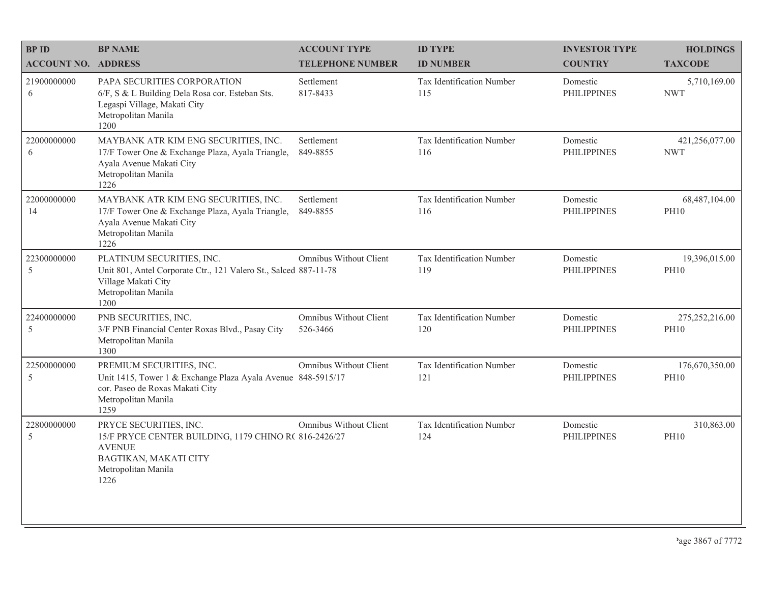| BP ID<br>ACCOUNT NO. | BP NAME<br>ADDRESS | ACCOUNT TYPE<br>TELEPHONE NUMBER | ID TYPE<br>ID NUMBER | INVESTOR TYPE<br>COUNTRY | HOLDINGS<br>TAXCODE |
|---|---|---|---|---|---|
| 21900000000<br>6 | PAPA SECURITIES CORPORATION<br>6/F, S & L Building Dela Rosa cor. Esteban Sts. Legaspi Village, Makati City<br>Metropolitan Manila<br>1200 | Settlement<br>817-8433 | Tax Identification Number<br>115 | Domestic<br>PHILIPPINES | 5,710,169.00<br>NWT |
| 22000000000<br>6 | MAYBANK ATR KIM ENG SECURITIES, INC.<br>17/F Tower One & Exchange Plaza, Ayala Triangle, Ayala Avenue Makati City<br>Metropolitan Manila<br>1226 | Settlement<br>849-8855 | Tax Identification Number<br>116 | Domestic<br>PHILIPPINES | 421,256,077.00<br>NWT |
| 22000000000<br>14 | MAYBANK ATR KIM ENG SECURITIES, INC.<br>17/F Tower One & Exchange Plaza, Ayala Triangle, Ayala Avenue Makati City<br>Metropolitan Manila<br>1226 | Settlement<br>849-8855 | Tax Identification Number<br>116 | Domestic<br>PHILIPPINES | 68,487,104.00<br>PH10 |
| 22300000000<br>5 | PLATINUM SECURITIES, INC.<br>Unit 801, Antel Corporate Ctr., 121 Valero St., Salced Village Makati City<br>Metropolitan Manila<br>1200 | Omnibus Without Client<br>887-11-78 | Tax Identification Number<br>119 | Domestic<br>PHILIPPINES | 19,396,015.00<br>PH10 |
| 22400000000<br>5 | PNB SECURITIES, INC.<br>3/F PNB Financial Center Roxas Blvd., Pasay City<br>Metropolitan Manila<br>1300 | Omnibus Without Client<br>526-3466 | Tax Identification Number<br>120 | Domestic<br>PHILIPPINES | 275,252,216.00<br>PH10 |
| 22500000000<br>5 | PREMIUM SECURITIES, INC.<br>Unit 1415, Tower 1 & Exchange Plaza Ayala Avenue cor. Paseo de Roxas Makati City<br>Metropolitan Manila<br>1259 | Omnibus Without Client<br>848-5915/17 | Tax Identification Number<br>121 | Domestic<br>PHILIPPINES | 176,670,350.00<br>PH10 |
| 22800000000<br>5 | PRYCE SECURITIES, INC.<br>15/F PRYCE CENTER BUILDING, 1179 CHINO R( AVENUE<br>BAGTIKAN, MAKATI CITY<br>Metropolitan Manila<br>1226 | Omnibus Without Client<br>816-2426/27 | Tax Identification Number<br>124 | Domestic<br>PHILIPPINES | 310,863.00<br>PH10 |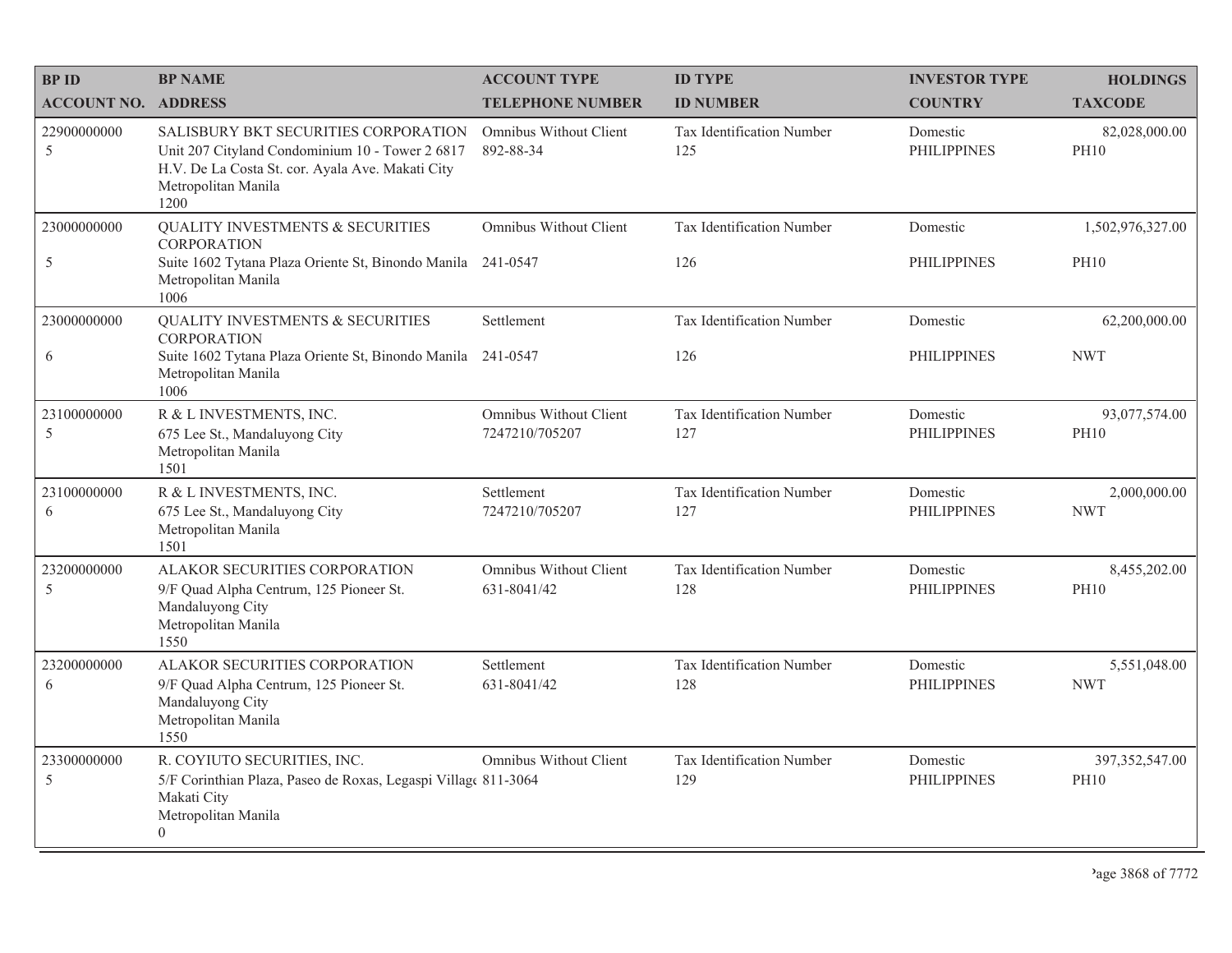| BP ID<br>ACCOUNT NO. | BP NAME<br>ADDRESS | ACCOUNT TYPE<br>TELEPHONE NUMBER | ID TYPE<br>ID NUMBER | INVESTOR TYPE<br>COUNTRY | HOLDINGS<br>TAXCODE |
|---|---|---|---|---|---|
| 22900000000<br>5 | SALISBURY BKT SECURITIES CORPORATION<br>Unit 207 Cityland Condominium 10 - Tower 2 6817 H.V. De La Costa St. cor. Ayala Ave. Makati City<br>Metropolitan Manila<br>1200 | Omnibus Without Client<br>892-88-34 | Tax Identification Number<br>125 | Domestic<br>PHILIPPINES | 82,028,000.00<br>PH10 |
| 23000000000<br>5 | QUALITY INVESTMENTS & SECURITIES CORPORATION<br>Suite 1602 Tytana Plaza Oriente St, Binondo Manila<br>Metropolitan Manila<br>1006 | Omnibus Without Client<br>241-0547 | Tax Identification Number<br>126 | Domestic<br>PHILIPPINES | 1,502,976,327.00<br>PH10 |
| 23000000000<br>6 | QUALITY INVESTMENTS & SECURITIES CORPORATION<br>Suite 1602 Tytana Plaza Oriente St, Binondo Manila<br>Metropolitan Manila<br>1006 | Settlement<br>241-0547 | Tax Identification Number<br>126 | Domestic<br>PHILIPPINES | 62,200,000.00<br>NWT |
| 23100000000<br>5 | R & L INVESTMENTS, INC.<br>675 Lee St., Mandaluyong City<br>Metropolitan Manila<br>1501 | Omnibus Without Client<br>7247210/705207 | Tax Identification Number<br>127 | Domestic<br>PHILIPPINES | 93,077,574.00<br>PH10 |
| 23100000000<br>6 | R & L INVESTMENTS, INC.<br>675 Lee St., Mandaluyong City<br>Metropolitan Manila<br>1501 | Settlement<br>7247210/705207 | Tax Identification Number<br>127 | Domestic<br>PHILIPPINES | 2,000,000.00<br>NWT |
| 23200000000<br>5 | ALAKOR SECURITIES CORPORATION<br>9/F Quad Alpha Centrum, 125 Pioneer St.<br>Mandaluyong City<br>Metropolitan Manila<br>1550 | Omnibus Without Client<br>631-8041/42 | Tax Identification Number<br>128 | Domestic<br>PHILIPPINES | 8,455,202.00<br>PH10 |
| 23200000000<br>6 | ALAKOR SECURITIES CORPORATION<br>9/F Quad Alpha Centrum, 125 Pioneer St.<br>Mandaluyong City<br>Metropolitan Manila<br>1550 | Settlement<br>631-8041/42 | Tax Identification Number<br>128 | Domestic<br>PHILIPPINES | 5,551,048.00<br>NWT |
| 23300000000<br>5 | R. COYIUTO SECURITIES, INC.<br>5/F Corinthian Plaza, Paseo de Roxas, Legaspi Village<br>Makati City<br>Metropolitan Manila<br>0 | Omnibus Without Client<br>811-3064 | Tax Identification Number<br>129 | Domestic<br>PHILIPPINES | 397,352,547.00<br>PH10 |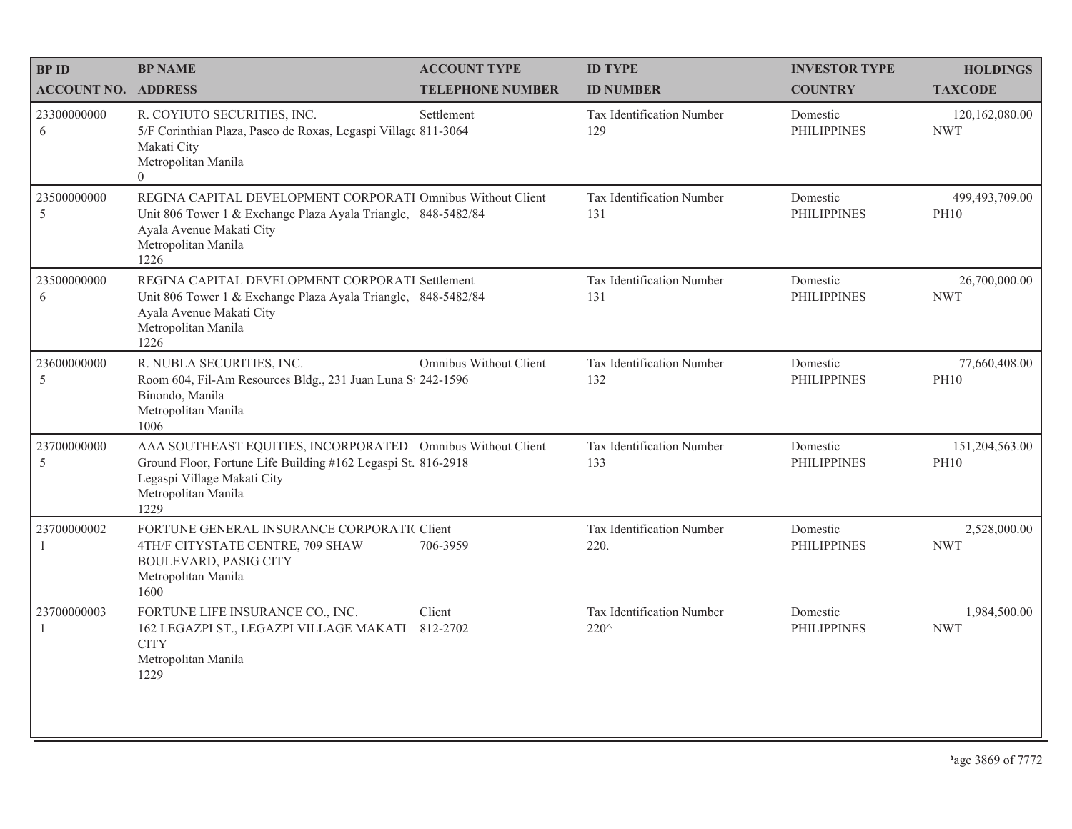| BP ID<br>ACCOUNT NO. | BP NAME<br>ADDRESS | ACCOUNT TYPE<br>TELEPHONE NUMBER | ID TYPE<br>ID NUMBER | INVESTOR TYPE<br>COUNTRY | HOLDINGS<br>TAXCODE |
|---|---|---|---|---|---|
| 23300000000<br>6 | R. COYIUTO SECURITIES, INC.<br>5/F Corinthian Plaza, Paseo de Roxas, Legaspi Villag<br>Makati City<br>Metropolitan Manila<br>0 | Settlement<br>811-3064 | Tax Identification Number<br>129 | Domestic<br>PHILIPPINES | 120,162,080.00<br>NWT |
| 23500000000<br>5 | REGINA CAPITAL DEVELOPMENT CORPORATI<br>Unit 806 Tower 1 & Exchange Plaza Ayala Triangle,<br>Ayala Avenue Makati City<br>Metropolitan Manila<br>1226 | Omnibus Without Client<br>848-5482/84 | Tax Identification Number<br>131 | Domestic<br>PHILIPPINES | 499,493,709.00<br>PH10 |
| 23500000000<br>6 | REGINA CAPITAL DEVELOPMENT CORPORATI<br>Unit 806 Tower 1 & Exchange Plaza Ayala Triangle,<br>Ayala Avenue Makati City<br>Metropolitan Manila<br>1226 | Settlement<br>848-5482/84 | Tax Identification Number<br>131 | Domestic<br>PHILIPPINES | 26,700,000.00<br>NWT |
| 23600000000<br>5 | R. NUBLA SECURITIES, INC.<br>Room 604, Fil-Am Resources Bldg., 231 Juan Luna S<br>Binondo, Manila<br>Metropolitan Manila<br>1006 | Omnibus Without Client<br>242-1596 | Tax Identification Number<br>132 | Domestic<br>PHILIPPINES | 77,660,408.00<br>PH10 |
| 23700000000<br>5 | AAA SOUTHEAST EQUITIES, INCORPORATED<br>Ground Floor, Fortune Life Building #162 Legaspi St.<br>Legaspi Village Makati City<br>Metropolitan Manila<br>1229 | Omnibus Without Client<br>816-2918 | Tax Identification Number<br>133 | Domestic<br>PHILIPPINES | 151,204,563.00<br>PH10 |
| 23700000002<br>1 | FORTUNE GENERAL INSURANCE CORPORATI(<br>4TH/F CITYSTATE CENTRE, 709 SHAW<br>BOULEVARD, PASIG CITY<br>Metropolitan Manila<br>1600 | Client<br>706-3959 | Tax Identification Number<br>220. | Domestic<br>PHILIPPINES | 2,528,000.00<br>NWT |
| 23700000003<br>1 | FORTUNE LIFE INSURANCE CO., INC.<br>162 LEGAZPI ST., LEGAZPI VILLAGE MAKATI<br>CITY<br>Metropolitan Manila<br>1229 | Client<br>812-2702 | Tax Identification Number<br>220^ | Domestic<br>PHILIPPINES | 1,984,500.00<br>NWT |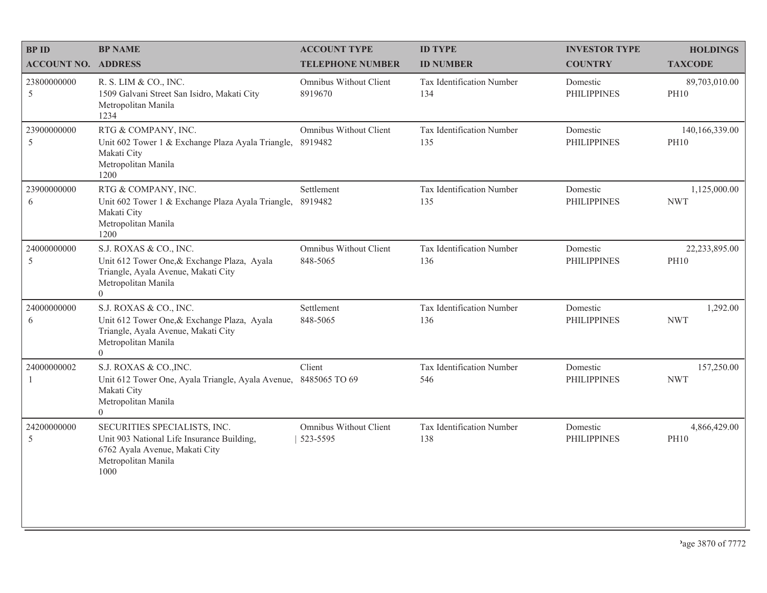| BP ID<br>ACCOUNT NO. | BP NAME<br>ADDRESS | ACCOUNT TYPE<br>TELEPHONE NUMBER | ID TYPE<br>ID NUMBER | INVESTOR TYPE<br>COUNTRY | HOLDINGS<br>TAXCODE |
|---|---|---|---|---|---|
| 23800000000<br>5 | R. S. LIM & CO., INC.<br>1509 Galvani Street San Isidro, Makati City<br>Metropolitan Manila<br>1234 | Omnibus Without Client<br>8919670 | Tax Identification Number<br>134 | Domestic<br>PHILIPPINES | 89,703,010.00<br>PH10 |
| 23900000000<br>5 | RTG & COMPANY, INC.<br>Unit 602 Tower 1 & Exchange Plaza Ayala Triangle, Makati City<br>Metropolitan Manila<br>1200 | Omnibus Without Client<br>8919482 | Tax Identification Number<br>135 | Domestic<br>PHILIPPINES | 140,166,339.00<br>PH10 |
| 23900000000<br>6 | RTG & COMPANY, INC.<br>Unit 602 Tower 1 & Exchange Plaza Ayala Triangle, Makati City<br>Metropolitan Manila<br>1200 | Settlement<br>8919482 | Tax Identification Number<br>135 | Domestic<br>PHILIPPINES | 1,125,000.00<br>NWT |
| 24000000000<br>5 | S.J. ROXAS & CO., INC.<br>Unit 612 Tower One,& Exchange Plaza, Ayala Triangle, Ayala Avenue, Makati City<br>Metropolitan Manila<br>0 | Omnibus Without Client<br>848-5065 | Tax Identification Number<br>136 | Domestic<br>PHILIPPINES | 22,233,895.00<br>PH10 |
| 24000000000<br>6 | S.J. ROXAS & CO., INC.<br>Unit 612 Tower One,& Exchange Plaza, Ayala Triangle, Ayala Avenue, Makati City<br>Metropolitan Manila<br>0 | Settlement<br>848-5065 | Tax Identification Number<br>136 | Domestic<br>PHILIPPINES | 1,292.00<br>NWT |
| 24000000002<br>1 | S.J. ROXAS & CO.,INC.<br>Unit 612 Tower One, Ayala Triangle, Ayala Avenue, Makati City<br>Metropolitan Manila<br>0 | Client<br>8485065 TO 69 | Tax Identification Number<br>546 | Domestic<br>PHILIPPINES | 157,250.00<br>NWT |
| 24200000000<br>5 | SECURITIES SPECIALISTS, INC.<br>Unit 903 National Life Insurance Building, 6762 Ayala Avenue, Makati City<br>Metropolitan Manila<br>1000 | Omnibus Without Client<br>523-5595 | Tax Identification Number<br>138 | Domestic<br>PHILIPPINES | 4,866,429.00<br>PH10 |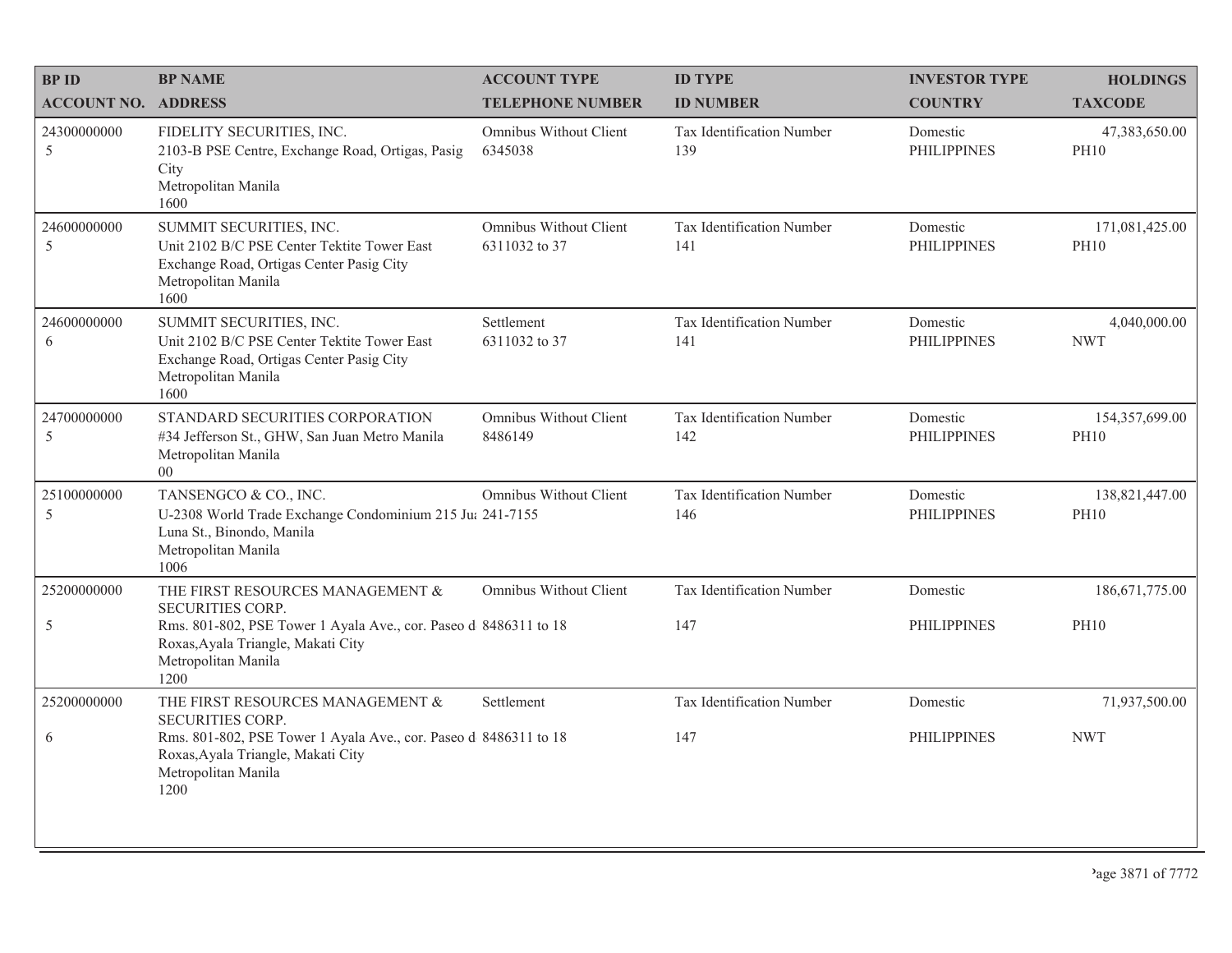| BP ID<br>ACCOUNT NO. | BP NAME<br>ADDRESS | ACCOUNT TYPE<br>TELEPHONE NUMBER | ID TYPE<br>ID NUMBER | INVESTOR TYPE<br>COUNTRY | HOLDINGS<br>TAXCODE |
|---|---|---|---|---|---|
| 24300000000<br>5 | FIDELITY SECURITIES, INC.<br>2103-B PSE Centre, Exchange Road, Ortigas, Pasig City<br>Metropolitan Manila<br>1600 | Omnibus Without Client<br>6345038 | Tax Identification Number<br>139 | Domestic<br>PHILIPPINES | 47,383,650.00<br>PH10 |
| 24600000000<br>5 | SUMMIT SECURITIES, INC.<br>Unit 2102 B/C PSE Center Tektite Tower East Exchange Road, Ortigas Center Pasig City<br>Metropolitan Manila<br>1600 | Omnibus Without Client<br>6311032 to 37 | Tax Identification Number<br>141 | Domestic<br>PHILIPPINES | 171,081,425.00<br>PH10 |
| 24600000000<br>6 | SUMMIT SECURITIES, INC.<br>Unit 2102 B/C PSE Center Tektite Tower East Exchange Road, Ortigas Center Pasig City<br>Metropolitan Manila<br>1600 | Settlement<br>6311032 to 37 | Tax Identification Number<br>141 | Domestic<br>PHILIPPINES | 4,040,000.00<br>NWT |
| 24700000000<br>5 | STANDARD SECURITIES CORPORATION<br>#34 Jefferson St., GHW, San Juan Metro Manila<br>Metropolitan Manila<br>00 | Omnibus Without Client<br>8486149 | Tax Identification Number<br>142 | Domestic<br>PHILIPPINES | 154,357,699.00<br>PH10 |
| 25100000000<br>5 | TANSENGCO & CO., INC.<br>U-2308 World Trade Exchange Condominium 215 Ju Luna St., Binondo, Manila<br>Metropolitan Manila<br>1006 | Omnibus Without Client<br>241-7155 | Tax Identification Number<br>146 | Domestic<br>PHILIPPINES | 138,821,447.00<br>PH10 |
| 25200000000<br>5 | THE FIRST RESOURCES MANAGEMENT & SECURITIES CORP.<br>Rms. 801-802, PSE Tower 1 Ayala Ave., cor. Paseo d Roxas,Ayala Triangle, Makati City<br>Metropolitan Manila<br>1200 | Omnibus Without Client<br>8486311 to 18 | Tax Identification Number<br>147 | Domestic<br>PHILIPPINES | 186,671,775.00<br>PH10 |
| 25200000000<br>6 | THE FIRST RESOURCES MANAGEMENT & SECURITIES CORP.<br>Rms. 801-802, PSE Tower 1 Ayala Ave., cor. Paseo d Roxas,Ayala Triangle, Makati City<br>Metropolitan Manila<br>1200 | Settlement<br>8486311 to 18 | Tax Identification Number<br>147 | Domestic<br>PHILIPPINES | 71,937,500.00<br>NWT |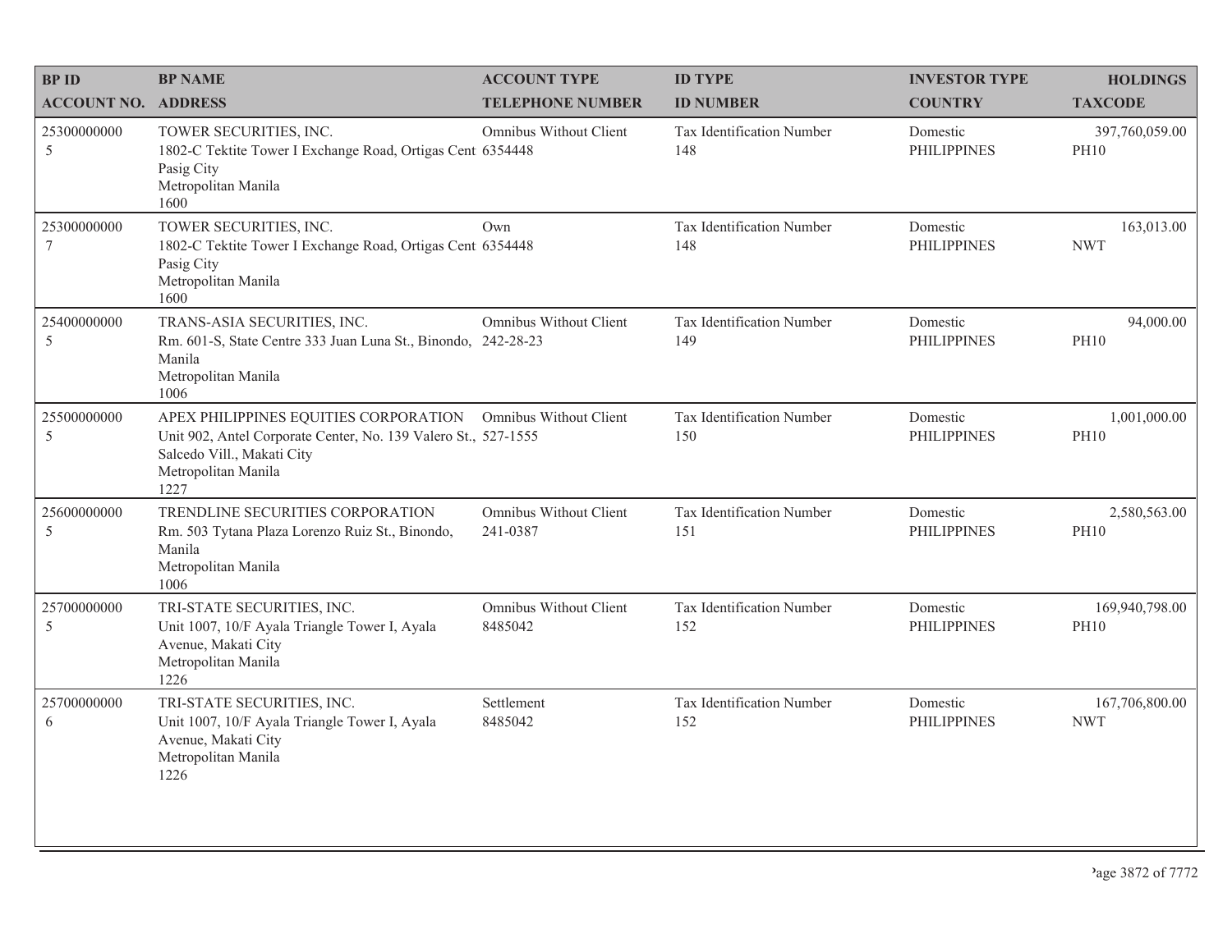| BP ID<br>ACCOUNT NO. | BP NAME<br>ADDRESS | ACCOUNT TYPE<br>TELEPHONE NUMBER | ID TYPE<br>ID NUMBER | INVESTOR TYPE<br>COUNTRY | HOLDINGS<br>TAXCODE |
|---|---|---|---|---|---|
| 25300000000<br>5 | TOWER SECURITIES, INC.<br>1802-C Tektite Tower I Exchange Road, Ortigas Cent<br>Pasig City<br>Metropolitan Manila<br>1600 | Omnibus Without Client<br>6354448 | Tax Identification Number<br>148 | Domestic<br>PHILIPPINES | 397,760,059.00<br>PH10 |
| 25300000000<br>7 | TOWER SECURITIES, INC.<br>1802-C Tektite Tower I Exchange Road, Ortigas Cent<br>Pasig City<br>Metropolitan Manila<br>1600 | Own<br>6354448 | Tax Identification Number<br>148 | Domestic<br>PHILIPPINES | 163,013.00<br>NWT |
| 25400000000<br>5 | TRANS-ASIA SECURITIES, INC.<br>Rm. 601-S, State Centre 333 Juan Luna St., Binondo,<br>Manila<br>Metropolitan Manila<br>1006 | Omnibus Without Client<br>242-28-23 | Tax Identification Number<br>149 | Domestic<br>PHILIPPINES | 94,000.00<br>PH10 |
| 25500000000<br>5 | APEX PHILIPPINES EQUITIES CORPORATION<br>Unit 902, Antel Corporate Center, No. 139 Valero St.,<br>Salcedo Vill., Makati City<br>Metropolitan Manila<br>1227 | Omnibus Without Client<br>527-1555 | Tax Identification Number<br>150 | Domestic<br>PHILIPPINES | 1,001,000.00<br>PH10 |
| 25600000000<br>5 | TRENDLINE SECURITIES CORPORATION<br>Rm. 503 Tytana Plaza Lorenzo Ruiz St., Binondo,<br>Manila<br>Metropolitan Manila<br>1006 | Omnibus Without Client<br>241-0387 | Tax Identification Number<br>151 | Domestic<br>PHILIPPINES | 2,580,563.00<br>PH10 |
| 25700000000<br>5 | TRI-STATE SECURITIES, INC.<br>Unit 1007, 10/F Ayala Triangle Tower I, Ayala<br>Avenue, Makati City<br>Metropolitan Manila<br>1226 | Omnibus Without Client<br>8485042 | Tax Identification Number<br>152 | Domestic<br>PHILIPPINES | 169,940,798.00<br>PH10 |
| 25700000000<br>6 | TRI-STATE SECURITIES, INC.<br>Unit 1007, 10/F Ayala Triangle Tower I, Ayala<br>Avenue, Makati City<br>Metropolitan Manila<br>1226 | Settlement<br>8485042 | Tax Identification Number<br>152 | Domestic<br>PHILIPPINES | 167,706,800.00<br>NWT |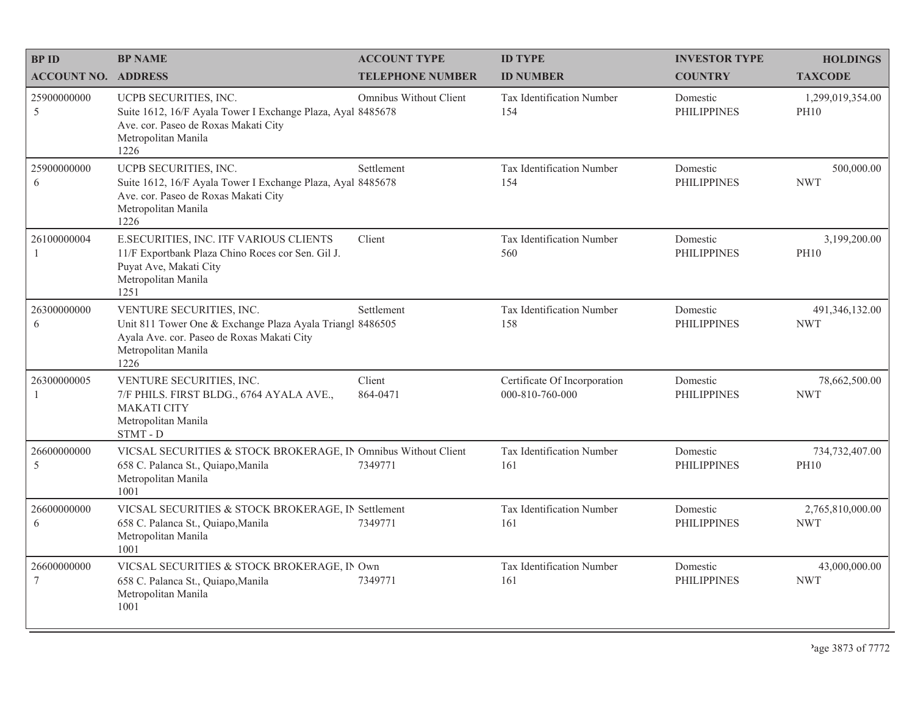| BP ID<br>ACCOUNT NO. | BP NAME<br>ADDRESS | ACCOUNT TYPE<br>TELEPHONE NUMBER | ID TYPE<br>ID NUMBER | INVESTOR TYPE<br>COUNTRY | HOLDINGS<br>TAXCODE |
|---|---|---|---|---|---|
| 25900000000<br>5 | UCPB SECURITIES, INC.<br>Suite 1612, 16/F Ayala Tower I Exchange Plaza, Ayal Ave. cor. Paseo de Roxas Makati City<br>Metropolitan Manila<br>1226 | Omnibus Without Client<br>8485678 | Tax Identification Number<br>154 | Domestic<br>PHILIPPINES | 1,299,019,354.00<br>PH10 |
| 25900000000<br>6 | UCPB SECURITIES, INC.<br>Suite 1612, 16/F Ayala Tower I Exchange Plaza, Ayal Ave. cor. Paseo de Roxas Makati City<br>Metropolitan Manila<br>1226 | Settlement<br>8485678 | Tax Identification Number<br>154 | Domestic<br>PHILIPPINES | 500,000.00<br>NWT |
| 26100000004<br>1 | E.SECURITIES, INC. ITF VARIOUS CLIENTS<br>11/F Exportbank Plaza Chino Roces cor Sen. Gil J. Puyat Ave, Makati City<br>Metropolitan Manila<br>1251 | Client | Tax Identification Number<br>560 | Domestic<br>PHILIPPINES | 3,199,200.00<br>PH10 |
| 26300000000<br>6 | VENTURE SECURITIES, INC.<br>Unit 811 Tower One & Exchange Plaza Ayala Triangl Ayala Ave. cor. Paseo de Roxas Makati City<br>Metropolitan Manila<br>1226 | Settlement<br>8486505 | Tax Identification Number<br>158 | Domestic<br>PHILIPPINES | 491,346,132.00<br>NWT |
| 26300000005<br>1 | VENTURE SECURITIES, INC.<br>7/F PHILS. FIRST BLDG., 6764 AYALA AVE., MAKATI CITY<br>Metropolitan Manila<br>STMT - D | Client<br>864-0471 | Certificate Of Incorporation<br>000-810-760-000 | Domestic<br>PHILIPPINES | 78,662,500.00<br>NWT |
| 26600000000<br>5 | VICSAL SECURITIES & STOCK BROKERAGE, IN<br>658 C. Palanca St., Quiapo,Manila<br>Metropolitan Manila<br>1001 | Omnibus Without Client<br>7349771 | Tax Identification Number<br>161 | Domestic<br>PHILIPPINES | 734,732,407.00<br>PH10 |
| 26600000000<br>6 | VICSAL SECURITIES & STOCK BROKERAGE, IN<br>658 C. Palanca St., Quiapo,Manila<br>Metropolitan Manila<br>1001 | Settlement<br>7349771 | Tax Identification Number<br>161 | Domestic<br>PHILIPPINES | 2,765,810,000.00<br>NWT |
| 26600000000<br>7 | VICSAL SECURITIES & STOCK BROKERAGE, IN<br>658 C. Palanca St., Quiapo,Manila<br>Metropolitan Manila<br>1001 | Own<br>7349771 | Tax Identification Number<br>161 | Domestic<br>PHILIPPINES | 43,000,000.00<br>NWT |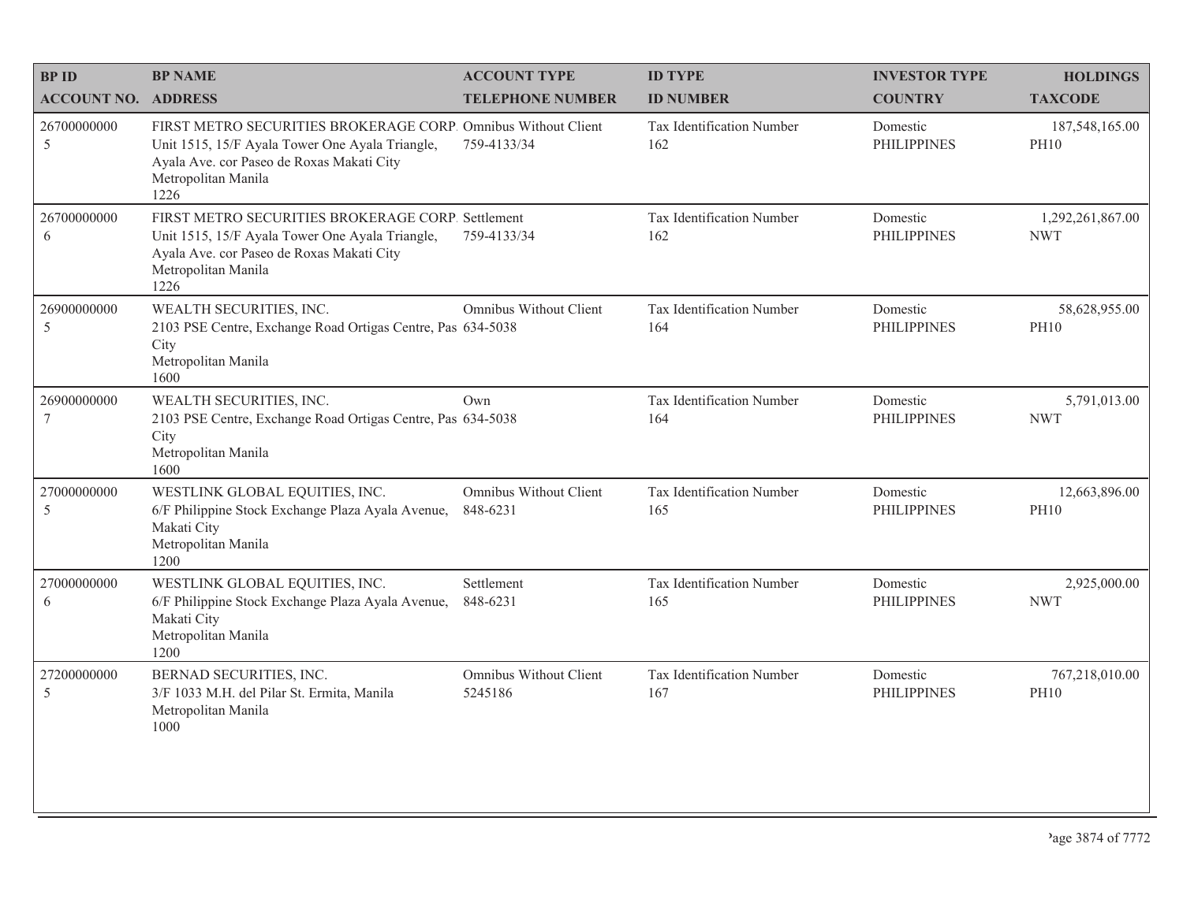| BP ID<br>ACCOUNT NO. | BP NAME<br>ADDRESS | ACCOUNT TYPE<br>TELEPHONE NUMBER | ID TYPE<br>ID NUMBER | INVESTOR TYPE<br>COUNTRY | HOLDINGS<br>TAXCODE |
|---|---|---|---|---|---|
| 26700000000<br>5 | FIRST METRO SECURITIES BROKERAGE CORP.<br>Unit 1515, 15/F Ayala Tower One Ayala Triangle, Ayala Ave. cor Paseo de Roxas Makati City<br>Metropolitan Manila<br>1226 | Omnibus Without Client<br>759-4133/34 | Tax Identification Number<br>162 | Domestic<br>PHILIPPINES | 187,548,165.00<br>PH10 |
| 26700000000<br>6 | FIRST METRO SECURITIES BROKERAGE CORP.<br>Unit 1515, 15/F Ayala Tower One Ayala Triangle, Ayala Ave. cor Paseo de Roxas Makati City<br>Metropolitan Manila<br>1226 | Settlement<br>759-4133/34 | Tax Identification Number<br>162 | Domestic<br>PHILIPPINES | 1,292,261,867.00<br>NWT |
| 26900000000<br>5 | WEALTH SECURITIES, INC.<br>2103 PSE Centre, Exchange Road Ortigas Centre, Pas City<br>Metropolitan Manila<br>1600 | Omnibus Without Client<br>634-5038 | Tax Identification Number<br>164 | Domestic<br>PHILIPPINES | 58,628,955.00<br>PH10 |
| 26900000000<br>7 | WEALTH SECURITIES, INC.<br>2103 PSE Centre, Exchange Road Ortigas Centre, Pas City<br>Metropolitan Manila<br>1600 | Own<br>634-5038 | Tax Identification Number<br>164 | Domestic<br>PHILIPPINES | 5,791,013.00<br>NWT |
| 27000000000<br>5 | WESTLINK GLOBAL EQUITIES, INC.<br>6/F Philippine Stock Exchange Plaza Ayala Avenue, Makati City<br>Metropolitan Manila<br>1200 | Omnibus Without Client<br>848-6231 | Tax Identification Number<br>165 | Domestic<br>PHILIPPINES | 12,663,896.00<br>PH10 |
| 27000000000<br>6 | WESTLINK GLOBAL EQUITIES, INC.<br>6/F Philippine Stock Exchange Plaza Ayala Avenue, Makati City<br>Metropolitan Manila<br>1200 | Settlement<br>848-6231 | Tax Identification Number<br>165 | Domestic<br>PHILIPPINES | 2,925,000.00<br>NWT |
| 27200000000<br>5 | BERNAD SECURITIES, INC.<br>3/F 1033 M.H. del Pilar St. Ermita, Manila<br>Metropolitan Manila<br>1000 | Omnibus Without Client<br>5245186 | Tax Identification Number<br>167 | Domestic<br>PHILIPPINES | 767,218,010.00<br>PH10 |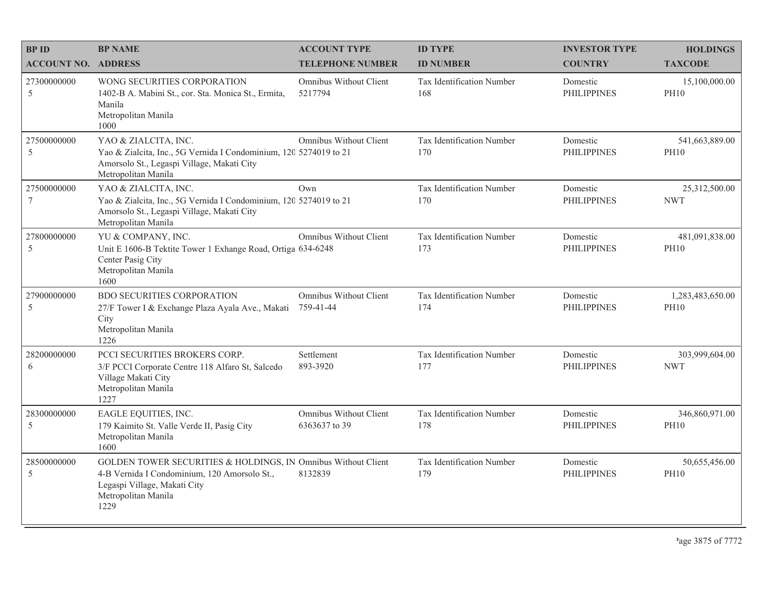| BP ID<br>ACCOUNT NO. | BP NAME<br>ADDRESS | ACCOUNT TYPE<br>TELEPHONE NUMBER | ID TYPE<br>ID NUMBER | INVESTOR TYPE<br>COUNTRY | HOLDINGS<br>TAXCODE |
|---|---|---|---|---|---|
| 27300000000<br>5 | WONG SECURITIES CORPORATION<br>1402-B A. Mabini St., cor. Sta. Monica St., Ermita, Manila<br>Metropolitan Manila<br>1000 | Omnibus Without Client<br>5217794 | Tax Identification Number<br>168 | Domestic<br>PHILIPPINES | 15,100,000.00<br>PH10 |
| 27500000000<br>5 | YAO & ZIALCITA, INC.<br>Yao & Zialcita, Inc., 5G Vernida I Condominium, 120 Amorsolo St., Legaspi Village, Makati City<br>Metropolitan Manila | Omnibus Without Client<br>5274019 to 21 | Tax Identification Number<br>170 | Domestic<br>PHILIPPINES | 541,663,889.00<br>PH10 |
| 27500000000<br>7 | YAO & ZIALCITA, INC.<br>Yao & Zialcita, Inc., 5G Vernida I Condominium, 120 Amorsolo St., Legaspi Village, Makati City<br>Metropolitan Manila | Own<br>5274019 to 21 | Tax Identification Number<br>170 | Domestic<br>PHILIPPINES | 25,312,500.00<br>NWT |
| 27800000000<br>5 | YU & COMPANY, INC.<br>Unit E 1606-B Tektite Tower 1 Exhange Road, Ortiga Center Pasig City<br>Metropolitan Manila<br>1600 | Omnibus Without Client<br>634-6248 | Tax Identification Number<br>173 | Domestic<br>PHILIPPINES | 481,091,838.00<br>PH10 |
| 27900000000<br>5 | BDO SECURITIES CORPORATION<br>27/F Tower I & Exchange Plaza Ayala Ave., Makati City<br>Metropolitan Manila<br>1226 | Omnibus Without Client<br>759-41-44 | Tax Identification Number<br>174 | Domestic<br>PHILIPPINES | 1,283,483,650.00<br>PH10 |
| 28200000000<br>6 | PCCI SECURITIES BROKERS CORP.<br>3/F PCCI Corporate Centre 118 Alfaro St, Salcedo Village Makati City<br>Metropolitan Manila<br>1227 | Settlement<br>893-3920 | Tax Identification Number<br>177 | Domestic<br>PHILIPPINES | 303,999,604.00<br>NWT |
| 28300000000<br>5 | EAGLE EQUITIES, INC.<br>179 Kaimito St. Valle Verde II, Pasig City<br>Metropolitan Manila<br>1600 | Omnibus Without Client<br>6363637 to 39 | Tax Identification Number<br>178 | Domestic<br>PHILIPPINES | 346,860,971.00<br>PH10 |
| 28500000000<br>5 | GOLDEN TOWER SECURITIES & HOLDINGS, IN<br>4-B Vernida I Condominium, 120 Amorsolo St., Legaspi Village, Makati City<br>Metropolitan Manila<br>1229 | Omnibus Without Client<br>8132839 | Tax Identification Number<br>179 | Domestic<br>PHILIPPINES | 50,655,456.00<br>PH10 |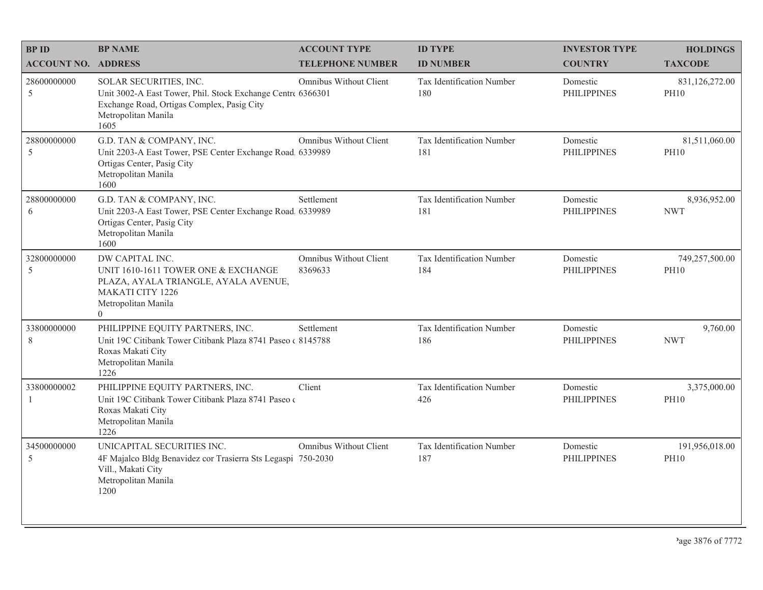| BP ID<br>ACCOUNT NO. | BP NAME<br>ADDRESS | ACCOUNT TYPE<br>TELEPHONE NUMBER | ID TYPE<br>ID NUMBER | INVESTOR TYPE<br>COUNTRY | HOLDINGS<br>TAXCODE |
|---|---|---|---|---|---|
| 28600000000<br>5 | SOLAR SECURITIES, INC.<br>Unit 3002-A East Tower, Phil. Stock Exchange Centre Exchange Road, Ortigas Complex, Pasig City<br>Metropolitan Manila<br>1605 | Omnibus Without Client<br>6366301 | Tax Identification Number<br>180 | Domestic<br>PHILIPPINES | 831,126,272.00<br>PH10 |
| 28800000000<br>5 | G.D. TAN & COMPANY, INC.<br>Unit 2203-A East Tower, PSE Center Exchange Road, Ortigas Center, Pasig City<br>Metropolitan Manila<br>1600 | Omnibus Without Client<br>6339989 | Tax Identification Number<br>181 | Domestic<br>PHILIPPINES | 81,511,060.00<br>PH10 |
| 28800000000<br>6 | G.D. TAN & COMPANY, INC.<br>Unit 2203-A East Tower, PSE Center Exchange Road, Ortigas Center, Pasig City<br>Metropolitan Manila<br>1600 | Settlement<br>6339989 | Tax Identification Number<br>181 | Domestic<br>PHILIPPINES | 8,936,952.00<br>NWT |
| 32800000000<br>5 | DW CAPITAL INC.<br>UNIT 1610-1611 TOWER ONE & EXCHANGE PLAZA, AYALA TRIANGLE, AYALA AVENUE, MAKATI CITY 1226<br>Metropolitan Manila<br>0 | Omnibus Without Client<br>8369633 | Tax Identification Number<br>184 | Domestic<br>PHILIPPINES | 749,257,500.00<br>PH10 |
| 33800000000<br>8 | PHILIPPINE EQUITY PARTNERS, INC.<br>Unit 19C Citibank Tower Citibank Plaza 8741 Paseo de Roxas Makati City<br>Metropolitan Manila<br>1226 | Settlement<br>8145788 | Tax Identification Number<br>186 | Domestic<br>PHILIPPINES | 9,760.00<br>NWT |
| 33800000002<br>1 | PHILIPPINE EQUITY PARTNERS, INC.<br>Unit 19C Citibank Tower Citibank Plaza 8741 Paseo de Roxas Makati City<br>Metropolitan Manila<br>1226 | Client | Tax Identification Number<br>426 | Domestic<br>PHILIPPINES | 3,375,000.00<br>PH10 |
| 34500000000<br>5 | UNICAPITAL SECURITIES INC.<br>4F Majalco Bldg Benavidez cor Trasierra Sts Legaspi Vill., Makati City<br>Metropolitan Manila<br>1200 | Omnibus Without Client<br>750-2030 | Tax Identification Number<br>187 | Domestic<br>PHILIPPINES | 191,956,018.00<br>PH10 |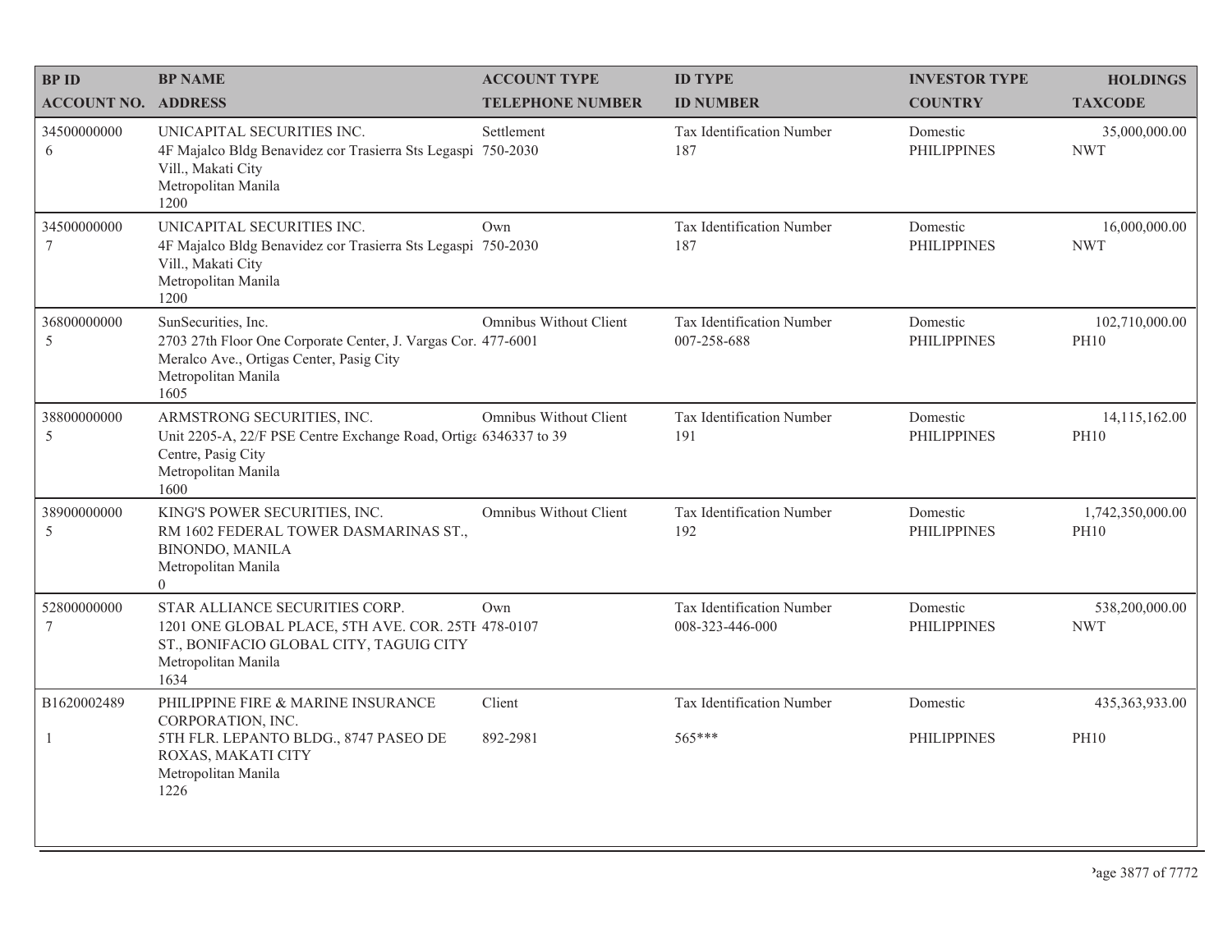| BP ID<br>ACCOUNT NO. | BP NAME<br>ADDRESS | ACCOUNT TYPE<br>TELEPHONE NUMBER | ID TYPE<br>ID NUMBER | INVESTOR TYPE<br>COUNTRY | HOLDINGS<br>TAXCODE |
|---|---|---|---|---|---|
| 34500000000<br>6 | UNICAPITAL SECURITIES INC.<br>4F Majalco Bldg Benavidez cor Trasierra Sts Legaspi Vill., Makati City<br>Metropolitan Manila<br>1200 | Settlement<br>750-2030 | Tax Identification Number<br>187 | Domestic<br>PHILIPPINES | 35,000,000.00<br>NWT |
| 34500000000<br>7 | UNICAPITAL SECURITIES INC.<br>4F Majalco Bldg Benavidez cor Trasierra Sts Legaspi Vill., Makati City<br>Metropolitan Manila<br>1200 | Own<br>750-2030 | Tax Identification Number<br>187 | Domestic<br>PHILIPPINES | 16,000,000.00<br>NWT |
| 36800000000<br>5 | SunSecurities, Inc.<br>2703 27th Floor One Corporate Center, J. Vargas Cor. Meralco Ave., Ortigas Center, Pasig City<br>Metropolitan Manila<br>1605 | Omnibus Without Client<br>477-6001 | Tax Identification Number<br>007-258-688 | Domestic<br>PHILIPPINES | 102,710,000.00<br>PH10 |
| 38800000000<br>5 | ARMSTRONG SECURITIES, INC.<br>Unit 2205-A, 22/F PSE Centre Exchange Road, Ortiga Centre, Pasig City<br>Metropolitan Manila<br>1600 | Omnibus Without Client<br>6346337 to 39 | Tax Identification Number<br>191 | Domestic<br>PHILIPPINES | 14,115,162.00<br>PH10 |
| 38900000000<br>5 | KING'S POWER SECURITIES, INC.<br>RM 1602 FEDERAL TOWER DASMARINAS ST., BINONDO, MANILA<br>Metropolitan Manila<br>0 | Omnibus Without Client | Tax Identification Number<br>192 | Domestic<br>PHILIPPINES | 1,742,350,000.00<br>PH10 |
| 52800000000<br>7 | STAR ALLIANCE SECURITIES CORP.<br>1201 ONE GLOBAL PLACE, 5TH AVE. COR. 25TH ST., BONIFACIO GLOBAL CITY, TAGUIG CITY<br>Metropolitan Manila<br>1634 | Own<br>478-0107 | Tax Identification Number<br>008-323-446-000 | Domestic<br>PHILIPPINES | 538,200,000.00<br>NWT |
| B1620002489<br>1 | PHILIPPINE FIRE & MARINE INSURANCE CORPORATION, INC.<br>5TH FLR. LEPANTO BLDG., 8747 PASEO DE ROXAS, MAKATI CITY<br>Metropolitan Manila<br>1226 | Client<br>892-2981 | Tax Identification Number<br>565*** | Domestic<br>PHILIPPINES | 435,363,933.00<br>PH10 |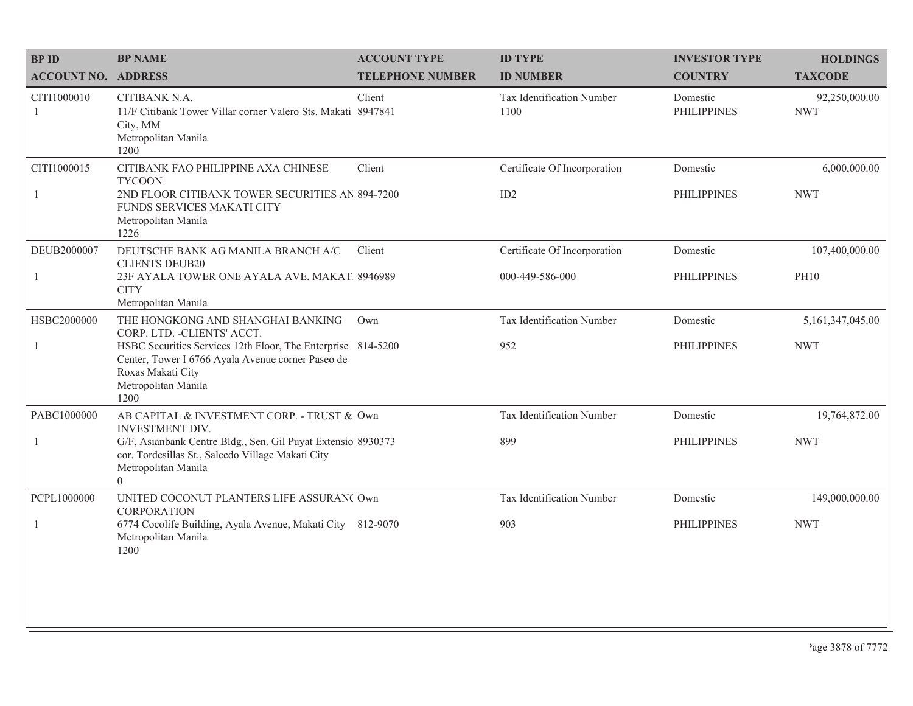| BP ID<br>ACCOUNT NO. | BP NAME<br>ADDRESS | ACCOUNT TYPE<br>TELEPHONE NUMBER | ID TYPE<br>ID NUMBER | INVESTOR TYPE<br>COUNTRY | HOLDINGS<br>TAXCODE |
|---|---|---|---|---|---|
| CITI1000010<br>1 | CITIBANK N.A.<br>11/F Citibank Tower Villar corner Valero Sts. Makati City, MM<br>Metropolitan Manila<br>1200 | Client<br>8947841 | Tax Identification Number<br>1100 | Domestic<br>PHILIPPINES | 92,250,000.00<br>NWT |
| CITI1000015<br>1 | CITIBANK FAO PHILIPPINE AXA CHINESE TYCOON<br>2ND FLOOR CITIBANK TOWER SECURITIES AN FUNDS SERVICES MAKATI CITY<br>Metropolitan Manila<br>1226 | Client<br>894-7200 | Certificate Of Incorporation<br>ID2 | Domestic<br>PHILIPPINES | 6,000,000.00<br>NWT |
| DEUB2000007<br>1 | DEUTSCHE BANK AG MANILA BRANCH A/C CLIENTS DEUB20<br>23F AYALA TOWER ONE AYALA AVE. MAKAT CITY<br>Metropolitan Manila | Client<br>8946989 | Certificate Of Incorporation<br>000-449-586-000 | Domestic<br>PHILIPPINES | 107,400,000.00<br>PH10 |
| HSBC2000000<br>1 | THE HONGKONG AND SHANGHAI BANKING CORP. LTD. -CLIENTS' ACCT.<br>HSBC Securities Services 12th Floor, The Enterprise Center, Tower I 6766 Ayala Avenue corner Paseo de Roxas Makati City<br>Metropolitan Manila<br>1200 | Own<br>814-5200 | Tax Identification Number<br>952 | Domestic<br>PHILIPPINES | 5,161,347,045.00<br>NWT |
| PABC1000000<br>1 | AB CAPITAL & INVESTMENT CORP. - TRUST & INVESTMENT DIV.<br>G/F, Asianbank Centre Bldg., Sen. Gil Puyat Extensio cor. Tordesillas St., Salcedo Village Makati City<br>Metropolitan Manila<br>0 | Own<br>8930373 | Tax Identification Number<br>899 | Domestic<br>PHILIPPINES | 19,764,872.00<br>NWT |
| PCPL1000000<br>1 | UNITED COCONUT PLANTERS LIFE ASSURANC CORPORATION<br>6774 Cocolife Building, Ayala Avenue, Makati City<br>Metropolitan Manila<br>1200 | Own<br>812-9070 | Tax Identification Number<br>903 | Domestic<br>PHILIPPINES | 149,000,000.00<br>NWT |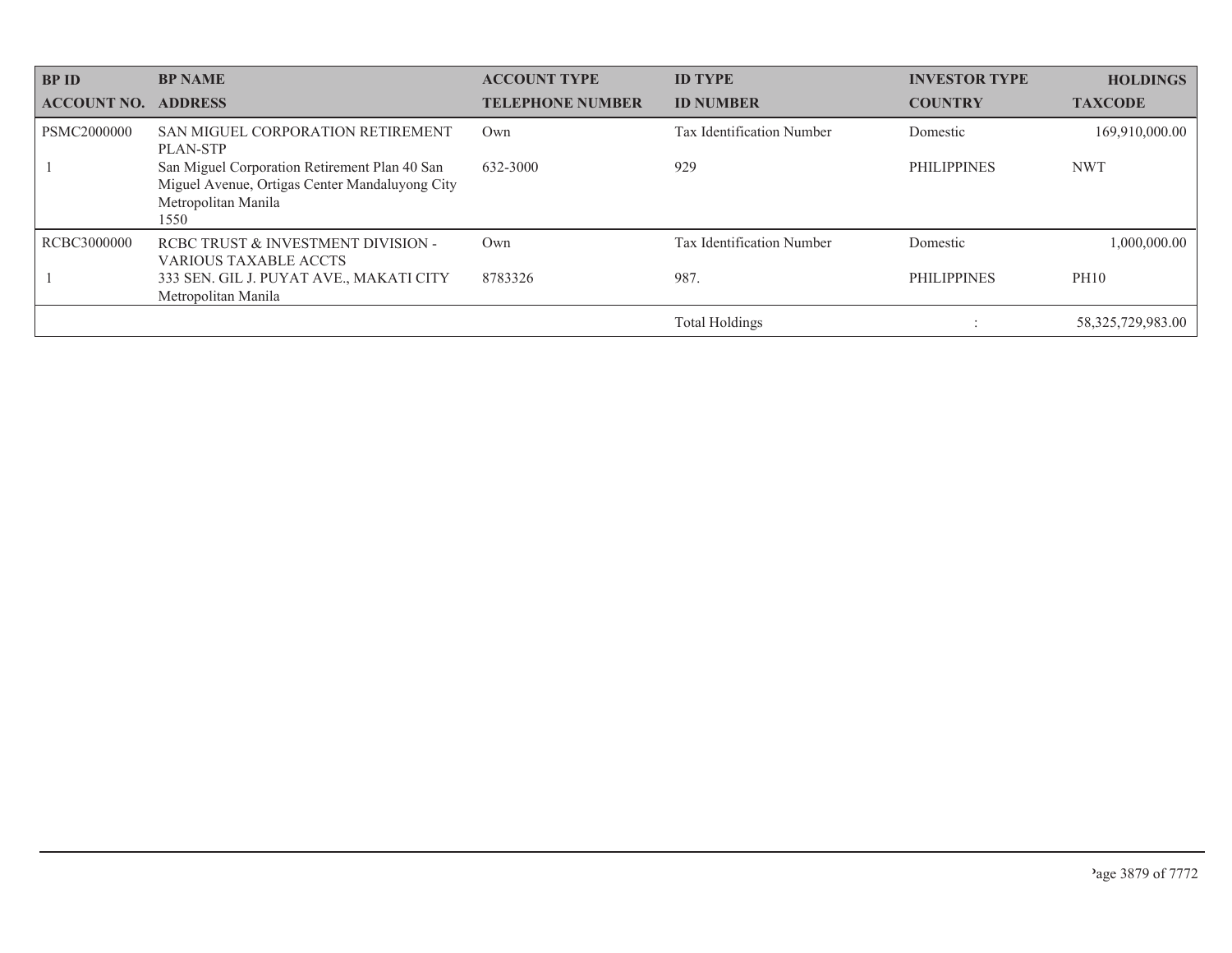| BP ID<br>ACCOUNT NO. | BP NAME<br>ADDRESS | ACCOUNT TYPE<br>TELEPHONE NUMBER | ID TYPE<br>ID NUMBER | INVESTOR TYPE<br>COUNTRY | HOLDINGS<br>TAXCODE |
|---|---|---|---|---|---|
| PSMC2000000<br>1 | SAN MIGUEL CORPORATION RETIREMENT PLAN-STP<br>San Miguel Corporation Retirement Plan 40 San Miguel Avenue, Ortigas Center Mandaluyong City Metropolitan Manila 1550 | Own<br>632-3000 | Tax Identification Number<br>929 | Domestic<br>PHILIPPINES | 169,910,000.00<br>NWT |
| RCBC3000000<br>1 | RCBC TRUST & INVESTMENT DIVISION - VARIOUS TAXABLE ACCTS<br>333 SEN. GIL J. PUYAT AVE., MAKATI CITY Metropolitan Manila | Own<br>8783326 | Tax Identification Number<br>987. | Domestic<br>PHILIPPINES | 1,000,000.00<br>PH10 |
| | | | Total Holdings | : | 58,325,729,983.00 |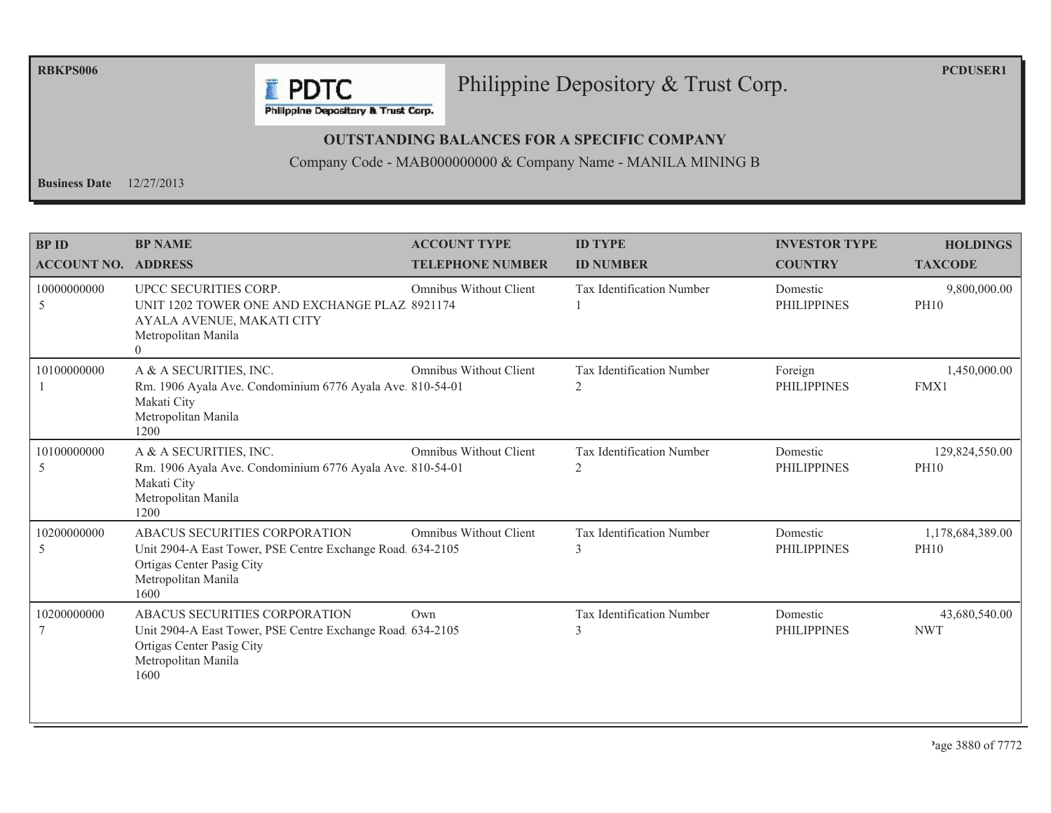RBKPS006

# Philippine Depository & Trust Corp.

PCDUSER1

## OUTSTANDING BALANCES FOR A SPECIFIC COMPANY

Company Code - MAB000000000 & Company Name - MANILA MINING B

**Business Date** 12/27/2013

| BP ID<br>ACCOUNT NO. | BP NAME<br>ADDRESS | ACCOUNT TYPE<br>TELEPHONE NUMBER | ID TYPE<br>ID NUMBER | INVESTOR TYPE<br>COUNTRY | HOLDINGS<br>TAXCODE |
|---|---|---|---|---|---|
| 10000000000<br>5 | UPCC SECURITIES CORP.<br>UNIT 1202 TOWER ONE AND EXCHANGE PLAZ<br>AYALA AVENUE, MAKATI CITY<br>Metropolitan Manila<br>0 | Omnibus Without Client<br>8921174 | Tax Identification Number<br>1 | Domestic<br>PHILIPPINES | 9,800,000.00<br>PH10 |
| 10100000000<br>1 | A & A SECURITIES, INC.<br>Rm. 1906 Ayala Ave. Condominium 6776 Ayala Ave.<br>Makati City<br>Metropolitan Manila<br>1200 | Omnibus Without Client<br>810-54-01 | Tax Identification Number<br>2 | Foreign<br>PHILIPPINES | 1,450,000.00<br>FMX1 |
| 10100000000<br>5 | A & A SECURITIES, INC.<br>Rm. 1906 Ayala Ave. Condominium 6776 Ayala Ave.<br>Makati City<br>Metropolitan Manila<br>1200 | Omnibus Without Client<br>810-54-01 | Tax Identification Number<br>2 | Domestic<br>PHILIPPINES | 129,824,550.00<br>PH10 |
| 10200000000<br>5 | ABACUS SECURITIES CORPORATION<br>Unit 2904-A East Tower, PSE Centre Exchange Road<br>Ortigas Center Pasig City<br>Metropolitan Manila<br>1600 | Omnibus Without Client<br>634-2105 | Tax Identification Number<br>3 | Domestic<br>PHILIPPINES | 1,178,684,389.00<br>PH10 |
| 10200000000<br>7 | ABACUS SECURITIES CORPORATION<br>Unit 2904-A East Tower, PSE Centre Exchange Road<br>Ortigas Center Pasig City<br>Metropolitan Manila<br>1600 | Own<br>634-2105 | Tax Identification Number<br>3 | Domestic<br>PHILIPPINES | 43,680,540.00<br>NWT |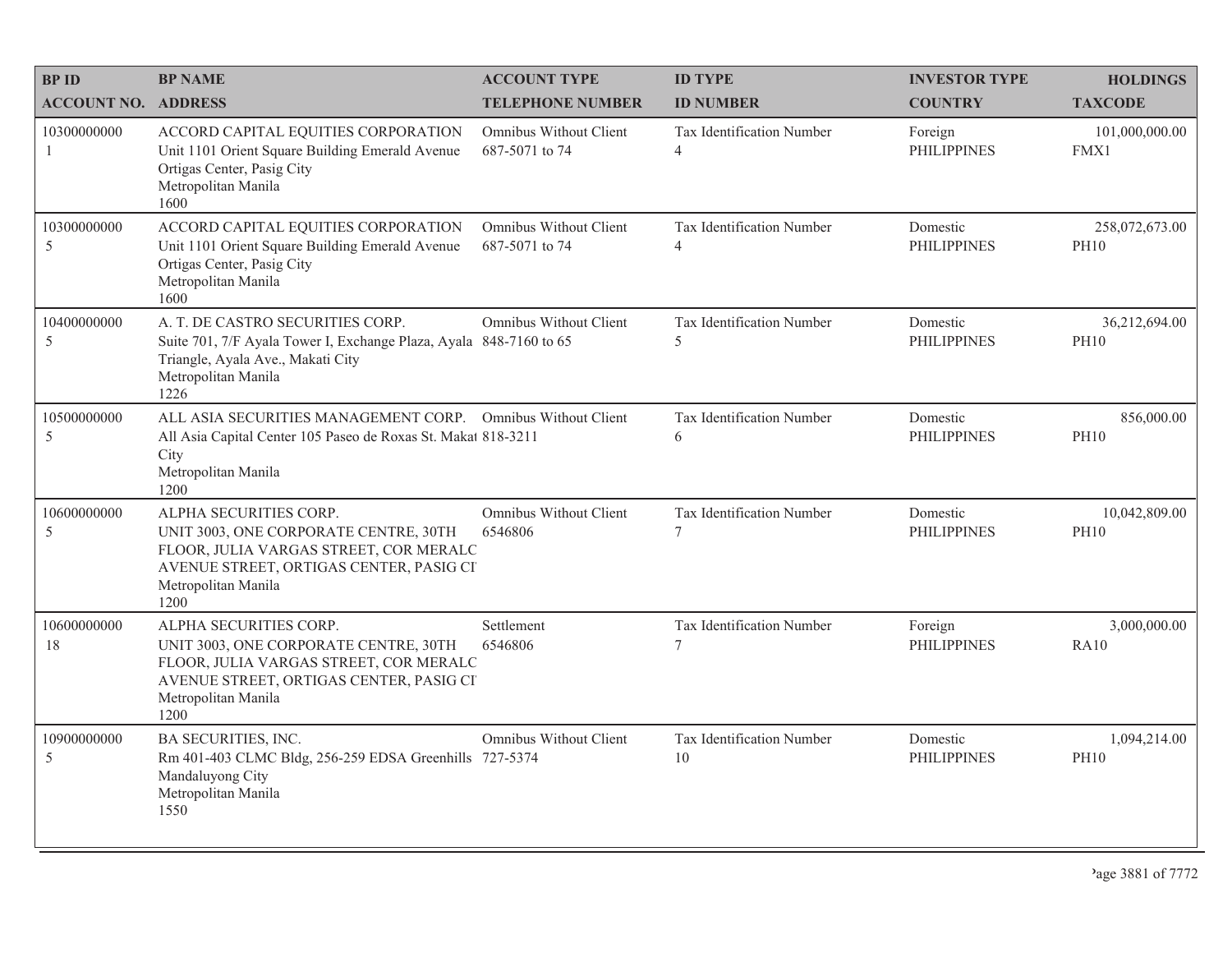| BP ID<br>ACCOUNT NO. | BP NAME<br>ADDRESS | ACCOUNT TYPE<br>TELEPHONE NUMBER | ID TYPE<br>ID NUMBER | INVESTOR TYPE<br>COUNTRY | HOLDINGS<br>TAXCODE |
|---|---|---|---|---|---|
| 10300000000<br>1 | ACCORD CAPITAL EQUITIES CORPORATION<br>Unit 1101 Orient Square Building Emerald Avenue Ortigas Center, Pasig City<br>Metropolitan Manila<br>1600 | Omnibus Without Client<br>687-5071 to 74 | Tax Identification Number<br>4 | Foreign<br>PHILIPPINES | 101,000,000.00<br>FMX1 |
| 10300000000<br>5 | ACCORD CAPITAL EQUITIES CORPORATION<br>Unit 1101 Orient Square Building Emerald Avenue Ortigas Center, Pasig City<br>Metropolitan Manila<br>1600 | Omnibus Without Client<br>687-5071 to 74 | Tax Identification Number<br>4 | Domestic<br>PHILIPPINES | 258,072,673.00<br>PH10 |
| 10400000000<br>5 | A. T. DE CASTRO SECURITIES CORP.<br>Suite 701, 7/F Ayala Tower I, Exchange Plaza, Ayala Triangle, Ayala Ave., Makati City<br>Metropolitan Manila<br>1226 | Omnibus Without Client<br>848-7160 to 65 | Tax Identification Number<br>5 | Domestic<br>PHILIPPINES | 36,212,694.00<br>PH10 |
| 10500000000<br>5 | ALL ASIA SECURITIES MANAGEMENT CORP.<br>All Asia Capital Center 105 Paseo de Roxas St. Makat City<br>Metropolitan Manila<br>1200 | Omnibus Without Client<br>818-3211 | Tax Identification Number<br>6 | Domestic<br>PHILIPPINES | 856,000.00<br>PH10 |
| 10600000000<br>5 | ALPHA SECURITIES CORP.<br>UNIT 3003, ONE CORPORATE CENTRE, 30TH FLOOR, JULIA VARGAS STREET, COR MERALC AVENUE STREET, ORTIGAS CENTER, PASIG CI<br>Metropolitan Manila<br>1200 | Omnibus Without Client<br>6546806 | Tax Identification Number<br>7 | Domestic<br>PHILIPPINES | 10,042,809.00<br>PH10 |
| 10600000000<br>18 | ALPHA SECURITIES CORP.<br>UNIT 3003, ONE CORPORATE CENTRE, 30TH FLOOR, JULIA VARGAS STREET, COR MERALC AVENUE STREET, ORTIGAS CENTER, PASIG CI<br>Metropolitan Manila<br>1200 | Settlement<br>6546806 | Tax Identification Number<br>7 | Foreign<br>PHILIPPINES | 3,000,000.00<br>RA10 |
| 10900000000<br>5 | BA SECURITIES, INC.<br>Rm 401-403 CLMC Bldg, 256-259 EDSA Greenhills Mandaluyong City<br>Metropolitan Manila<br>1550 | Omnibus Without Client<br>727-5374 | Tax Identification Number<br>10 | Domestic<br>PHILIPPINES | 1,094,214.00<br>PH10 |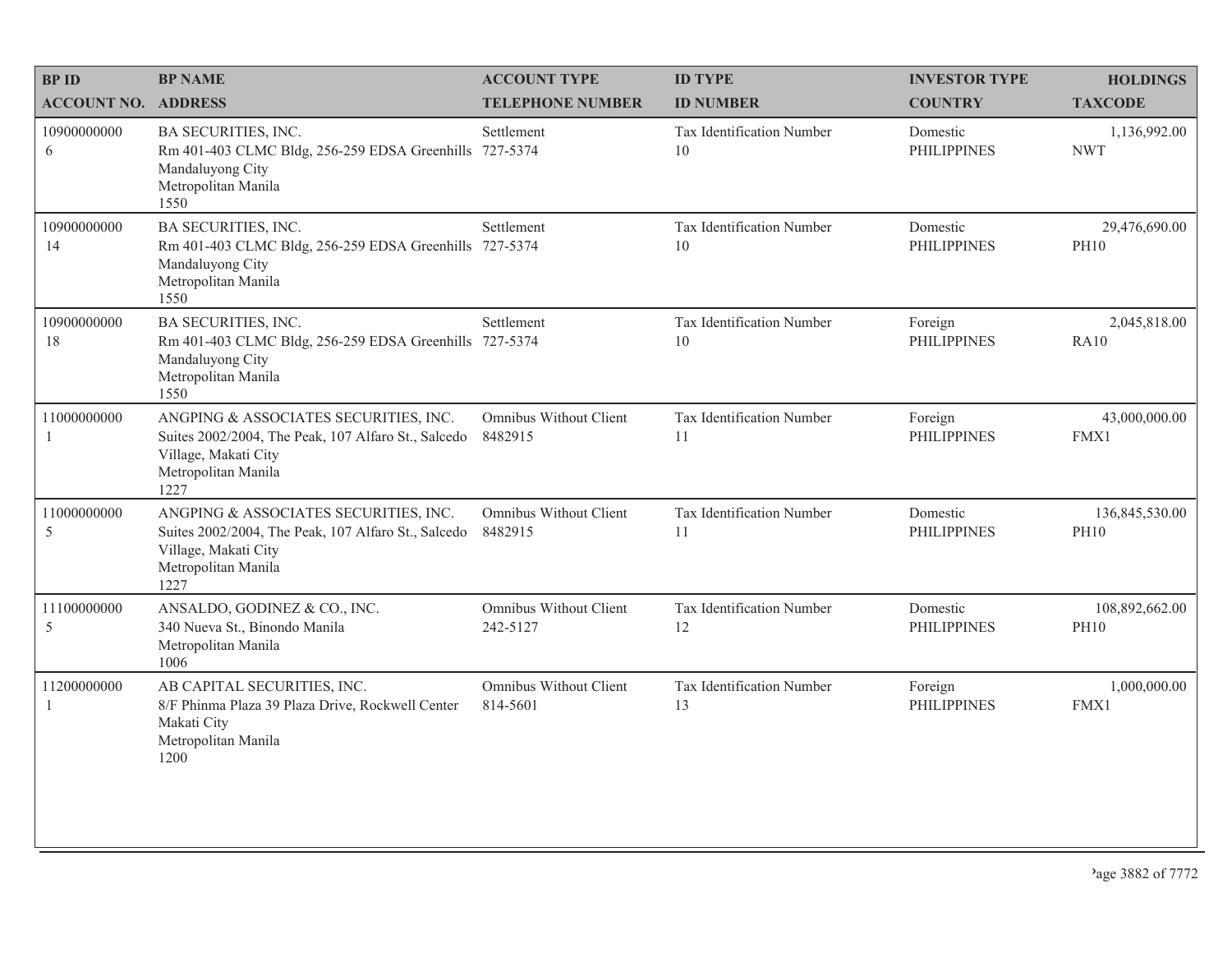| BP ID<br>ACCOUNT NO. | BP NAME<br>ADDRESS | ACCOUNT TYPE<br>TELEPHONE NUMBER | ID TYPE<br>ID NUMBER | INVESTOR TYPE<br>COUNTRY | HOLDINGS<br>TAXCODE |
|---|---|---|---|---|---|
| 10900000000<br>6 | BA SECURITIES, INC.<br>Rm 401-403 CLMC Bldg, 256-259 EDSA Greenhills<br>Mandaluyong City<br>Metropolitan Manila<br>1550 | Settlement<br>727-5374 | Tax Identification Number<br>10 | Domestic<br>PHILIPPINES | 1,136,992.00<br>NWT |
| 10900000000<br>14 | BA SECURITIES, INC.<br>Rm 401-403 CLMC Bldg, 256-259 EDSA Greenhills<br>Mandaluyong City<br>Metropolitan Manila<br>1550 | Settlement<br>727-5374 | Tax Identification Number<br>10 | Domestic<br>PHILIPPINES | 29,476,690.00<br>PH10 |
| 10900000000<br>18 | BA SECURITIES, INC.<br>Rm 401-403 CLMC Bldg, 256-259 EDSA Greenhills<br>Mandaluyong City<br>Metropolitan Manila<br>1550 | Settlement<br>727-5374 | Tax Identification Number<br>10 | Foreign<br>PHILIPPINES | 2,045,818.00<br>RA10 |
| 11000000000<br>1 | ANGPING & ASSOCIATES SECURITIES, INC.<br>Suites 2002/2004, The Peak, 107 Alfaro St., Salcedo Village, Makati City<br>Metropolitan Manila<br>1227 | Omnibus Without Client<br>8482915 | Tax Identification Number<br>11 | Foreign<br>PHILIPPINES | 43,000,000.00<br>FMX1 |
| 11000000000<br>5 | ANGPING & ASSOCIATES SECURITIES, INC.<br>Suites 2002/2004, The Peak, 107 Alfaro St., Salcedo Village, Makati City<br>Metropolitan Manila<br>1227 | Omnibus Without Client<br>8482915 | Tax Identification Number<br>11 | Domestic<br>PHILIPPINES | 136,845,530.00<br>PH10 |
| 11100000000<br>5 | ANSALDO, GODINEZ & CO., INC.<br>340 Nueva St., Binondo Manila<br>Metropolitan Manila<br>1006 | Omnibus Without Client<br>242-5127 | Tax Identification Number<br>12 | Domestic<br>PHILIPPINES | 108,892,662.00<br>PH10 |
| 11200000000<br>1 | AB CAPITAL SECURITIES, INC.<br>8/F Phinma Plaza 39 Plaza Drive, Rockwell Center<br>Makati City<br>Metropolitan Manila<br>1200 | Omnibus Without Client<br>814-5601 | Tax Identification Number<br>13 | Foreign<br>PHILIPPINES | 1,000,000.00<br>FMX1 |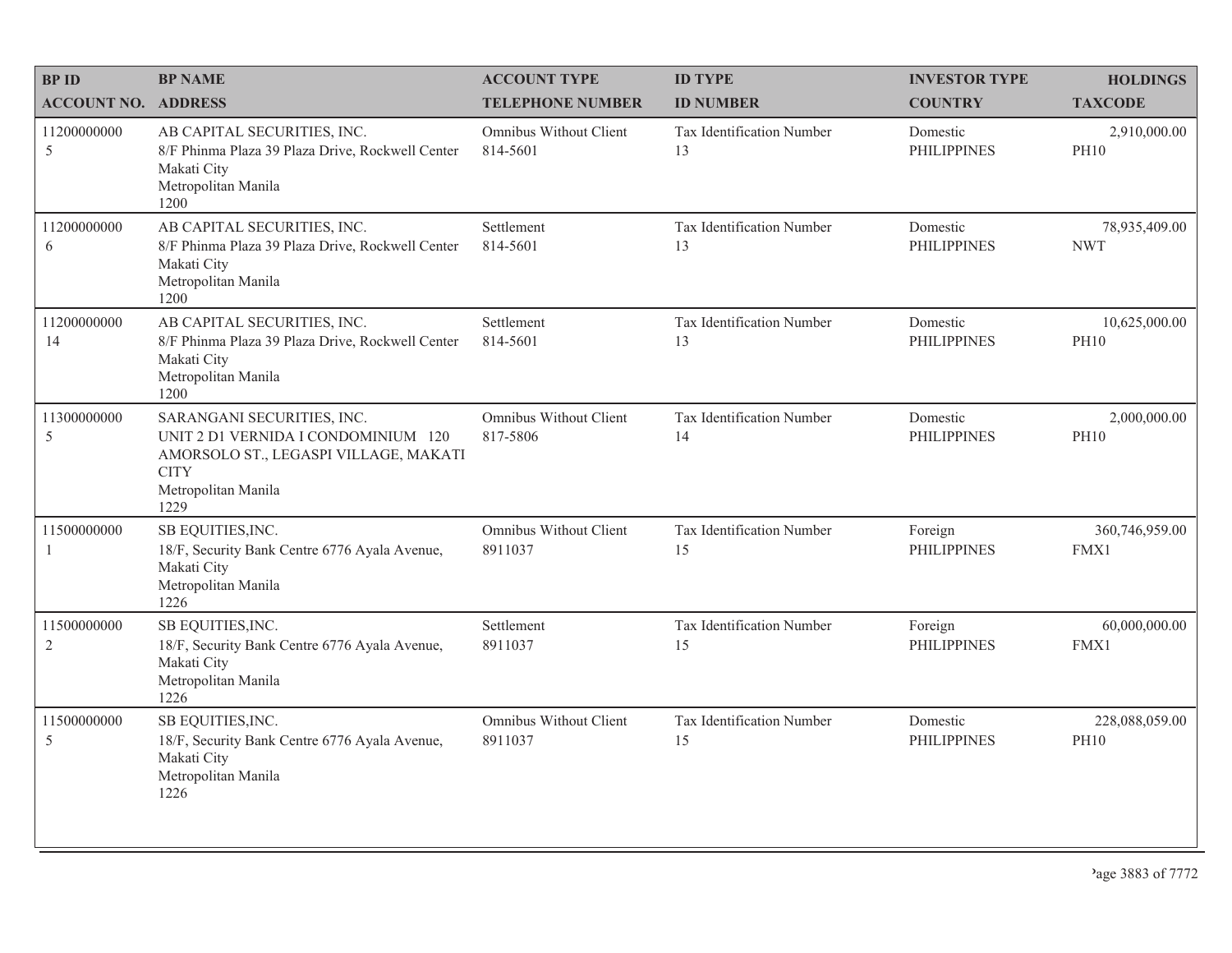| BP ID<br>ACCOUNT NO. | BP NAME<br>ADDRESS | ACCOUNT TYPE<br>TELEPHONE NUMBER | ID TYPE<br>ID NUMBER | INVESTOR TYPE<br>COUNTRY | HOLDINGS<br>TAXCODE |
|---|---|---|---|---|---|
| 11200000000<br>5 | AB CAPITAL SECURITIES, INC.<br>8/F Phinma Plaza 39 Plaza Drive, Rockwell Center<br>Makati City<br>Metropolitan Manila<br>1200 | Omnibus Without Client<br>814-5601 | Tax Identification Number<br>13 | Domestic<br>PHILIPPINES | 2,910,000.00<br>PH10 |
| 11200000000<br>6 | AB CAPITAL SECURITIES, INC.<br>8/F Phinma Plaza 39 Plaza Drive, Rockwell Center<br>Makati City<br>Metropolitan Manila<br>1200 | Settlement<br>814-5601 | Tax Identification Number<br>13 | Domestic<br>PHILIPPINES | 78,935,409.00<br>NWT |
| 11200000000<br>14 | AB CAPITAL SECURITIES, INC.<br>8/F Phinma Plaza 39 Plaza Drive, Rockwell Center<br>Makati City<br>Metropolitan Manila<br>1200 | Settlement<br>814-5601 | Tax Identification Number<br>13 | Domestic<br>PHILIPPINES | 10,625,000.00<br>PH10 |
| 11300000000<br>5 | SARANGANI SECURITIES, INC.<br>UNIT 2 D1 VERNIDA I CONDOMINIUM 120 AMORSOLO ST., LEGASPI VILLAGE, MAKATI CITY<br>Metropolitan Manila<br>1229 | Omnibus Without Client<br>817-5806 | Tax Identification Number<br>14 | Domestic<br>PHILIPPINES | 2,000,000.00<br>PH10 |
| 11500000000<br>1 | SB EQUITIES,INC.<br>18/F, Security Bank Centre 6776 Ayala Avenue,<br>Makati City<br>Metropolitan Manila<br>1226 | Omnibus Without Client<br>8911037 | Tax Identification Number<br>15 | Foreign<br>PHILIPPINES | 360,746,959.00<br>FMX1 |
| 11500000000<br>2 | SB EQUITIES,INC.<br>18/F, Security Bank Centre 6776 Ayala Avenue,<br>Makati City<br>Metropolitan Manila<br>1226 | Settlement<br>8911037 | Tax Identification Number<br>15 | Foreign<br>PHILIPPINES | 60,000,000.00<br>FMX1 |
| 11500000000<br>5 | SB EQUITIES,INC.<br>18/F, Security Bank Centre 6776 Ayala Avenue,<br>Makati City<br>Metropolitan Manila<br>1226 | Omnibus Without Client<br>8911037 | Tax Identification Number<br>15 | Domestic<br>PHILIPPINES | 228,088,059.00<br>PH10 |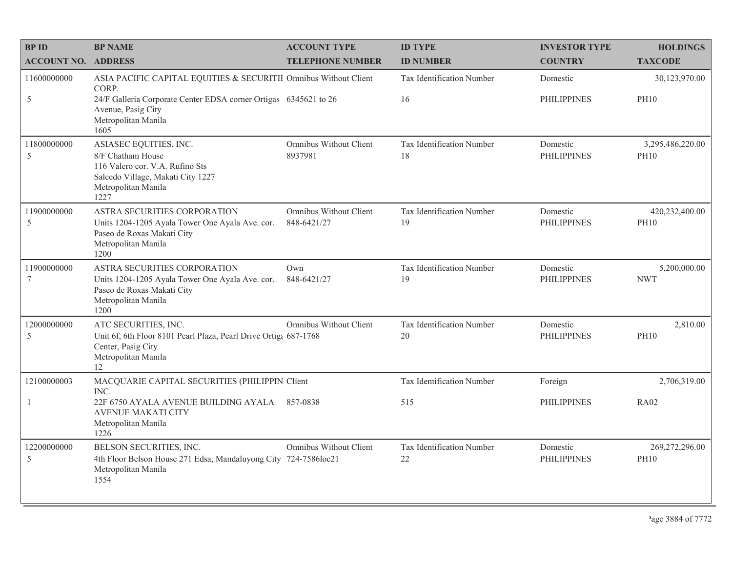| BP ID<br>ACCOUNT NO. | BP NAME<br>ADDRESS | ACCOUNT TYPE<br>TELEPHONE NUMBER | ID TYPE<br>ID NUMBER | INVESTOR TYPE<br>COUNTRY | HOLDINGS<br>TAXCODE |
|---|---|---|---|---|---|
| 11600000000<br>5 | ASIA PACIFIC CAPITAL EQUITIES & SECURITII CORP.<br>24/F Galleria Corporate Center EDSA corner Ortigas Avenue, Pasig City<br>Metropolitan Manila<br>1605 | Omnibus Without Client<br>6345621 to 26 | Tax Identification Number<br>16 | Domestic<br>PHILIPPINES | 30,123,970.00<br>PH10 |
| 11800000000<br>5 | ASIASEC EQUITIES, INC.<br>8/F Chatham House<br>116 Valero cor. V.A. Rufino Sts<br>Salcedo Village, Makati City 1227<br>Metropolitan Manila<br>1227 | Omnibus Without Client<br>8937981 | Tax Identification Number<br>18 | Domestic<br>PHILIPPINES | 3,295,486,220.00<br>PH10 |
| 11900000000<br>5 | ASTRA SECURITIES CORPORATION<br>Units 1204-1205 Ayala Tower One Ayala Ave. cor. Paseo de Roxas Makati City<br>Metropolitan Manila<br>1200 | Omnibus Without Client<br>848-6421/27 | Tax Identification Number<br>19 | Domestic<br>PHILIPPINES | 420,232,400.00<br>PH10 |
| 11900000000<br>7 | ASTRA SECURITIES CORPORATION<br>Units 1204-1205 Ayala Tower One Ayala Ave. cor. Paseo de Roxas Makati City<br>Metropolitan Manila<br>1200 | Own<br>848-6421/27 | Tax Identification Number<br>19 | Domestic<br>PHILIPPINES | 5,200,000.00<br>NWT |
| 12000000000<br>5 | ATC SECURITIES, INC.<br>Unit 6f, 6th Floor 8101 Pearl Plaza, Pearl Drive Ortiga Center, Pasig City<br>Metropolitan Manila<br>12 | Omnibus Without Client<br>687-1768 | Tax Identification Number<br>20 | Domestic<br>PHILIPPINES | 2,810.00<br>PH10 |
| 12100000003<br>1 | MACQUARIE CAPITAL SECURITIES (PHILIPPIN INC.<br>22F 6750 AYALA AVENUE BUILDING AYALA AVENUE MAKATI CITY<br>Metropolitan Manila<br>1226 | Client<br>857-0838 | Tax Identification Number<br>515 | Foreign<br>PHILIPPINES | 2,706,319.00<br>RA02 |
| 12200000000<br>5 | BELSON SECURITIES, INC.<br>4th Floor Belson House 271 Edsa, Mandaluyong City<br>Metropolitan Manila<br>1554 | Omnibus Without Client<br>724-7586loc21 | Tax Identification Number<br>22 | Domestic<br>PHILIPPINES | 269,272,296.00<br>PH10 |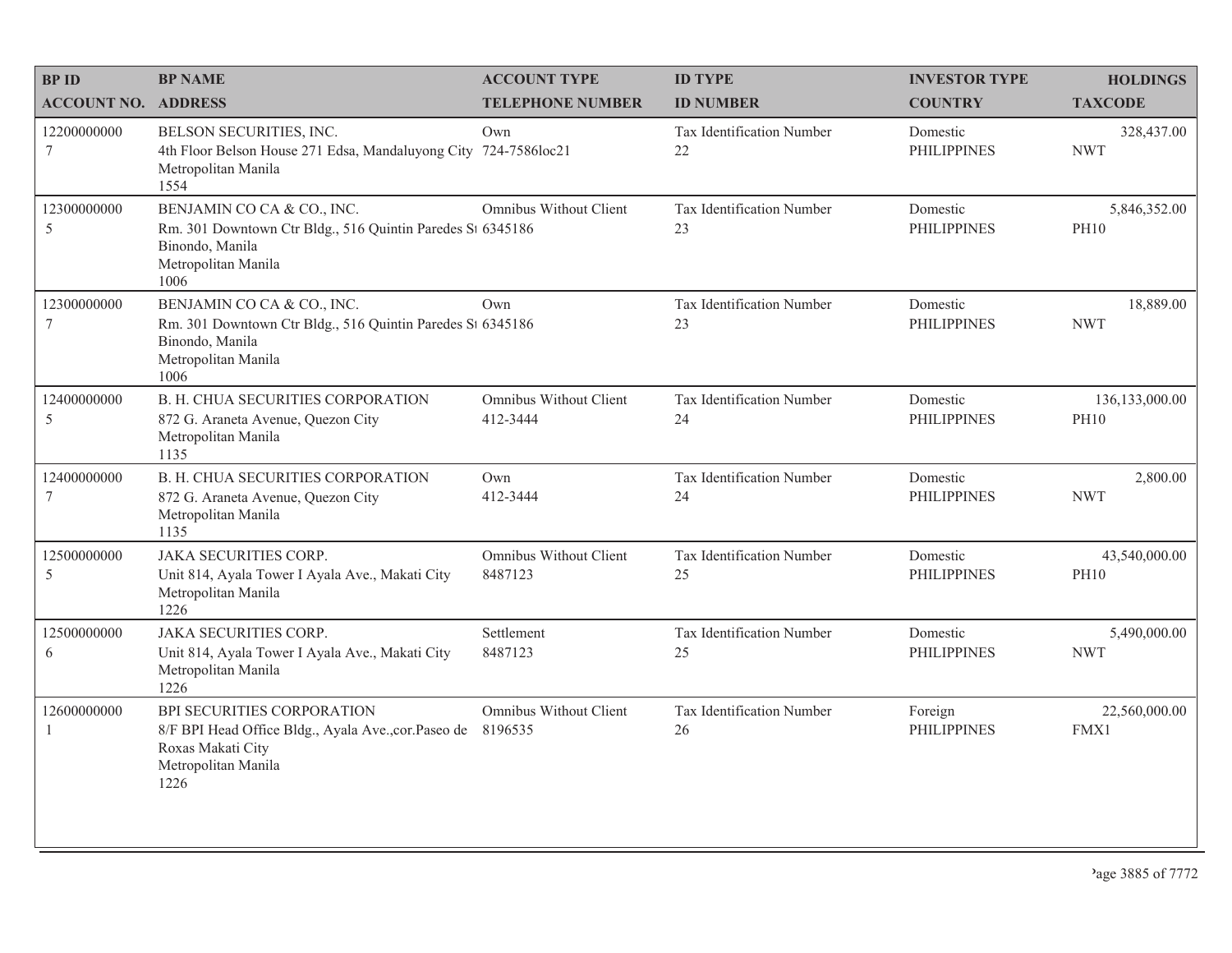| BP ID<br>ACCOUNT NO. | BP NAME<br>ADDRESS | ACCOUNT TYPE<br>TELEPHONE NUMBER | ID TYPE<br>ID NUMBER | INVESTOR TYPE<br>COUNTRY | HOLDINGS<br>TAXCODE |
|---|---|---|---|---|---|
| 12200000000<br>7 | BELSON SECURITIES, INC.<br>4th Floor Belson House 271 Edsa, Mandaluyong City<br>Metropolitan Manila<br>1554 | Own<br>724-7586loc21 | Tax Identification Number<br>22 | Domestic<br>PHILIPPINES | 328,437.00<br>NWT |
| 12300000000<br>5 | BENJAMIN CO CA & CO., INC.<br>Rm. 301 Downtown Ctr Bldg., 516 Quintin Paredes St<br>Binondo, Manila<br>Metropolitan Manila<br>1006 | Omnibus Without Client<br>6345186 | Tax Identification Number<br>23 | Domestic<br>PHILIPPINES | 5,846,352.00<br>PH10 |
| 12300000000<br>7 | BENJAMIN CO CA & CO., INC.<br>Rm. 301 Downtown Ctr Bldg., 516 Quintin Paredes St<br>Binondo, Manila<br>Metropolitan Manila<br>1006 | Own<br>6345186 | Tax Identification Number<br>23 | Domestic<br>PHILIPPINES | 18,889.00<br>NWT |
| 12400000000<br>5 | B. H. CHUA SECURITIES CORPORATION<br>872 G. Araneta Avenue, Quezon City<br>Metropolitan Manila<br>1135 | Omnibus Without Client<br>412-3444 | Tax Identification Number<br>24 | Domestic<br>PHILIPPINES | 136,133,000.00<br>PH10 |
| 12400000000<br>7 | B. H. CHUA SECURITIES CORPORATION<br>872 G. Araneta Avenue, Quezon City<br>Metropolitan Manila<br>1135 | Own<br>412-3444 | Tax Identification Number<br>24 | Domestic<br>PHILIPPINES | 2,800.00<br>NWT |
| 12500000000<br>5 | JAKA SECURITIES CORP.<br>Unit 814, Ayala Tower I Ayala Ave., Makati City<br>Metropolitan Manila<br>1226 | Omnibus Without Client<br>8487123 | Tax Identification Number<br>25 | Domestic<br>PHILIPPINES | 43,540,000.00<br>PH10 |
| 12500000000<br>6 | JAKA SECURITIES CORP.<br>Unit 814, Ayala Tower I Ayala Ave., Makati City<br>Metropolitan Manila<br>1226 | Settlement<br>8487123 | Tax Identification Number<br>25 | Domestic<br>PHILIPPINES | 5,490,000.00<br>NWT |
| 12600000000<br>1 | BPI SECURITIES CORPORATION<br>8/F BPI Head Office Bldg., Ayala Ave.,cor.Paseo de<br>Roxas Makati City<br>Metropolitan Manila<br>1226 | Omnibus Without Client<br>8196535 | Tax Identification Number<br>26 | Foreign<br>PHILIPPINES | 22,560,000.00<br>FMX1 |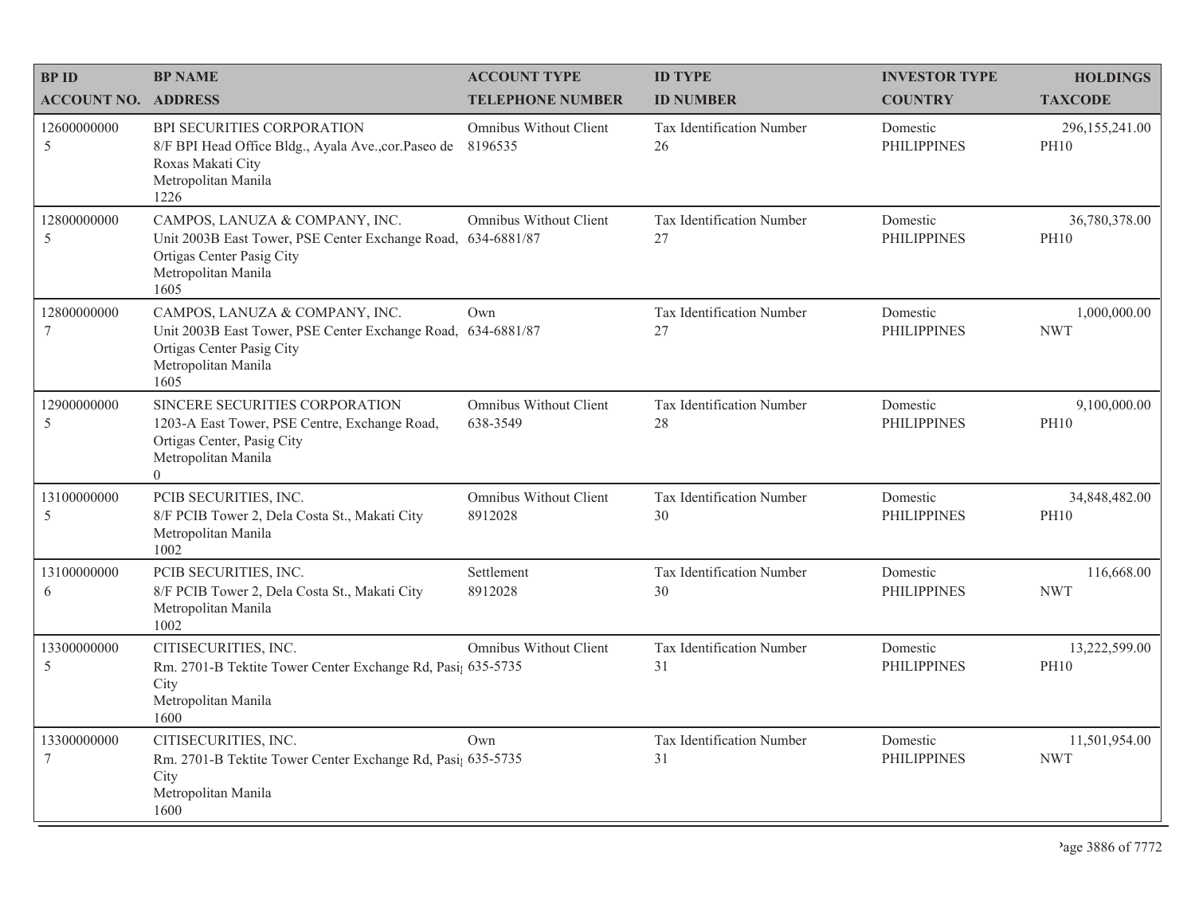| BP ID<br>ACCOUNT NO. | BP NAME<br>ADDRESS | ACCOUNT TYPE<br>TELEPHONE NUMBER | ID TYPE<br>ID NUMBER | INVESTOR TYPE<br>COUNTRY | HOLDINGS<br>TAXCODE |
|---|---|---|---|---|---|
| 12600000000<br>5 | BPI SECURITIES CORPORATION<br>8/F BPI Head Office Bldg., Ayala Ave.,cor.Paseo de Roxas Makati City<br>Metropolitan Manila<br>1226 | Omnibus Without Client<br>8196535 | Tax Identification Number<br>26 | Domestic<br>PHILIPPINES | 296,155,241.00<br>PH10 |
| 12800000000<br>5 | CAMPOS, LANUZA & COMPANY, INC.<br>Unit 2003B East Tower, PSE Center Exchange Road, Ortigas Center Pasig City<br>Metropolitan Manila<br>1605 | Omnibus Without Client<br>634-6881/87 | Tax Identification Number<br>27 | Domestic<br>PHILIPPINES | 36,780,378.00<br>PH10 |
| 12800000000<br>7 | CAMPOS, LANUZA & COMPANY, INC.<br>Unit 2003B East Tower, PSE Center Exchange Road, Ortigas Center Pasig City<br>Metropolitan Manila<br>1605 | Own<br>634-6881/87 | Tax Identification Number<br>27 | Domestic<br>PHILIPPINES | 1,000,000.00<br>NWT |
| 12900000000<br>5 | SINCERE SECURITIES CORPORATION<br>1203-A East Tower, PSE Centre, Exchange Road, Ortigas Center, Pasig City<br>Metropolitan Manila<br>0 | Omnibus Without Client<br>638-3549 | Tax Identification Number<br>28 | Domestic<br>PHILIPPINES | 9,100,000.00<br>PH10 |
| 13100000000<br>5 | PCIB SECURITIES, INC.<br>8/F PCIB Tower 2, Dela Costa St., Makati City<br>Metropolitan Manila<br>1002 | Omnibus Without Client<br>8912028 | Tax Identification Number<br>30 | Domestic<br>PHILIPPINES | 34,848,482.00<br>PH10 |
| 13100000000<br>6 | PCIB SECURITIES, INC.<br>8/F PCIB Tower 2, Dela Costa St., Makati City<br>Metropolitan Manila<br>1002 | Settlement<br>8912028 | Tax Identification Number<br>30 | Domestic<br>PHILIPPINES | 116,668.00<br>NWT |
| 13300000000<br>5 | CITISECURITIES, INC.<br>Rm. 2701-B Tektite Tower Center Exchange Rd, Pasig City<br>Metropolitan Manila<br>1600 | Omnibus Without Client<br>635-5735 | Tax Identification Number<br>31 | Domestic<br>PHILIPPINES | 13,222,599.00<br>PH10 |
| 13300000000<br>7 | CITISECURITIES, INC.<br>Rm. 2701-B Tektite Tower Center Exchange Rd, Pasig City<br>Metropolitan Manila<br>1600 | Own<br>635-5735 | Tax Identification Number<br>31 | Domestic<br>PHILIPPINES | 11,501,954.00<br>NWT |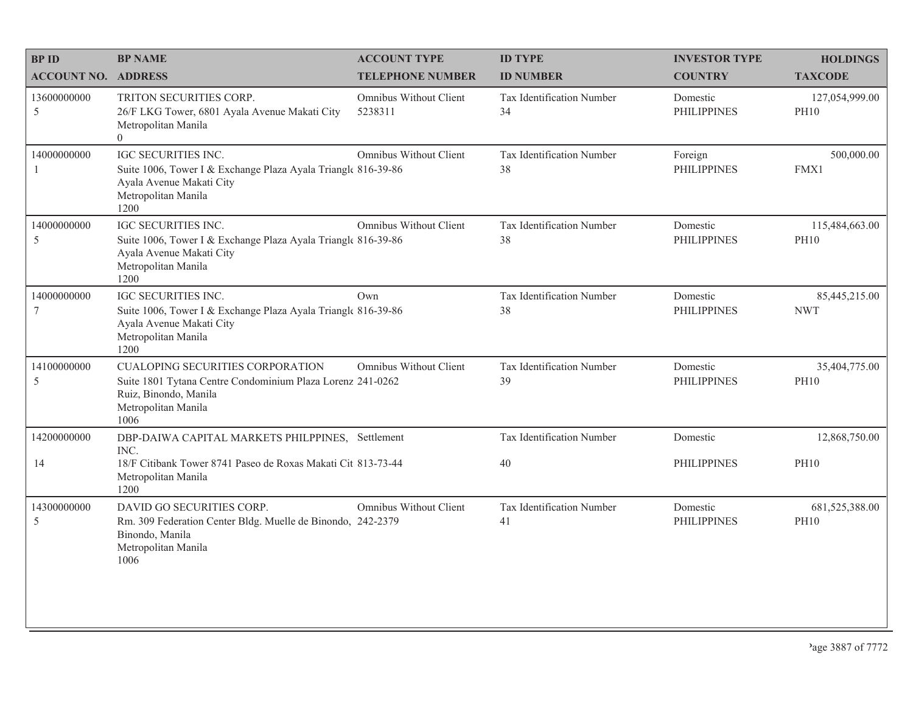| BP ID<br>ACCOUNT NO. | BP NAME<br>ADDRESS | ACCOUNT TYPE<br>TELEPHONE NUMBER | ID TYPE<br>ID NUMBER | INVESTOR TYPE<br>COUNTRY | HOLDINGS<br>TAXCODE |
|---|---|---|---|---|---|
| 13600000000<br>5 | TRITON SECURITIES CORP.<br>26/F LKG Tower, 6801 Ayala Avenue Makati City<br>Metropolitan Manila<br>0 | Omnibus Without Client<br>5238311 | Tax Identification Number<br>34 | Domestic<br>PHILIPPINES | 127,054,999.00<br>PH10 |
| 14000000000<br>1 | IGC SECURITIES INC.<br>Suite 1006, Tower I & Exchange Plaza Ayala Triangle<br>Ayala Avenue Makati City<br>Metropolitan Manila<br>1200 | Omnibus Without Client<br>816-39-86 | Tax Identification Number<br>38 | Foreign<br>PHILIPPINES | 500,000.00<br>FMX1 |
| 14000000000<br>5 | IGC SECURITIES INC.<br>Suite 1006, Tower I & Exchange Plaza Ayala Triangle<br>Ayala Avenue Makati City<br>Metropolitan Manila<br>1200 | Omnibus Without Client<br>816-39-86 | Tax Identification Number<br>38 | Domestic<br>PHILIPPINES | 115,484,663.00<br>PH10 |
| 14000000000<br>7 | IGC SECURITIES INC.<br>Suite 1006, Tower I & Exchange Plaza Ayala Triangle<br>Ayala Avenue Makati City<br>Metropolitan Manila<br>1200 | Own<br>816-39-86 | Tax Identification Number<br>38 | Domestic<br>PHILIPPINES | 85,445,215.00<br>NWT |
| 14100000000<br>5 | CUALOPING SECURITIES CORPORATION<br>Suite 1801 Tytana Centre Condominium Plaza Lorenz<br>Ruiz, Binondo, Manila<br>Metropolitan Manila<br>1006 | Omnibus Without Client<br>241-0262 | Tax Identification Number<br>39 | Domestic<br>PHILIPPINES | 35,404,775.00<br>PH10 |
| 14200000000<br>14 | DBP-DAIWA CAPITAL MARKETS PHILPPINES, INC.<br>18/F Citibank Tower 8741 Paseo de Roxas Makati Cit<br>Metropolitan Manila<br>1200 | Settlement<br>813-73-44 | Tax Identification Number<br>40 | Domestic<br>PHILIPPINES | 12,868,750.00<br>PH10 |
| 14300000000<br>5 | DAVID GO SECURITIES CORP.<br>Rm. 309 Federation Center Bldg. Muelle de Binondo,<br>Binondo, Manila<br>Metropolitan Manila<br>1006 | Omnibus Without Client<br>242-2379 | Tax Identification Number<br>41 | Domestic<br>PHILIPPINES | 681,525,388.00<br>PH10 |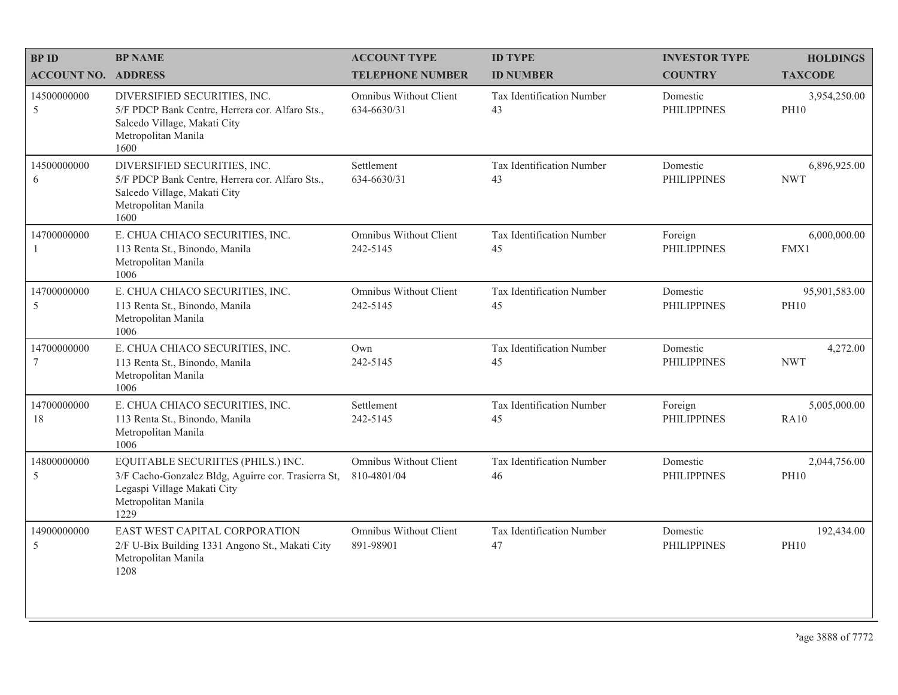| BP ID<br>ACCOUNT NO. | BP NAME<br>ADDRESS | ACCOUNT TYPE<br>TELEPHONE NUMBER | ID TYPE<br>ID NUMBER | INVESTOR TYPE<br>COUNTRY | HOLDINGS<br>TAXCODE |
|---|---|---|---|---|---|
| 14500000000<br>5 | DIVERSIFIED SECURITIES, INC.<br>5/F PDCP Bank Centre, Herrera cor. Alfaro Sts., Salcedo Village, Makati City<br>Metropolitan Manila<br>1600 | Omnibus Without Client<br>634-6630/31 | Tax Identification Number<br>43 | Domestic<br>PHILIPPINES | 3,954,250.00<br>PH10 |
| 14500000000<br>6 | DIVERSIFIED SECURITIES, INC.<br>5/F PDCP Bank Centre, Herrera cor. Alfaro Sts., Salcedo Village, Makati City<br>Metropolitan Manila<br>1600 | Settlement<br>634-6630/31 | Tax Identification Number<br>43 | Domestic<br>PHILIPPINES | 6,896,925.00<br>NWT |
| 14700000000<br>1 | E. CHUA CHIACO SECURITIES, INC.<br>113 Renta St., Binondo, Manila<br>Metropolitan Manila<br>1006 | Omnibus Without Client<br>242-5145 | Tax Identification Number<br>45 | Foreign<br>PHILIPPINES | 6,000,000.00<br>FMX1 |
| 14700000000<br>5 | E. CHUA CHIACO SECURITIES, INC.<br>113 Renta St., Binondo, Manila<br>Metropolitan Manila<br>1006 | Omnibus Without Client<br>242-5145 | Tax Identification Number<br>45 | Domestic<br>PHILIPPINES | 95,901,583.00<br>PH10 |
| 14700000000<br>7 | E. CHUA CHIACO SECURITIES, INC.<br>113 Renta St., Binondo, Manila<br>Metropolitan Manila<br>1006 | Own<br>242-5145 | Tax Identification Number<br>45 | Domestic<br>PHILIPPINES | 4,272.00<br>NWT |
| 14700000000<br>18 | E. CHUA CHIACO SECURITIES, INC.<br>113 Renta St., Binondo, Manila<br>Metropolitan Manila<br>1006 | Settlement<br>242-5145 | Tax Identification Number<br>45 | Foreign<br>PHILIPPINES | 5,005,000.00<br>RA10 |
| 14800000000<br>5 | EQUITABLE SECURIITES (PHILS.) INC.<br>3/F Cacho-Gonzalez Bldg, Aguirre cor. Trasierra St, Legaspi Village Makati City<br>Metropolitan Manila<br>1229 | Omnibus Without Client<br>810-4801/04 | Tax Identification Number<br>46 | Domestic<br>PHILIPPINES | 2,044,756.00<br>PH10 |
| 14900000000<br>5 | EAST WEST CAPITAL CORPORATION<br>2/F U-Bix Building 1331 Angono St., Makati City<br>Metropolitan Manila<br>1208 | Omnibus Without Client<br>891-98901 | Tax Identification Number<br>47 | Domestic<br>PHILIPPINES | 192,434.00<br>PH10 |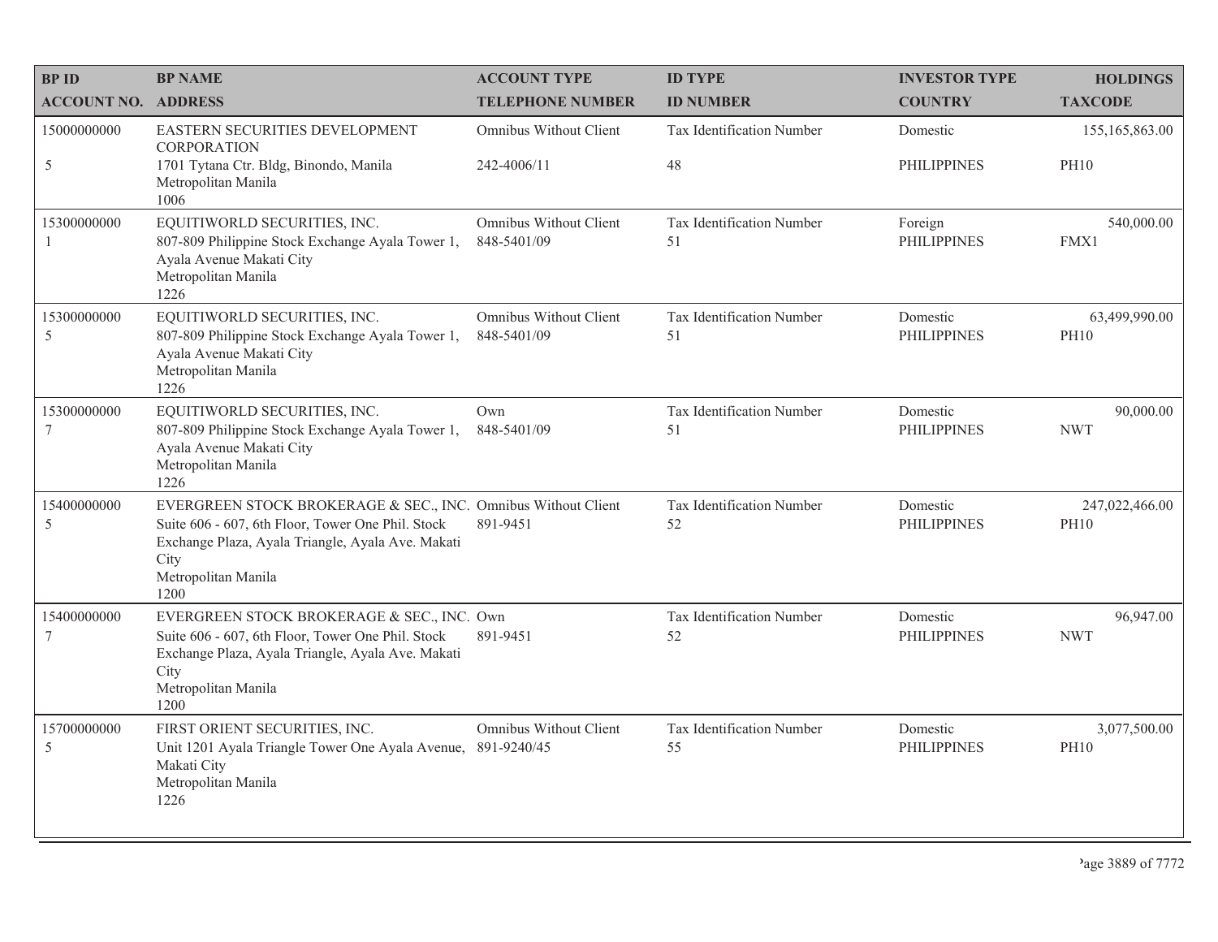| BP ID<br>ACCOUNT NO. | BP NAME<br>ADDRESS | ACCOUNT TYPE<br>TELEPHONE NUMBER | ID TYPE<br>ID NUMBER | INVESTOR TYPE<br>COUNTRY | HOLDINGS<br>TAXCODE |
|---|---|---|---|---|---|
| 15000000000<br>5 | EASTERN SECURITIES DEVELOPMENT CORPORATION<br>1701 Tytana Ctr. Bldg, Binondo, Manila<br>Metropolitan Manila<br>1006 | Omnibus Without Client<br>242-4006/11 | Tax Identification Number<br>48 | Domestic<br>PHILIPPINES | 155,165,863.00<br>PH10 |
| 15300000000<br>1 | EQUITIWORLD SECURITIES, INC.<br>807-809 Philippine Stock Exchange Ayala Tower 1, Ayala Avenue Makati City<br>Metropolitan Manila<br>1226 | Omnibus Without Client<br>848-5401/09 | Tax Identification Number<br>51 | Foreign<br>PHILIPPINES | 540,000.00<br>FMX1 |
| 15300000000<br>5 | EQUITIWORLD SECURITIES, INC.<br>807-809 Philippine Stock Exchange Ayala Tower 1, Ayala Avenue Makati City<br>Metropolitan Manila<br>1226 | Omnibus Without Client<br>848-5401/09 | Tax Identification Number<br>51 | Domestic<br>PHILIPPINES | 63,499,990.00<br>PH10 |
| 15300000000<br>7 | EQUITIWORLD SECURITIES, INC.<br>807-809 Philippine Stock Exchange Ayala Tower 1, Ayala Avenue Makati City<br>Metropolitan Manila<br>1226 | Own<br>848-5401/09 | Tax Identification Number<br>51 | Domestic<br>PHILIPPINES | 90,000.00<br>NWT |
| 15400000000<br>5 | EVERGREEN STOCK BROKERAGE & SEC., INC.<br>Suite 606 - 607, 6th Floor, Tower One Phil. Stock Exchange Plaza, Ayala Triangle, Ayala Ave. Makati City<br>Metropolitan Manila<br>1200 | Omnibus Without Client<br>891-9451 | Tax Identification Number<br>52 | Domestic<br>PHILIPPINES | 247,022,466.00<br>PH10 |
| 15400000000<br>7 | EVERGREEN STOCK BROKERAGE & SEC., INC.<br>Suite 606 - 607, 6th Floor, Tower One Phil. Stock Exchange Plaza, Ayala Triangle, Ayala Ave. Makati City<br>Metropolitan Manila<br>1200 | Own<br>891-9451 | Tax Identification Number<br>52 | Domestic<br>PHILIPPINES | 96,947.00<br>NWT |
| 15700000000<br>5 | FIRST ORIENT SECURITIES, INC.<br>Unit 1201 Ayala Triangle Tower One Ayala Avenue, Makati City<br>Metropolitan Manila<br>1226 | Omnibus Without Client<br>891-9240/45 | Tax Identification Number<br>55 | Domestic<br>PHILIPPINES | 3,077,500.00<br>PH10 |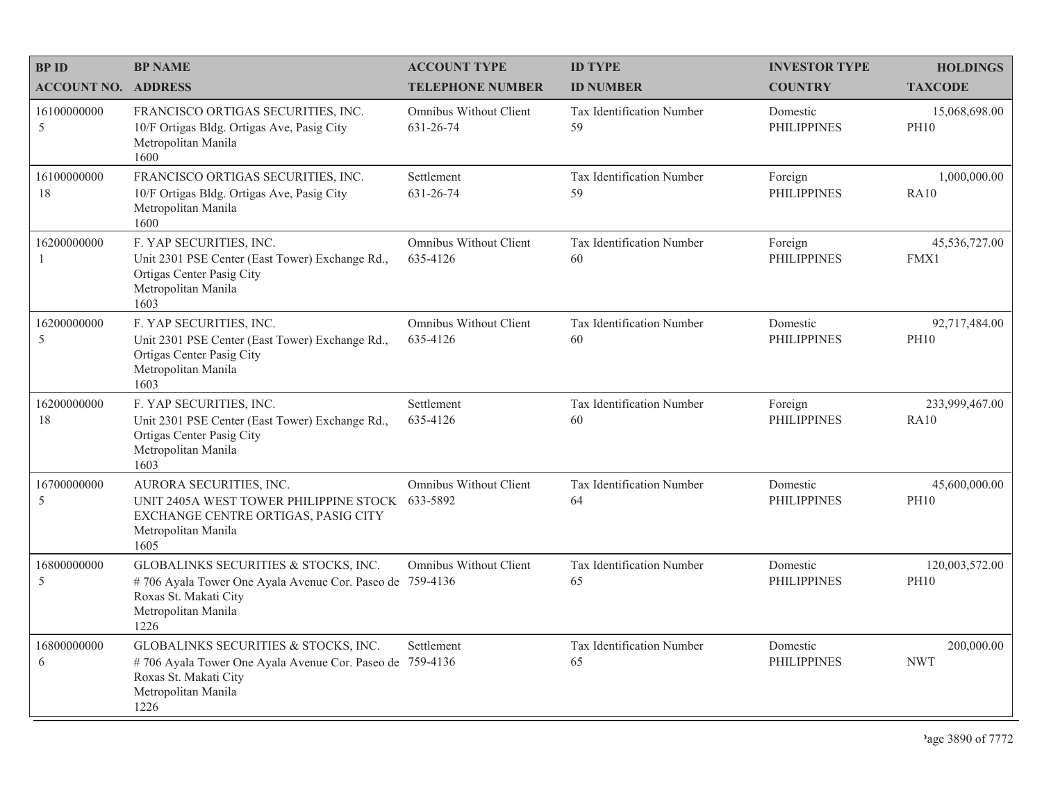| BP ID<br>ACCOUNT NO. | BP NAME<br>ADDRESS | ACCOUNT TYPE<br>TELEPHONE NUMBER | ID TYPE<br>ID NUMBER | INVESTOR TYPE<br>COUNTRY | HOLDINGS<br>TAXCODE |
|---|---|---|---|---|---|
| 16100000000<br>5 | FRANCISCO ORTIGAS SECURITIES, INC.<br>10/F Ortigas Bldg. Ortigas Ave, Pasig City<br>Metropolitan Manila<br>1600 | Omnibus Without Client<br>631-26-74 | Tax Identification Number<br>59 | Domestic<br>PHILIPPINES | 15,068,698.00<br>PH10 |
| 16100000000<br>18 | FRANCISCO ORTIGAS SECURITIES, INC.<br>10/F Ortigas Bldg. Ortigas Ave, Pasig City<br>Metropolitan Manila<br>1600 | Settlement<br>631-26-74 | Tax Identification Number<br>59 | Foreign<br>PHILIPPINES | 1,000,000.00<br>RA10 |
| 16200000000<br>1 | F. YAP SECURITIES, INC.<br>Unit 2301 PSE Center (East Tower) Exchange Rd., Ortigas Center Pasig City<br>Metropolitan Manila<br>1603 | Omnibus Without Client<br>635-4126 | Tax Identification Number<br>60 | Foreign<br>PHILIPPINES | 45,536,727.00<br>FMX1 |
| 16200000000<br>5 | F. YAP SECURITIES, INC.<br>Unit 2301 PSE Center (East Tower) Exchange Rd., Ortigas Center Pasig City<br>Metropolitan Manila<br>1603 | Omnibus Without Client<br>635-4126 | Tax Identification Number<br>60 | Domestic<br>PHILIPPINES | 92,717,484.00<br>PH10 |
| 16200000000<br>18 | F. YAP SECURITIES, INC.<br>Unit 2301 PSE Center (East Tower) Exchange Rd., Ortigas Center Pasig City<br>Metropolitan Manila<br>1603 | Settlement<br>635-4126 | Tax Identification Number<br>60 | Foreign<br>PHILIPPINES | 233,999,467.00<br>RA10 |
| 16700000000<br>5 | AURORA SECURITIES, INC.<br>UNIT 2405A WEST TOWER PHILIPPINE STOCK EXCHANGE CENTRE ORTIGAS, PASIG CITY<br>Metropolitan Manila<br>1605 | Omnibus Without Client<br>633-5892 | Tax Identification Number<br>64 | Domestic<br>PHILIPPINES | 45,600,000.00<br>PH10 |
| 16800000000<br>5 | GLOBALINKS SECURITIES & STOCKS, INC.<br># 706 Ayala Tower One Ayala Avenue Cor. Paseo de Roxas St. Makati City<br>Metropolitan Manila<br>1226 | Omnibus Without Client<br>759-4136 | Tax Identification Number<br>65 | Domestic<br>PHILIPPINES | 120,003,572.00<br>PH10 |
| 16800000000<br>6 | GLOBALINKS SECURITIES & STOCKS, INC.<br># 706 Ayala Tower One Ayala Avenue Cor. Paseo de Roxas St. Makati City<br>Metropolitan Manila<br>1226 | Settlement<br>759-4136 | Tax Identification Number<br>65 | Domestic<br>PHILIPPINES | 200,000.00<br>NWT |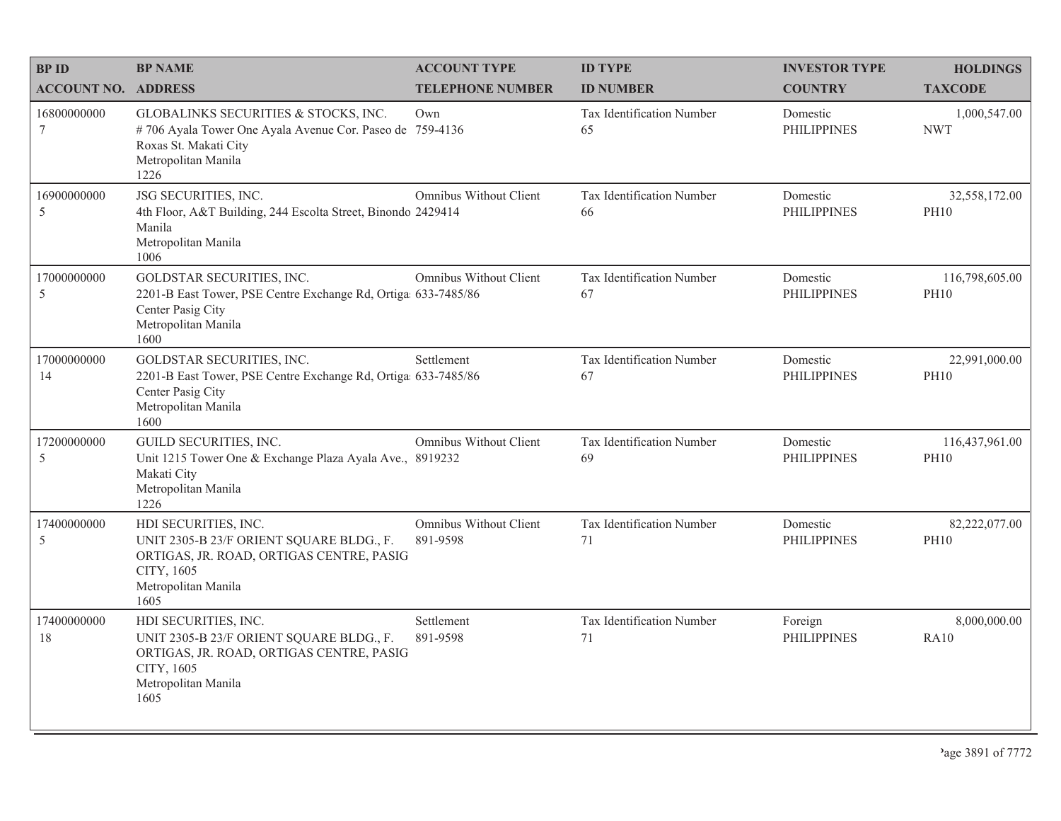| BP ID<br>ACCOUNT NO. | BP NAME<br>ADDRESS | ACCOUNT TYPE<br>TELEPHONE NUMBER | ID TYPE<br>ID NUMBER | INVESTOR TYPE<br>COUNTRY | HOLDINGS<br>TAXCODE |
|---|---|---|---|---|---|
| 16800000000<br>7 | GLOBALINKS SECURITIES & STOCKS, INC.<br># 706 Ayala Tower One Ayala Avenue Cor. Paseo de Roxas St. Makati City<br>Metropolitan Manila<br>1226 | Own<br>759-4136 | Tax Identification Number<br>65 | Domestic<br>PHILIPPINES | 1,000,547.00<br>NWT |
| 16900000000<br>5 | JSG SECURITIES, INC.<br>4th Floor, A&T Building, 244 Escolta Street, Binondo Manila<br>Metropolitan Manila<br>1006 | Omnibus Without Client<br>2429414 | Tax Identification Number<br>66 | Domestic<br>PHILIPPINES | 32,558,172.00<br>PH10 |
| 17000000000<br>5 | GOLDSTAR SECURITIES, INC.<br>2201-B East Tower, PSE Centre Exchange Rd, Ortiga Center Pasig City<br>Metropolitan Manila<br>1600 | Omnibus Without Client<br>633-7485/86 | Tax Identification Number<br>67 | Domestic<br>PHILIPPINES | 116,798,605.00<br>PH10 |
| 17000000000<br>14 | GOLDSTAR SECURITIES, INC.<br>2201-B East Tower, PSE Centre Exchange Rd, Ortiga Center Pasig City<br>Metropolitan Manila<br>1600 | Settlement<br>633-7485/86 | Tax Identification Number<br>67 | Domestic<br>PHILIPPINES | 22,991,000.00<br>PH10 |
| 17200000000<br>5 | GUILD SECURITIES, INC.<br>Unit 1215 Tower One & Exchange Plaza Ayala Ave., Makati City<br>Metropolitan Manila<br>1226 | Omnibus Without Client<br>8919232 | Tax Identification Number<br>69 | Domestic<br>PHILIPPINES | 116,437,961.00<br>PH10 |
| 17400000000<br>5 | HDI SECURITIES, INC.<br>UNIT 2305-B 23/F ORIENT SQUARE BLDG., F. ORTIGAS, JR. ROAD, ORTIGAS CENTRE, PASIG CITY, 1605<br>Metropolitan Manila<br>1605 | Omnibus Without Client<br>891-9598 | Tax Identification Number<br>71 | Domestic<br>PHILIPPINES | 82,222,077.00<br>PH10 |
| 17400000000<br>18 | HDI SECURITIES, INC.<br>UNIT 2305-B 23/F ORIENT SQUARE BLDG., F. ORTIGAS, JR. ROAD, ORTIGAS CENTRE, PASIG CITY, 1605<br>Metropolitan Manila<br>1605 | Settlement<br>891-9598 | Tax Identification Number<br>71 | Foreign<br>PHILIPPINES | 8,000,000.00<br>RA10 |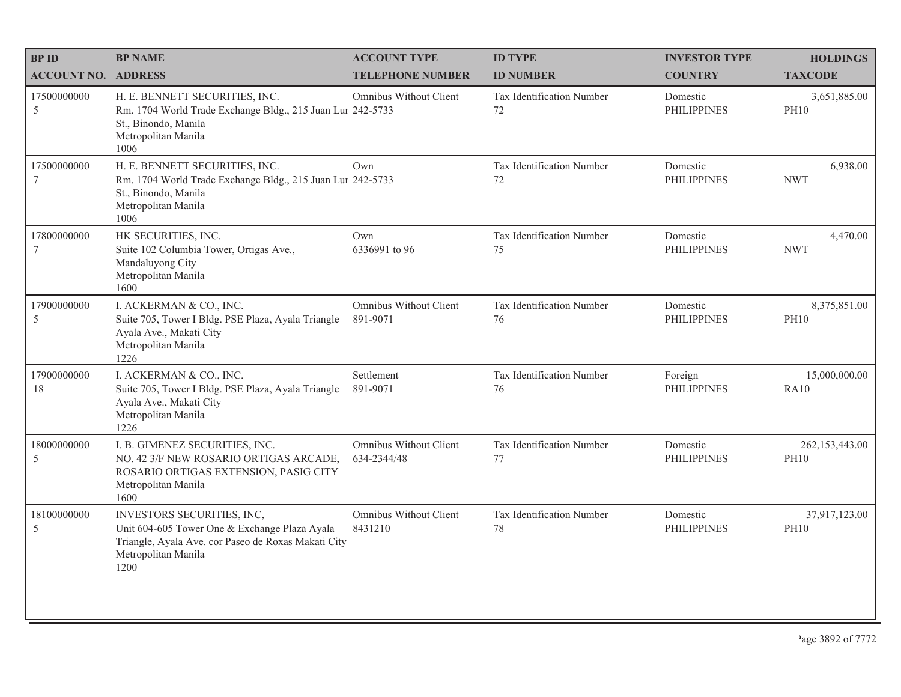| BP ID<br>ACCOUNT NO. | BP NAME<br>ADDRESS | ACCOUNT TYPE<br>TELEPHONE NUMBER | ID TYPE<br>ID NUMBER | INVESTOR TYPE<br>COUNTRY | HOLDINGS<br>TAXCODE |
|---|---|---|---|---|---|
| 17500000000<br>5 | H. E. BENNETT SECURITIES, INC.<br>Rm. 1704 World Trade Exchange Bldg., 215 Juan Lur St., Binondo, Manila<br>Metropolitan Manila<br>1006 | Omnibus Without Client<br>242-5733 | Tax Identification Number<br>72 | Domestic<br>PHILIPPINES | 3,651,885.00<br>PH10 |
| 17500000000<br>7 | H. E. BENNETT SECURITIES, INC.<br>Rm. 1704 World Trade Exchange Bldg., 215 Juan Lur St., Binondo, Manila<br>Metropolitan Manila<br>1006 | Own<br>242-5733 | Tax Identification Number<br>72 | Domestic<br>PHILIPPINES | 6,938.00<br>NWT |
| 17800000000<br>7 | HK SECURITIES, INC.<br>Suite 102 Columbia Tower, Ortigas Ave., Mandaluyong City<br>Metropolitan Manila<br>1600 | Own<br>6336991 to 96 | Tax Identification Number<br>75 | Domestic<br>PHILIPPINES | 4,470.00<br>NWT |
| 17900000000<br>5 | I. ACKERMAN & CO., INC.<br>Suite 705, Tower I Bldg. PSE Plaza, Ayala Triangle Ayala Ave., Makati City<br>Metropolitan Manila<br>1226 | Omnibus Without Client<br>891-9071 | Tax Identification Number<br>76 | Domestic<br>PHILIPPINES | 8,375,851.00<br>PH10 |
| 17900000000<br>18 | I. ACKERMAN & CO., INC.<br>Suite 705, Tower I Bldg. PSE Plaza, Ayala Triangle Ayala Ave., Makati City<br>Metropolitan Manila<br>1226 | Settlement<br>891-9071 | Tax Identification Number<br>76 | Foreign<br>PHILIPPINES | 15,000,000.00<br>RA10 |
| 18000000000<br>5 | I. B. GIMENEZ SECURITIES, INC.<br>NO. 42 3/F NEW ROSARIO ORTIGAS ARCADE, ROSARIO ORTIGAS EXTENSION, PASIG CITY<br>Metropolitan Manila<br>1600 | Omnibus Without Client<br>634-2344/48 | Tax Identification Number<br>77 | Domestic<br>PHILIPPINES | 262,153,443.00<br>PH10 |
| 18100000000<br>5 | INVESTORS SECURITIES, INC,<br>Unit 604-605 Tower One & Exchange Plaza Ayala Triangle, Ayala Ave. cor Paseo de Roxas Makati City<br>Metropolitan Manila<br>1200 | Omnibus Without Client<br>8431210 | Tax Identification Number<br>78 | Domestic<br>PHILIPPINES | 37,917,123.00<br>PH10 |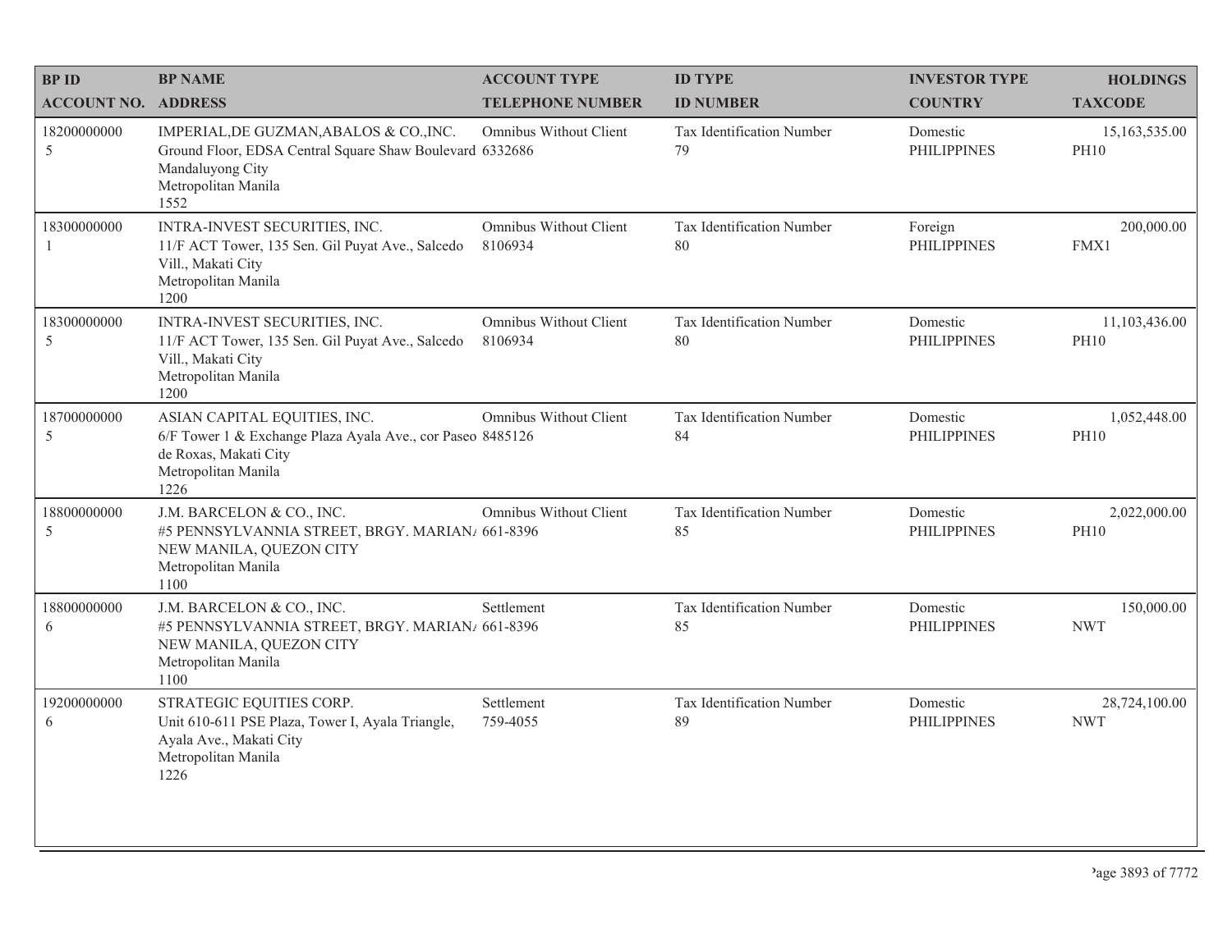| BP ID<br>ACCOUNT NO. | BP NAME<br>ADDRESS | ACCOUNT TYPE<br>TELEPHONE NUMBER | ID TYPE<br>ID NUMBER | INVESTOR TYPE<br>COUNTRY | HOLDINGS<br>TAXCODE |
|---|---|---|---|---|---|
| 18200000000<br>5 | IMPERIAL,DE GUZMAN,ABALOS & CO.,INC.<br>Ground Floor, EDSA Central Square Shaw Boulevard<br>Mandaluyong City<br>Metropolitan Manila<br>1552 | Omnibus Without Client<br>6332686 | Tax Identification Number<br>79 | Domestic<br>PHILIPPINES | 15,163,535.00<br>PH10 |
| 18300000000<br>1 | INTRA-INVEST SECURITIES, INC.<br>11/F ACT Tower, 135 Sen. Gil Puyat Ave., Salcedo Vill., Makati City<br>Metropolitan Manila<br>1200 | Omnibus Without Client<br>8106934 | Tax Identification Number<br>80 | Foreign<br>PHILIPPINES | 200,000.00<br>FMX1 |
| 18300000000<br>5 | INTRA-INVEST SECURITIES, INC.<br>11/F ACT Tower, 135 Sen. Gil Puyat Ave., Salcedo Vill., Makati City<br>Metropolitan Manila<br>1200 | Omnibus Without Client<br>8106934 | Tax Identification Number<br>80 | Domestic<br>PHILIPPINES | 11,103,436.00<br>PH10 |
| 18700000000<br>5 | ASIAN CAPITAL EQUITIES, INC.<br>6/F Tower 1 & Exchange Plaza Ayala Ave., cor Paseo de Roxas, Makati City<br>Metropolitan Manila<br>1226 | Omnibus Without Client<br>8485126 | Tax Identification Number<br>84 | Domestic<br>PHILIPPINES | 1,052,448.00<br>PH10 |
| 18800000000<br>5 | J.M. BARCELON & CO., INC.<br>#5 PENNSYLVANNIA STREET, BRGY. MARIANA NEW MANILA, QUEZON CITY<br>Metropolitan Manila<br>1100 | Omnibus Without Client<br>661-8396 | Tax Identification Number<br>85 | Domestic<br>PHILIPPINES | 2,022,000.00<br>PH10 |
| 18800000000<br>6 | J.M. BARCELON & CO., INC.<br>#5 PENNSYLVANNIA STREET, BRGY. MARIANA NEW MANILA, QUEZON CITY<br>Metropolitan Manila<br>1100 | Settlement<br>661-8396 | Tax Identification Number<br>85 | Domestic<br>PHILIPPINES | 150,000.00<br>NWT |
| 19200000000<br>6 | STRATEGIC EQUITIES CORP.<br>Unit 610-611 PSE Plaza, Tower I, Ayala Triangle, Ayala Ave., Makati City<br>Metropolitan Manila<br>1226 | Settlement<br>759-4055 | Tax Identification Number<br>89 | Domestic<br>PHILIPPINES | 28,724,100.00<br>NWT |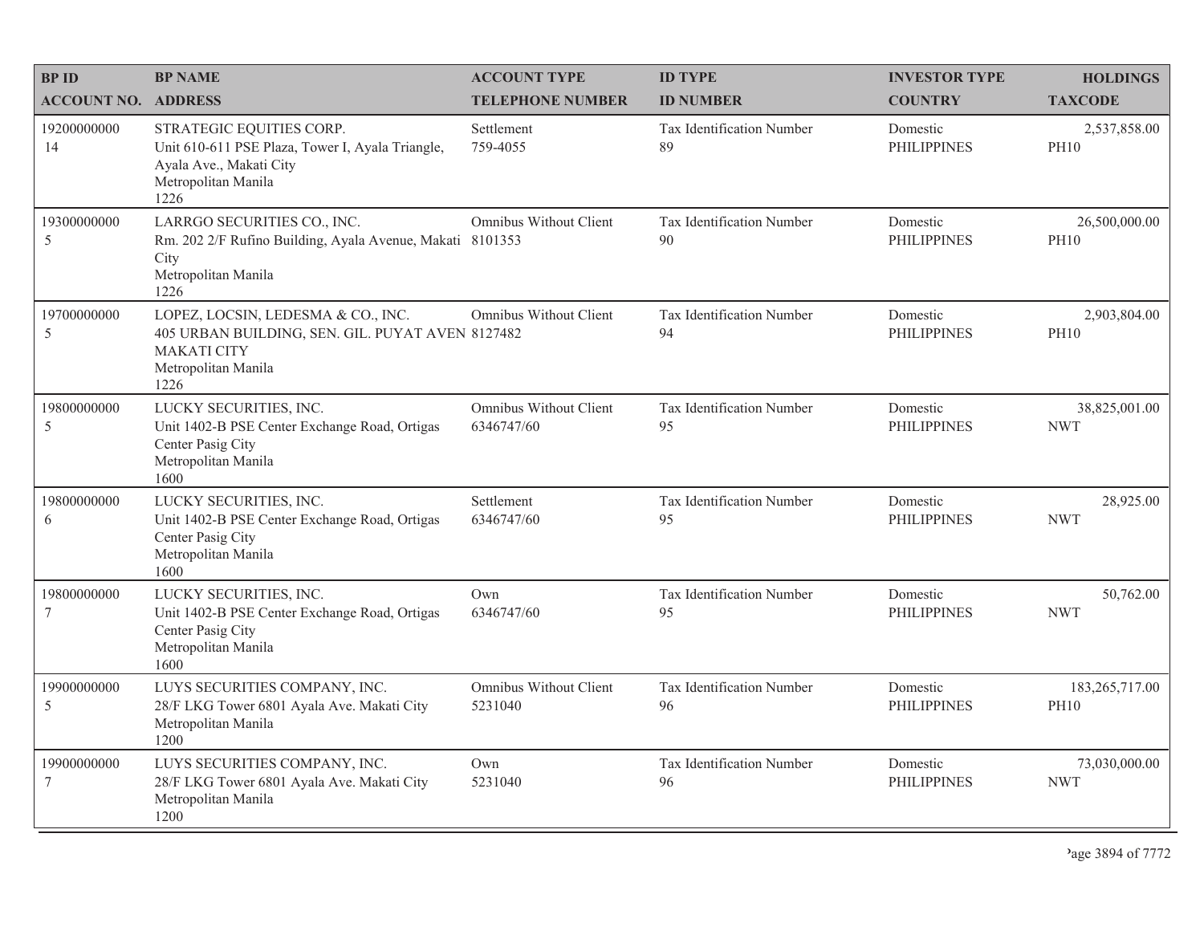| BP ID<br>ACCOUNT NO. | BP NAME<br>ADDRESS | ACCOUNT TYPE<br>TELEPHONE NUMBER | ID TYPE<br>ID NUMBER | INVESTOR TYPE<br>COUNTRY | HOLDINGS<br>TAXCODE |
|---|---|---|---|---|---|
| 19200000000<br>14 | STRATEGIC EQUITIES CORP.<br>Unit 610-611 PSE Plaza, Tower I, Ayala Triangle, Ayala Ave., Makati City<br>Metropolitan Manila<br>1226 | Settlement<br>759-4055 | Tax Identification Number<br>89 | Domestic<br>PHILIPPINES | 2,537,858.00<br>PH10 |
| 19300000000<br>5 | LARRGO SECURITIES CO., INC.<br>Rm. 202 2/F Rufino Building, Ayala Avenue, Makati City<br>Metropolitan Manila<br>1226 | Omnibus Without Client<br>8101353 | Tax Identification Number<br>90 | Domestic<br>PHILIPPINES | 26,500,000.00<br>PH10 |
| 19700000000<br>5 | LOPEZ, LOCSIN, LEDESMA & CO., INC.<br>405 URBAN BUILDING, SEN. GIL. PUYAT AVEN MAKATI CITY<br>Metropolitan Manila<br>1226 | Omnibus Without Client<br>8127482 | Tax Identification Number<br>94 | Domestic<br>PHILIPPINES | 2,903,804.00<br>PH10 |
| 19800000000<br>5 | LUCKY SECURITIES, INC.<br>Unit 1402-B PSE Center Exchange Road, Ortigas Center Pasig City<br>Metropolitan Manila<br>1600 | Omnibus Without Client<br>6346747/60 | Tax Identification Number<br>95 | Domestic<br>PHILIPPINES | 38,825,001.00<br>NWT |
| 19800000000<br>6 | LUCKY SECURITIES, INC.<br>Unit 1402-B PSE Center Exchange Road, Ortigas Center Pasig City<br>Metropolitan Manila<br>1600 | Settlement<br>6346747/60 | Tax Identification Number<br>95 | Domestic<br>PHILIPPINES | 28,925.00<br>NWT |
| 19800000000<br>7 | LUCKY SECURITIES, INC.<br>Unit 1402-B PSE Center Exchange Road, Ortigas Center Pasig City<br>Metropolitan Manila<br>1600 | Own<br>6346747/60 | Tax Identification Number<br>95 | Domestic<br>PHILIPPINES | 50,762.00<br>NWT |
| 19900000000<br>5 | LUYS SECURITIES COMPANY, INC.<br>28/F LKG Tower 6801 Ayala Ave. Makati City<br>Metropolitan Manila<br>1200 | Omnibus Without Client<br>5231040 | Tax Identification Number<br>96 | Domestic<br>PHILIPPINES | 183,265,717.00<br>PH10 |
| 19900000000<br>7 | LUYS SECURITIES COMPANY, INC.<br>28/F LKG Tower 6801 Ayala Ave. Makati City<br>Metropolitan Manila<br>1200 | Own<br>5231040 | Tax Identification Number<br>96 | Domestic<br>PHILIPPINES | 73,030,000.00<br>NWT |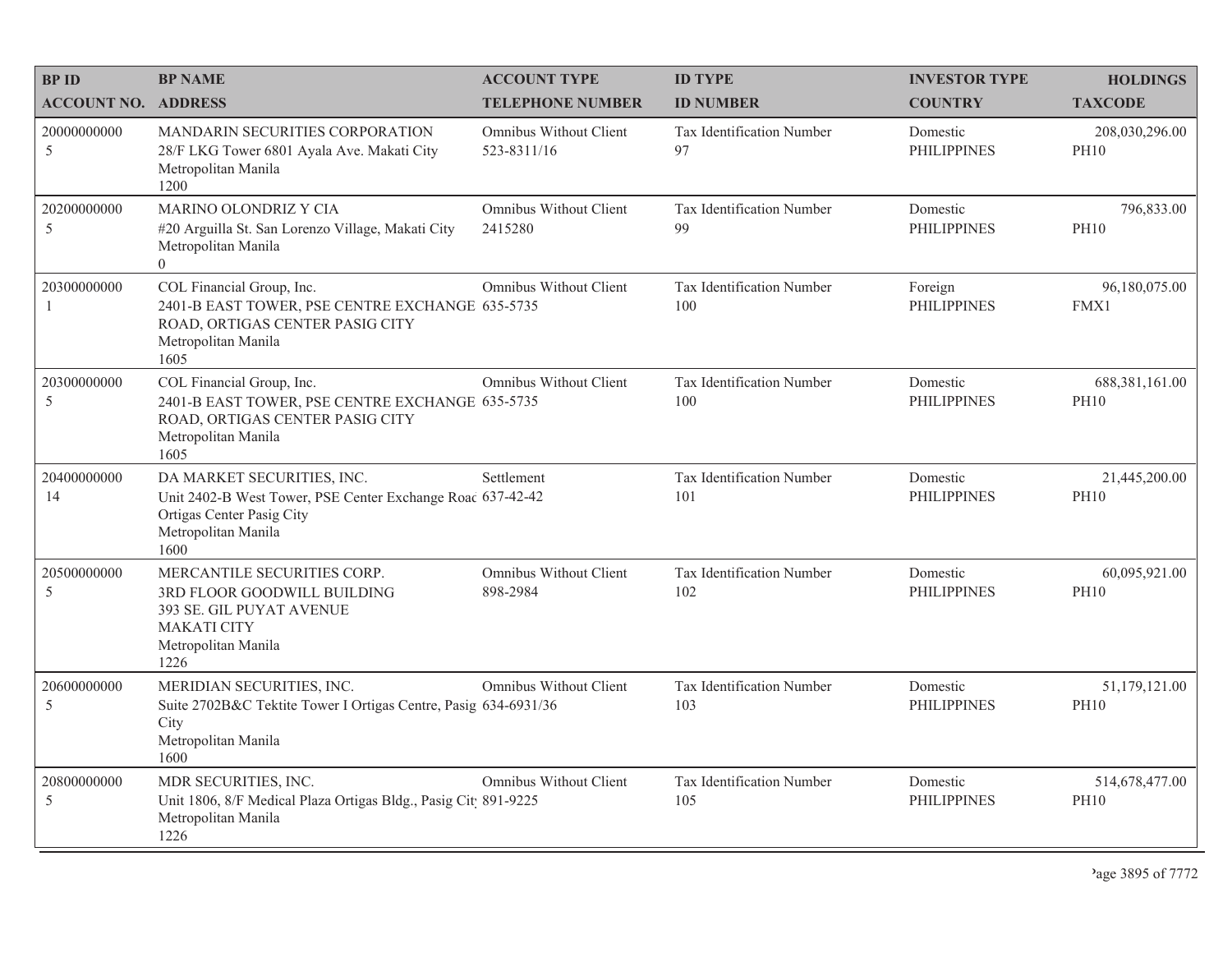| BP ID<br>ACCOUNT NO. | BP NAME<br>ADDRESS | ACCOUNT TYPE<br>TELEPHONE NUMBER | ID TYPE<br>ID NUMBER | INVESTOR TYPE<br>COUNTRY | HOLDINGS<br>TAXCODE |
|---|---|---|---|---|---|
| 20000000000<br>5 | MANDARIN SECURITIES CORPORATION<br>28/F LKG Tower 6801 Ayala Ave. Makati City<br>Metropolitan Manila<br>1200 | Omnibus Without Client<br>523-8311/16 | Tax Identification Number<br>97 | Domestic<br>PHILIPPINES | 208,030,296.00<br>PH10 |
| 20200000000<br>5 | MARINO OLONDRIZ Y CIA<br>#20 Arguilla St. San Lorenzo Village, Makati City<br>Metropolitan Manila<br>0 | Omnibus Without Client<br>2415280 | Tax Identification Number<br>99 | Domestic<br>PHILIPPINES | 796,833.00<br>PH10 |
| 20300000000<br>1 | COL Financial Group, Inc.<br>2401-B EAST TOWER, PSE CENTRE EXCHANGE ROAD, ORTIGAS CENTER PASIG CITY<br>Metropolitan Manila<br>1605 | Omnibus Without Client<br>635-5735 | Tax Identification Number<br>100 | Foreign<br>PHILIPPINES | 96,180,075.00<br>FMX1 |
| 20300000000<br>5 | COL Financial Group, Inc.<br>2401-B EAST TOWER, PSE CENTRE EXCHANGE ROAD, ORTIGAS CENTER PASIG CITY<br>Metropolitan Manila<br>1605 | Omnibus Without Client<br>635-5735 | Tax Identification Number<br>100 | Domestic<br>PHILIPPINES | 688,381,161.00<br>PH10 |
| 20400000000<br>14 | DA MARKET SECURITIES, INC.<br>Unit 2402-B West Tower, PSE Center Exchange Road Ortigas Center Pasig City<br>Metropolitan Manila<br>1600 | Settlement<br>637-42-42 | Tax Identification Number<br>101 | Domestic<br>PHILIPPINES | 21,445,200.00<br>PH10 |
| 20500000000<br>5 | MERCANTILE SECURITIES CORP.<br>3RD FLOOR GOODWILL BUILDING<br>393 SE. GIL PUYAT AVENUE<br>MAKATI CITY<br>Metropolitan Manila<br>1226 | Omnibus Without Client<br>898-2984 | Tax Identification Number<br>102 | Domestic<br>PHILIPPINES | 60,095,921.00<br>PH10 |
| 20600000000<br>5 | MERIDIAN SECURITIES, INC.<br>Suite 2702B&C Tektite Tower I Ortigas Centre, Pasig City<br>Metropolitan Manila<br>1600 | Omnibus Without Client<br>634-6931/36 | Tax Identification Number<br>103 | Domestic<br>PHILIPPINES | 51,179,121.00<br>PH10 |
| 20800000000<br>5 | MDR SECURITIES, INC.<br>Unit 1806, 8/F Medical Plaza Ortigas Bldg., Pasig City<br>Metropolitan Manila<br>1226 | Omnibus Without Client<br>891-9225 | Tax Identification Number<br>105 | Domestic<br>PHILIPPINES | 514,678,477.00<br>PH10 |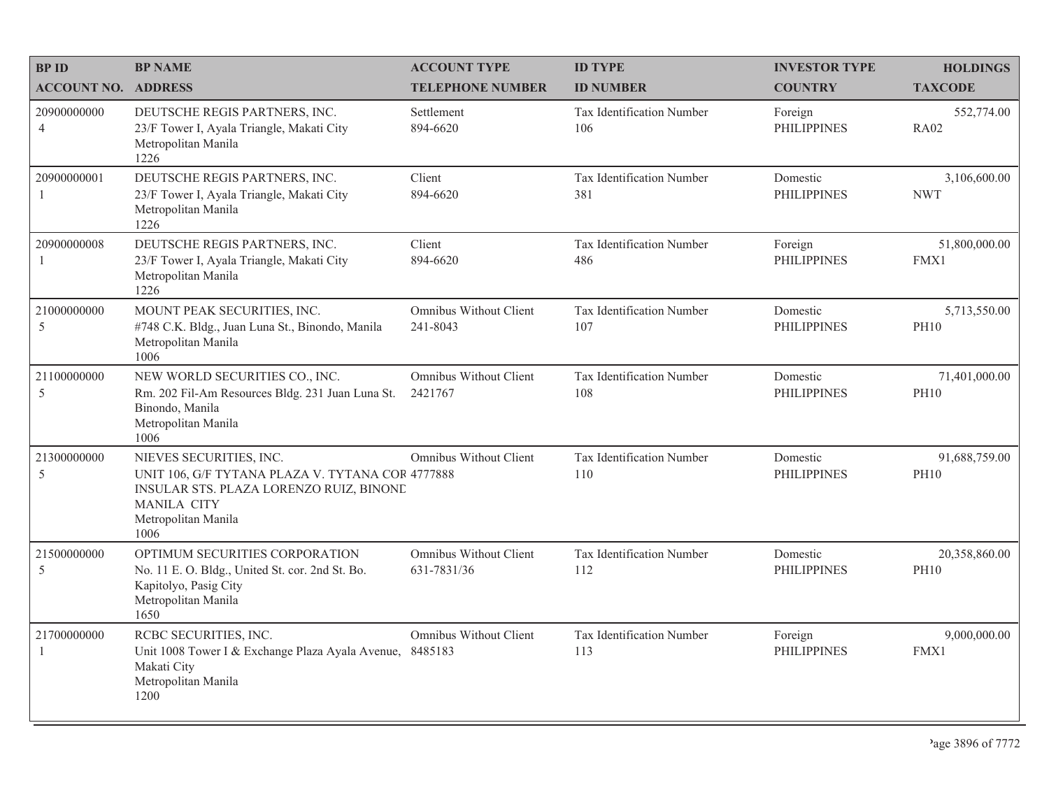| BP ID<br>ACCOUNT NO. | BP NAME<br>ADDRESS | ACCOUNT TYPE<br>TELEPHONE NUMBER | ID TYPE<br>ID NUMBER | INVESTOR TYPE<br>COUNTRY | HOLDINGS<br>TAXCODE |
|---|---|---|---|---|---|
| 20900000000<br>4 | DEUTSCHE REGIS PARTNERS, INC.<br>23/F Tower I, Ayala Triangle, Makati City<br>Metropolitan Manila<br>1226 | Settlement<br>894-6620 | Tax Identification Number<br>106 | Foreign<br>PHILIPPINES | 552,774.00<br>RA02 |
| 20900000001<br>1 | DEUTSCHE REGIS PARTNERS, INC.<br>23/F Tower I, Ayala Triangle, Makati City<br>Metropolitan Manila<br>1226 | Client<br>894-6620 | Tax Identification Number<br>381 | Domestic<br>PHILIPPINES | 3,106,600.00<br>NWT |
| 20900000008<br>1 | DEUTSCHE REGIS PARTNERS, INC.<br>23/F Tower I, Ayala Triangle, Makati City<br>Metropolitan Manila<br>1226 | Client<br>894-6620 | Tax Identification Number<br>486 | Foreign<br>PHILIPPINES | 51,800,000.00<br>FMX1 |
| 21000000000<br>5 | MOUNT PEAK SECURITIES, INC.<br>#748 C.K. Bldg., Juan Luna St., Binondo, Manila<br>Metropolitan Manila<br>1006 | Omnibus Without Client<br>241-8043 | Tax Identification Number<br>107 | Domestic<br>PHILIPPINES | 5,713,550.00<br>PH10 |
| 21100000000<br>5 | NEW WORLD SECURITIES CO., INC.<br>Rm. 202 Fil-Am Resources Bldg. 231 Juan Luna St.<br>Binondo, Manila<br>Metropolitan Manila<br>1006 | Omnibus Without Client<br>2421767 | Tax Identification Number<br>108 | Domestic<br>PHILIPPINES | 71,401,000.00<br>PH10 |
| 21300000000<br>5 | NIEVES SECURITIES, INC.<br>UNIT 106, G/F TYTANA PLAZA V. TYTANA COR<br>INSULAR STS. PLAZA LORENZO RUIZ, BINOND<br>MANILA CITY<br>Metropolitan Manila<br>1006 | Omnibus Without Client<br>4777888 | Tax Identification Number<br>110 | Domestic<br>PHILIPPINES | 91,688,759.00<br>PH10 |
| 21500000000<br>5 | OPTIMUM SECURITIES CORPORATION<br>No. 11 E. O. Bldg., United St. cor. 2nd St. Bo.<br>Kapitolyo, Pasig City<br>Metropolitan Manila<br>1650 | Omnibus Without Client<br>631-7831/36 | Tax Identification Number<br>112 | Domestic<br>PHILIPPINES | 20,358,860.00<br>PH10 |
| 21700000000<br>1 | RCBC SECURITIES, INC.<br>Unit 1008 Tower I & Exchange Plaza Ayala Avenue,<br>Makati City<br>Metropolitan Manila<br>1200 | Omnibus Without Client<br>8485183 | Tax Identification Number<br>113 | Foreign<br>PHILIPPINES | 9,000,000.00<br>FMX1 |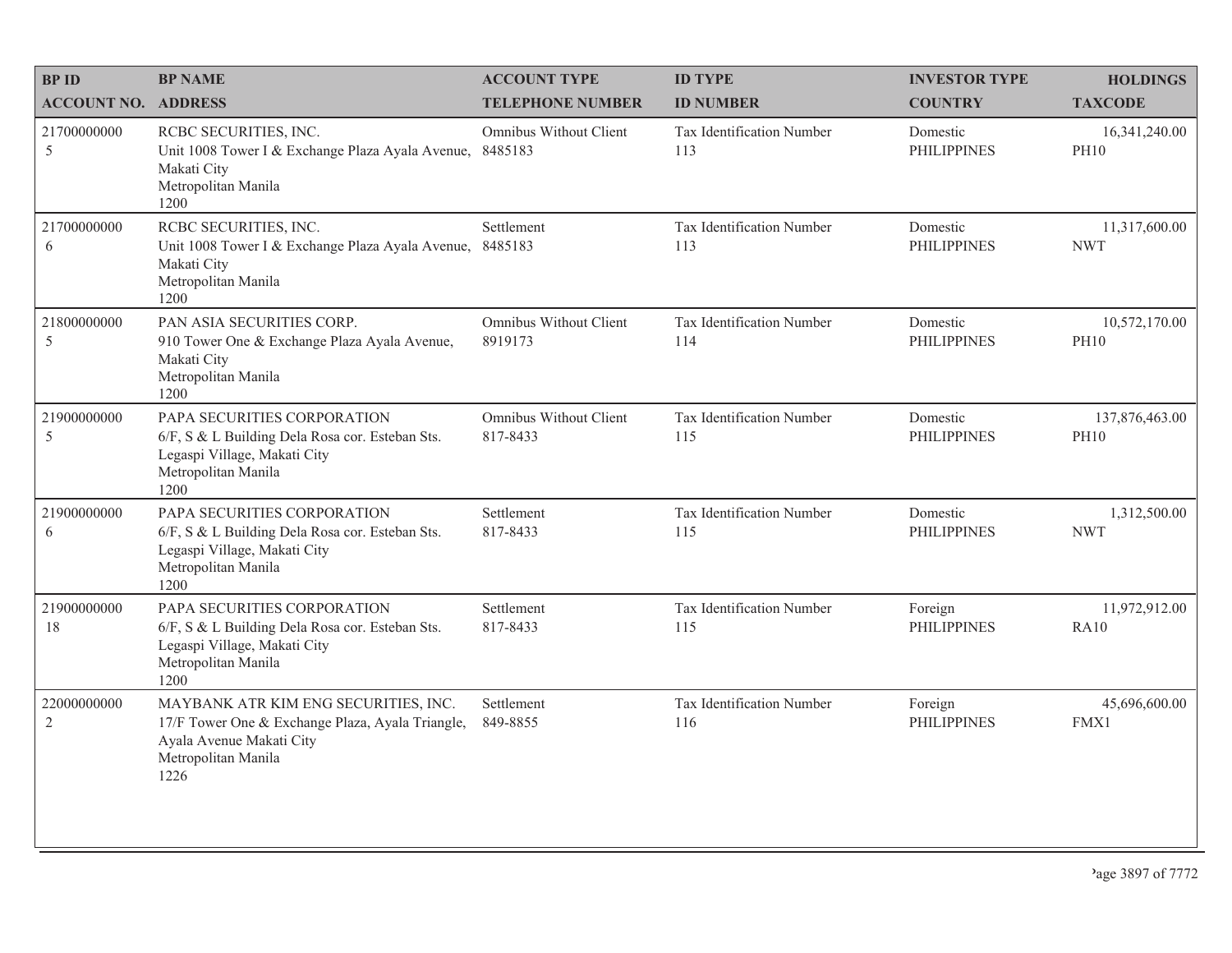| BP ID<br>ACCOUNT NO. | BP NAME<br>ADDRESS | ACCOUNT TYPE<br>TELEPHONE NUMBER | ID TYPE<br>ID NUMBER | INVESTOR TYPE<br>COUNTRY | HOLDINGS<br>TAXCODE |
|---|---|---|---|---|---|
| 21700000000<br>5 | RCBC SECURITIES, INC.<br>Unit 1008 Tower I & Exchange Plaza Ayala Avenue, Makati City<br>Metropolitan Manila<br>1200 | Omnibus Without Client<br>8485183 | Tax Identification Number<br>113 | Domestic<br>PHILIPPINES | 16,341,240.00<br>PH10 |
| 21700000000<br>6 | RCBC SECURITIES, INC.<br>Unit 1008 Tower I & Exchange Plaza Ayala Avenue, Makati City<br>Metropolitan Manila<br>1200 | Settlement<br>8485183 | Tax Identification Number<br>113 | Domestic<br>PHILIPPINES | 11,317,600.00<br>NWT |
| 21800000000<br>5 | PAN ASIA SECURITIES CORP.<br>910 Tower One & Exchange Plaza Ayala Avenue, Makati City<br>Metropolitan Manila<br>1200 | Omnibus Without Client<br>8919173 | Tax Identification Number<br>114 | Domestic<br>PHILIPPINES | 10,572,170.00<br>PH10 |
| 21900000000<br>5 | PAPA SECURITIES CORPORATION<br>6/F, S & L Building Dela Rosa cor. Esteban Sts. Legaspi Village, Makati City<br>Metropolitan Manila<br>1200 | Omnibus Without Client<br>817-8433 | Tax Identification Number<br>115 | Domestic<br>PHILIPPINES | 137,876,463.00<br>PH10 |
| 21900000000<br>6 | PAPA SECURITIES CORPORATION<br>6/F, S & L Building Dela Rosa cor. Esteban Sts. Legaspi Village, Makati City<br>Metropolitan Manila<br>1200 | Settlement<br>817-8433 | Tax Identification Number<br>115 | Domestic<br>PHILIPPINES | 1,312,500.00<br>NWT |
| 21900000000<br>18 | PAPA SECURITIES CORPORATION<br>6/F, S & L Building Dela Rosa cor. Esteban Sts. Legaspi Village, Makati City<br>Metropolitan Manila<br>1200 | Settlement<br>817-8433 | Tax Identification Number<br>115 | Foreign<br>PHILIPPINES | 11,972,912.00<br>RA10 |
| 22000000000<br>2 | MAYBANK ATR KIM ENG SECURITIES, INC.<br>17/F Tower One & Exchange Plaza, Ayala Triangle, Ayala Avenue Makati City<br>Metropolitan Manila<br>1226 | Settlement<br>849-8855 | Tax Identification Number<br>116 | Foreign<br>PHILIPPINES | 45,696,600.00<br>FMX1 |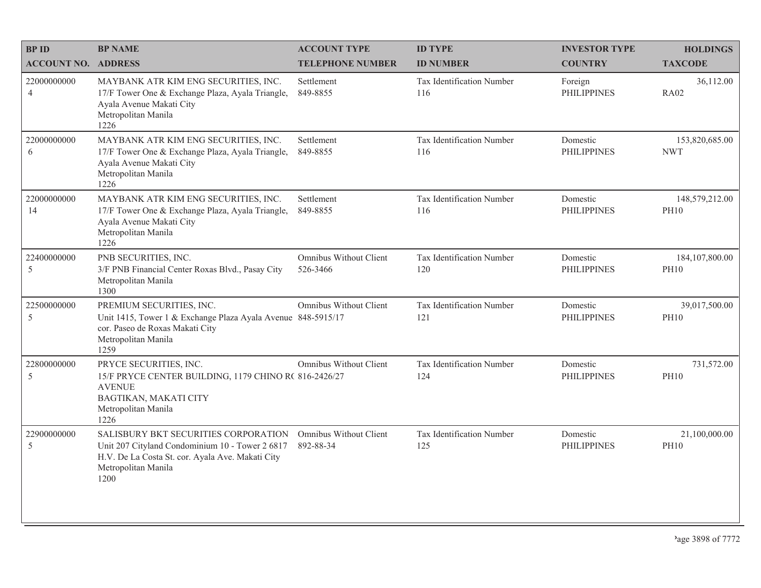| BP ID<br>ACCOUNT NO. | BP NAME<br>ADDRESS | ACCOUNT TYPE<br>TELEPHONE NUMBER | ID TYPE<br>ID NUMBER | INVESTOR TYPE<br>COUNTRY | HOLDINGS<br>TAXCODE |
|---|---|---|---|---|---|
| 22000000000<br>4 | MAYBANK ATR KIM ENG SECURITIES, INC.<br>17/F Tower One & Exchange Plaza, Ayala Triangle, Ayala Avenue Makati City<br>Metropolitan Manila<br>1226 | Settlement<br>849-8855 | Tax Identification Number<br>116 | Foreign<br>PHILIPPINES | 36,112.00<br>RA02 |
| 22000000000<br>6 | MAYBANK ATR KIM ENG SECURITIES, INC.<br>17/F Tower One & Exchange Plaza, Ayala Triangle, Ayala Avenue Makati City<br>Metropolitan Manila<br>1226 | Settlement<br>849-8855 | Tax Identification Number<br>116 | Domestic<br>PHILIPPINES | 153,820,685.00<br>NWT |
| 22000000000<br>14 | MAYBANK ATR KIM ENG SECURITIES, INC.<br>17/F Tower One & Exchange Plaza, Ayala Triangle, Ayala Avenue Makati City<br>Metropolitan Manila<br>1226 | Settlement<br>849-8855 | Tax Identification Number<br>116 | Domestic<br>PHILIPPINES | 148,579,212.00<br>PH10 |
| 22400000000<br>5 | PNB SECURITIES, INC.<br>3/F PNB Financial Center Roxas Blvd., Pasay City<br>Metropolitan Manila<br>1300 | Omnibus Without Client<br>526-3466 | Tax Identification Number<br>120 | Domestic<br>PHILIPPINES | 184,107,800.00<br>PH10 |
| 22500000000<br>5 | PREMIUM SECURITIES, INC.<br>Unit 1415, Tower 1 & Exchange Plaza Ayala Avenue cor. Paseo de Roxas Makati City<br>Metropolitan Manila<br>1259 | Omnibus Without Client<br>848-5915/17 | Tax Identification Number<br>121 | Domestic<br>PHILIPPINES | 39,017,500.00<br>PH10 |
| 22800000000<br>5 | PRYCE SECURITIES, INC.<br>15/F PRYCE CENTER BUILDING, 1179 CHINO R( AVENUE<br>BAGTIKAN, MAKATI CITY<br>Metropolitan Manila<br>1226 | Omnibus Without Client<br>816-2426/27 | Tax Identification Number<br>124 | Domestic<br>PHILIPPINES | 731,572.00<br>PH10 |
| 22900000000<br>5 | SALISBURY BKT SECURITIES CORPORATION<br>Unit 207 Cityland Condominium 10 - Tower 2 6817 H.V. De La Costa St. cor. Ayala Ave. Makati City<br>Metropolitan Manila<br>1200 | Omnibus Without Client<br>892-88-34 | Tax Identification Number<br>125 | Domestic<br>PHILIPPINES | 21,100,000.00<br>PH10 |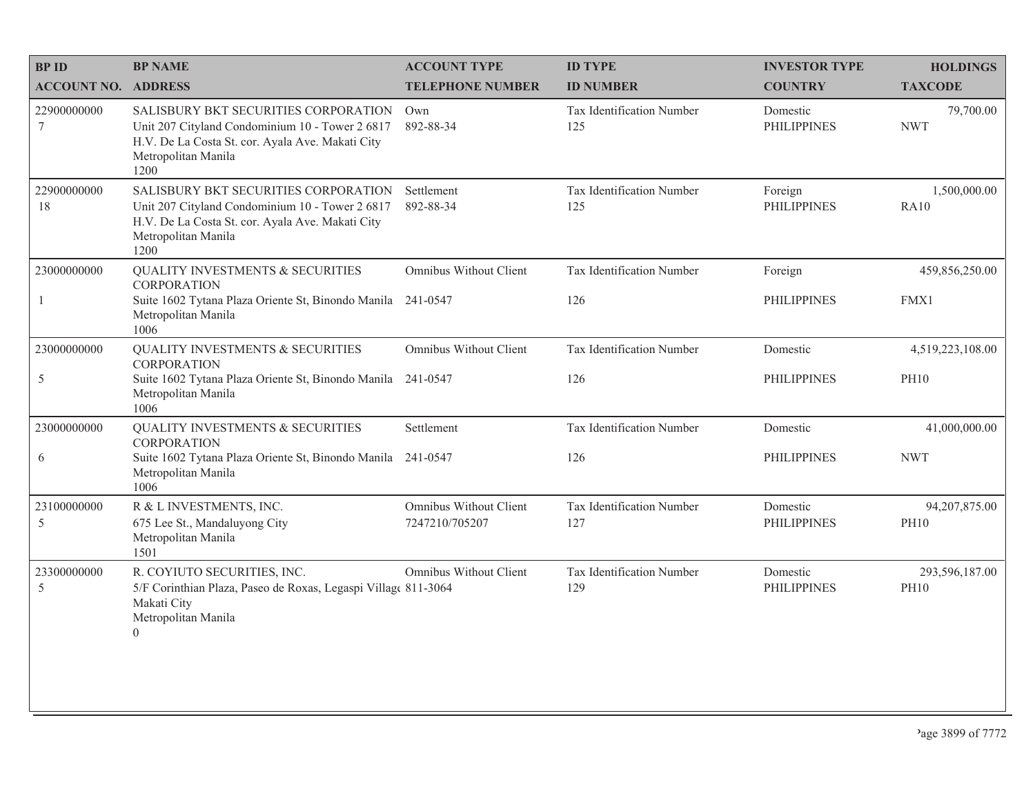| BP ID<br>ACCOUNT NO. | BP NAME<br>ADDRESS | ACCOUNT TYPE<br>TELEPHONE NUMBER | ID TYPE<br>ID NUMBER | INVESTOR TYPE<br>COUNTRY | HOLDINGS<br>TAXCODE |
|---|---|---|---|---|---|
| 22900000000<br>7 | SALISBURY BKT SECURITIES CORPORATION<br>Unit 207 Cityland Condominium 10 - Tower 2 6817 H.V. De La Costa St. cor. Ayala Ave. Makati City<br>Metropolitan Manila<br>1200 | Own<br>892-88-34 | Tax Identification Number<br>125 | Domestic<br>PHILIPPINES | 79,700.00<br>NWT |
| 22900000000<br>18 | SALISBURY BKT SECURITIES CORPORATION<br>Unit 207 Cityland Condominium 10 - Tower 2 6817 H.V. De La Costa St. cor. Ayala Ave. Makati City<br>Metropolitan Manila<br>1200 | Settlement<br>892-88-34 | Tax Identification Number<br>125 | Foreign<br>PHILIPPINES | 1,500,000.00<br>RA10 |
| 23000000000<br>1 | QUALITY INVESTMENTS & SECURITIES CORPORATION<br>Suite 1602 Tytana Plaza Oriente St, Binondo Manila<br>Metropolitan Manila<br>1006 | Omnibus Without Client<br>241-0547 | Tax Identification Number<br>126 | Foreign<br>PHILIPPINES | 459,856,250.00<br>FMX1 |
| 23000000000<br>5 | QUALITY INVESTMENTS & SECURITIES CORPORATION<br>Suite 1602 Tytana Plaza Oriente St, Binondo Manila<br>Metropolitan Manila<br>1006 | Omnibus Without Client<br>241-0547 | Tax Identification Number<br>126 | Domestic<br>PHILIPPINES | 4,519,223,108.00<br>PH10 |
| 23000000000<br>6 | QUALITY INVESTMENTS & SECURITIES CORPORATION<br>Suite 1602 Tytana Plaza Oriente St, Binondo Manila<br>Metropolitan Manila<br>1006 | Settlement<br>241-0547 | Tax Identification Number<br>126 | Domestic<br>PHILIPPINES | 41,000,000.00<br>NWT |
| 23100000000<br>5 | R & L INVESTMENTS, INC.<br>675 Lee St., Mandaluyong City<br>Metropolitan Manila<br>1501 | Omnibus Without Client<br>7247210/705207 | Tax Identification Number<br>127 | Domestic<br>PHILIPPINES | 94,207,875.00<br>PH10 |
| 23300000000<br>5 | R. COYIUTO SECURITIES, INC.<br>5/F Corinthian Plaza, Paseo de Roxas, Legaspi Villag Makati City<br>Metropolitan Manila<br>0 | Omnibus Without Client<br>811-3064 | Tax Identification Number<br>129 | Domestic<br>PHILIPPINES | 293,596,187.00<br>PH10 |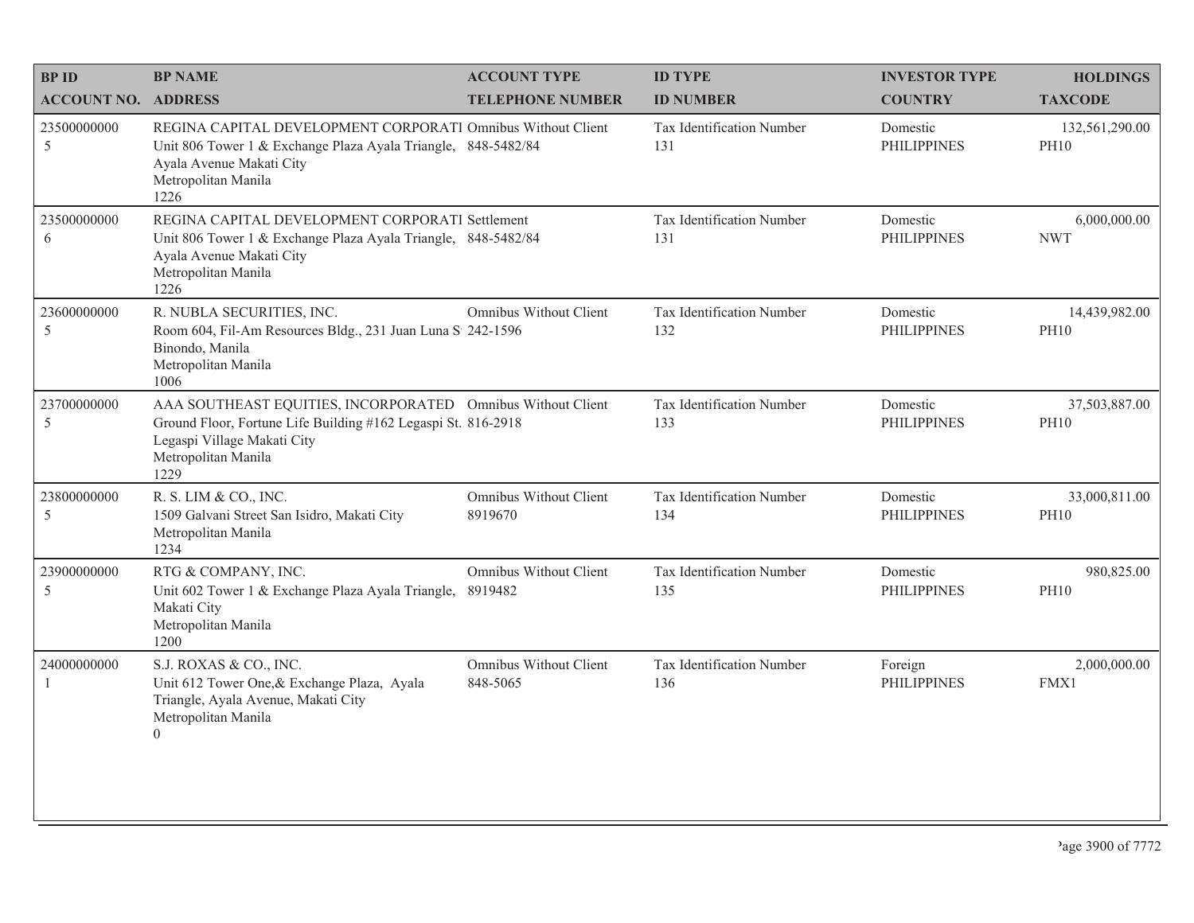| BP ID<br>ACCOUNT NO. | BP NAME<br>ADDRESS | ACCOUNT TYPE<br>TELEPHONE NUMBER | ID TYPE<br>ID NUMBER | INVESTOR TYPE<br>COUNTRY | HOLDINGS<br>TAXCODE |
|---|---|---|---|---|---|
| 23500000000<br>5 | REGINA CAPITAL DEVELOPMENT CORPORATI<br>Unit 806 Tower 1 & Exchange Plaza Ayala Triangle, Ayala Avenue Makati City<br>Metropolitan Manila<br>1226 | Omnibus Without Client<br>848-5482/84 | Tax Identification Number<br>131 | Domestic<br>PHILIPPINES | 132,561,290.00<br>PH10 |
| 23500000000<br>6 | REGINA CAPITAL DEVELOPMENT CORPORATI<br>Unit 806 Tower 1 & Exchange Plaza Ayala Triangle, Ayala Avenue Makati City<br>Metropolitan Manila<br>1226 | Settlement<br>848-5482/84 | Tax Identification Number<br>131 | Domestic<br>PHILIPPINES | 6,000,000.00<br>NWT |
| 23600000000<br>5 | R. NUBLA SECURITIES, INC.<br>Room 604, Fil-Am Resources Bldg., 231 Juan Luna S<br>Binondo, Manila<br>Metropolitan Manila<br>1006 | Omnibus Without Client<br>242-1596 | Tax Identification Number<br>132 | Domestic<br>PHILIPPINES | 14,439,982.00<br>PH10 |
| 23700000000<br>5 | AAA SOUTHEAST EQUITIES, INCORPORATED<br>Ground Floor, Fortune Life Building #162 Legaspi St.<br>Legaspi Village Makati City<br>Metropolitan Manila<br>1229 | Omnibus Without Client<br>816-2918 | Tax Identification Number<br>133 | Domestic<br>PHILIPPINES | 37,503,887.00<br>PH10 |
| 23800000000<br>5 | R. S. LIM & CO., INC.<br>1509 Galvani Street San Isidro, Makati City<br>Metropolitan Manila<br>1234 | Omnibus Without Client<br>8919670 | Tax Identification Number<br>134 | Domestic<br>PHILIPPINES | 33,000,811.00<br>PH10 |
| 23900000000<br>5 | RTG & COMPANY, INC.<br>Unit 602 Tower 1 & Exchange Plaza Ayala Triangle, Makati City<br>Metropolitan Manila<br>1200 | Omnibus Without Client<br>8919482 | Tax Identification Number<br>135 | Domestic<br>PHILIPPINES | 980,825.00<br>PH10 |
| 24000000000<br>1 | S.J. ROXAS & CO., INC.<br>Unit 612 Tower One,& Exchange Plaza, Ayala Triangle, Ayala Avenue, Makati City<br>Metropolitan Manila<br>0 | Omnibus Without Client<br>848-5065 | Tax Identification Number<br>136 | Foreign<br>PHILIPPINES | 2,000,000.00<br>FMX1 |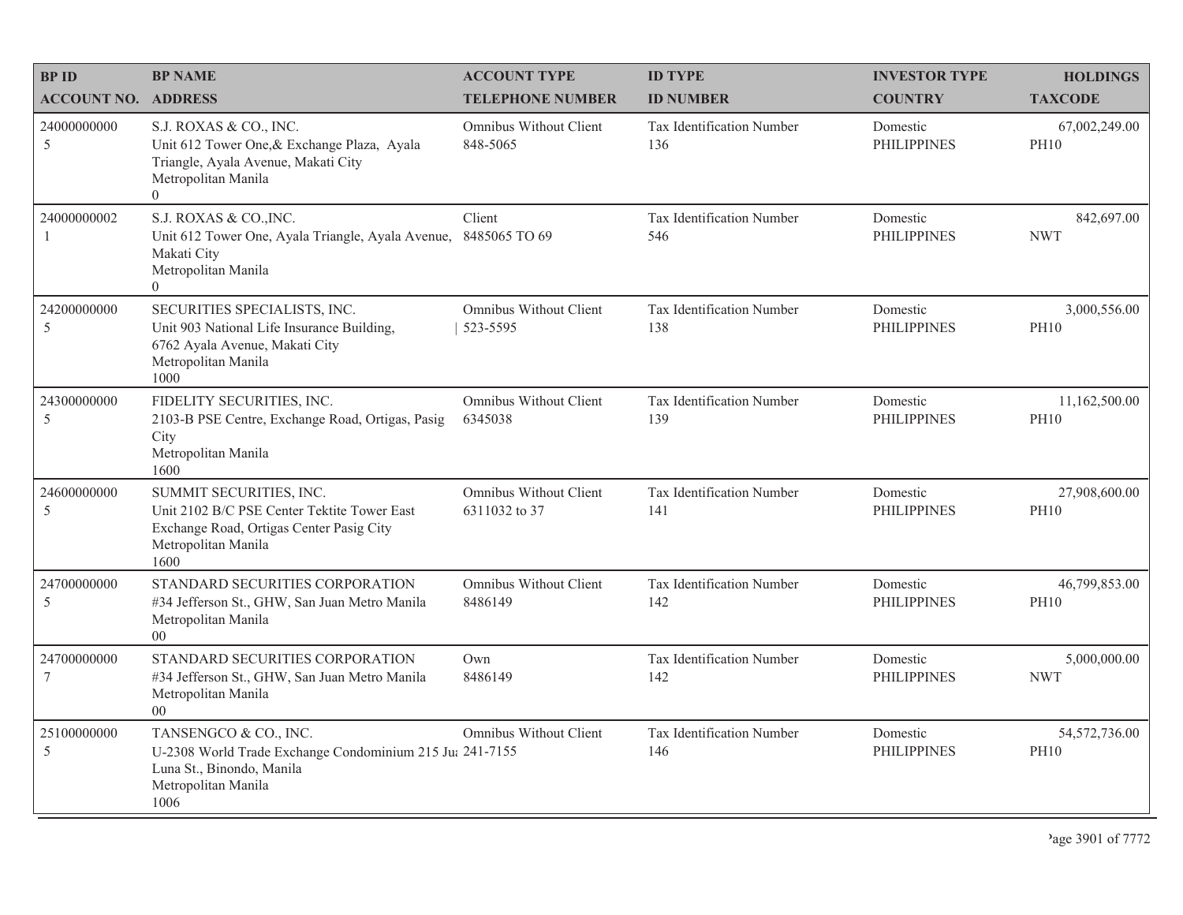| BP ID<br>ACCOUNT NO. | BP NAME<br>ADDRESS | ACCOUNT TYPE<br>TELEPHONE NUMBER | ID TYPE<br>ID NUMBER | INVESTOR TYPE<br>COUNTRY | HOLDINGS<br>TAXCODE |
|---|---|---|---|---|---|
| 24000000000<br>5 | S.J. ROXAS & CO., INC.<br>Unit 612 Tower One,& Exchange Plaza, Ayala Triangle, Ayala Avenue, Makati City<br>Metropolitan Manila<br>0 | Omnibus Without Client<br>848-5065 | Tax Identification Number<br>136 | Domestic<br>PHILIPPINES | 67,002,249.00<br>PH10 |
| 24000000002<br>1 | S.J. ROXAS & CO.,INC.<br>Unit 612 Tower One, Ayala Triangle, Ayala Avenue, Makati City<br>Metropolitan Manila<br>0 | Client<br>8485065 TO 69 | Tax Identification Number<br>546 | Domestic<br>PHILIPPINES | 842,697.00<br>NWT |
| 24200000000<br>5 | SECURITIES SPECIALISTS, INC.<br>Unit 903 National Life Insurance Building, 6762 Ayala Avenue, Makati City<br>Metropolitan Manila<br>1000 | Omnibus Without Client<br>523-5595 | Tax Identification Number<br>138 | Domestic<br>PHILIPPINES | 3,000,556.00<br>PH10 |
| 24300000000<br>5 | FIDELITY SECURITIES, INC.<br>2103-B PSE Centre, Exchange Road, Ortigas, Pasig City<br>Metropolitan Manila<br>1600 | Omnibus Without Client<br>6345038 | Tax Identification Number<br>139 | Domestic<br>PHILIPPINES | 11,162,500.00<br>PH10 |
| 24600000000<br>5 | SUMMIT SECURITIES, INC.<br>Unit 2102 B/C PSE Center Tektite Tower East Exchange Road, Ortigas Center Pasig City<br>Metropolitan Manila<br>1600 | Omnibus Without Client<br>6311032 to 37 | Tax Identification Number<br>141 | Domestic<br>PHILIPPINES | 27,908,600.00<br>PH10 |
| 24700000000<br>5 | STANDARD SECURITIES CORPORATION<br>#34 Jefferson St., GHW, San Juan Metro Manila<br>Metropolitan Manila<br>00 | Omnibus Without Client<br>8486149 | Tax Identification Number<br>142 | Domestic<br>PHILIPPINES | 46,799,853.00<br>PH10 |
| 24700000000<br>7 | STANDARD SECURITIES CORPORATION<br>#34 Jefferson St., GHW, San Juan Metro Manila<br>Metropolitan Manila<br>00 | Own<br>8486149 | Tax Identification Number<br>142 | Domestic<br>PHILIPPINES | 5,000,000.00<br>NWT |
| 25100000000<br>5 | TANSENGCO & CO., INC.<br>U-2308 World Trade Exchange Condominium 215 Jua Luna St., Binondo, Manila<br>Metropolitan Manila<br>1006 | Omnibus Without Client<br>241-7155 | Tax Identification Number<br>146 | Domestic<br>PHILIPPINES | 54,572,736.00<br>PH10 |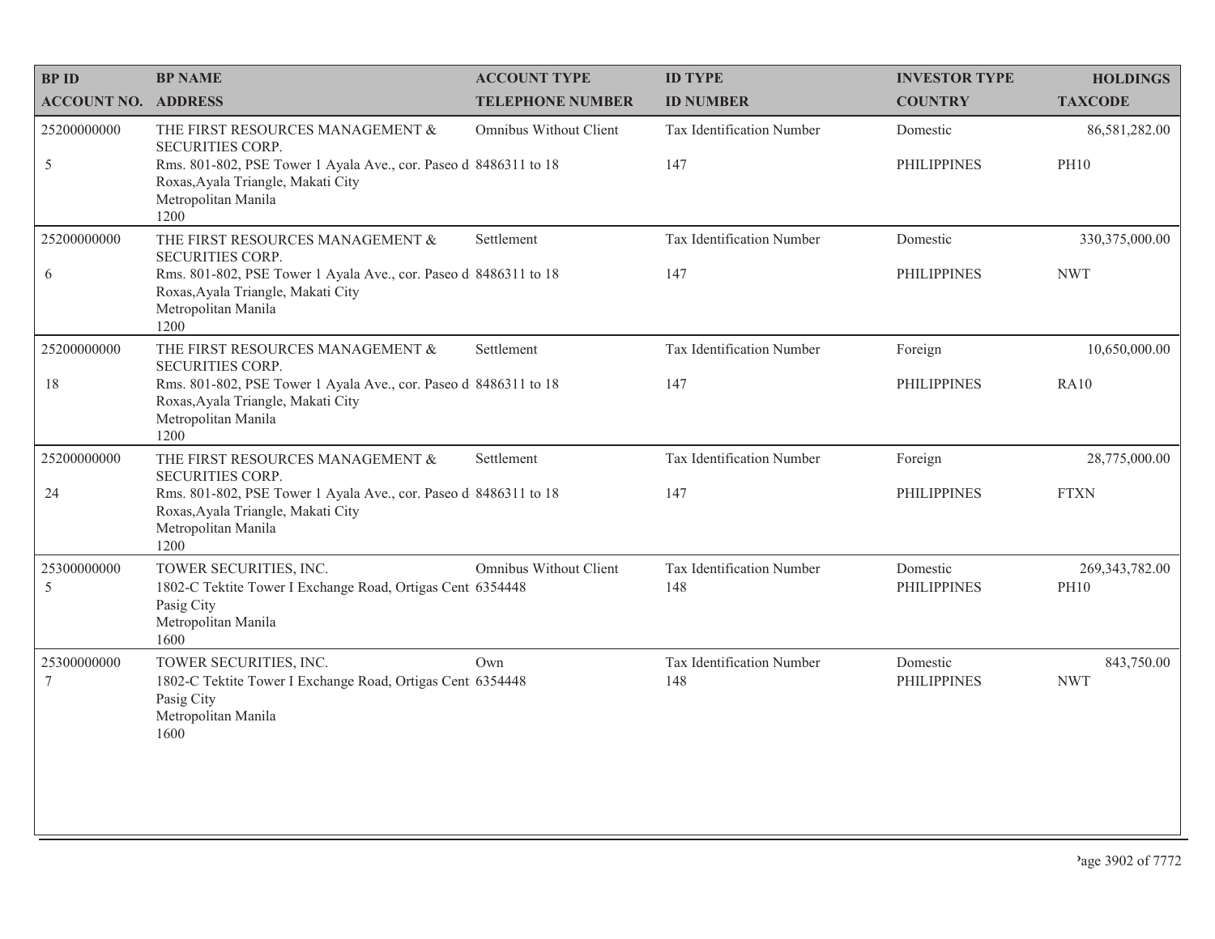| BP ID<br>ACCOUNT NO. | BP NAME<br>ADDRESS | ACCOUNT TYPE<br>TELEPHONE NUMBER | ID TYPE<br>ID NUMBER | INVESTOR TYPE<br>COUNTRY | HOLDINGS<br>TAXCODE |
|---|---|---|---|---|---|
| 25200000000<br>5 | THE FIRST RESOURCES MANAGEMENT & SECURITIES CORP.<br>Rms. 801-802, PSE Tower 1 Ayala Ave., cor. Paseo d Roxas,Ayala Triangle, Makati City<br>Metropolitan Manila<br>1200 | Omnibus Without Client<br>8486311 to 18 | Tax Identification Number<br>147 | Domestic<br>PHILIPPINES | 86,581,282.00<br>PH10 |
| 25200000000<br>6 | THE FIRST RESOURCES MANAGEMENT & SECURITIES CORP.<br>Rms. 801-802, PSE Tower 1 Ayala Ave., cor. Paseo d Roxas,Ayala Triangle, Makati City<br>Metropolitan Manila<br>1200 | Settlement<br>8486311 to 18 | Tax Identification Number<br>147 | Domestic<br>PHILIPPINES | 330,375,000.00<br>NWT |
| 25200000000<br>18 | THE FIRST RESOURCES MANAGEMENT & SECURITIES CORP.<br>Rms. 801-802, PSE Tower 1 Ayala Ave., cor. Paseo d Roxas,Ayala Triangle, Makati City<br>Metropolitan Manila<br>1200 | Settlement<br>8486311 to 18 | Tax Identification Number<br>147 | Foreign<br>PHILIPPINES | 10,650,000.00<br>RA10 |
| 25200000000<br>24 | THE FIRST RESOURCES MANAGEMENT & SECURITIES CORP.<br>Rms. 801-802, PSE Tower 1 Ayala Ave., cor. Paseo d Roxas,Ayala Triangle, Makati City<br>Metropolitan Manila<br>1200 | Settlement<br>8486311 to 18 | Tax Identification Number<br>147 | Foreign<br>PHILIPPINES | 28,775,000.00<br>FTXN |
| 25300000000<br>5 | TOWER SECURITIES, INC.<br>1802-C Tektite Tower I Exchange Road, Ortigas Cent Pasig City<br>Metropolitan Manila<br>1600 | Omnibus Without Client<br>6354448 | Tax Identification Number<br>148 | Domestic<br>PHILIPPINES | 269,343,782.00<br>PH10 |
| 25300000000<br>7 | TOWER SECURITIES, INC.<br>1802-C Tektite Tower I Exchange Road, Ortigas Cent Pasig City<br>Metropolitan Manila<br>1600 | Own<br>6354448 | Tax Identification Number<br>148 | Domestic<br>PHILIPPINES | 843,750.00<br>NWT |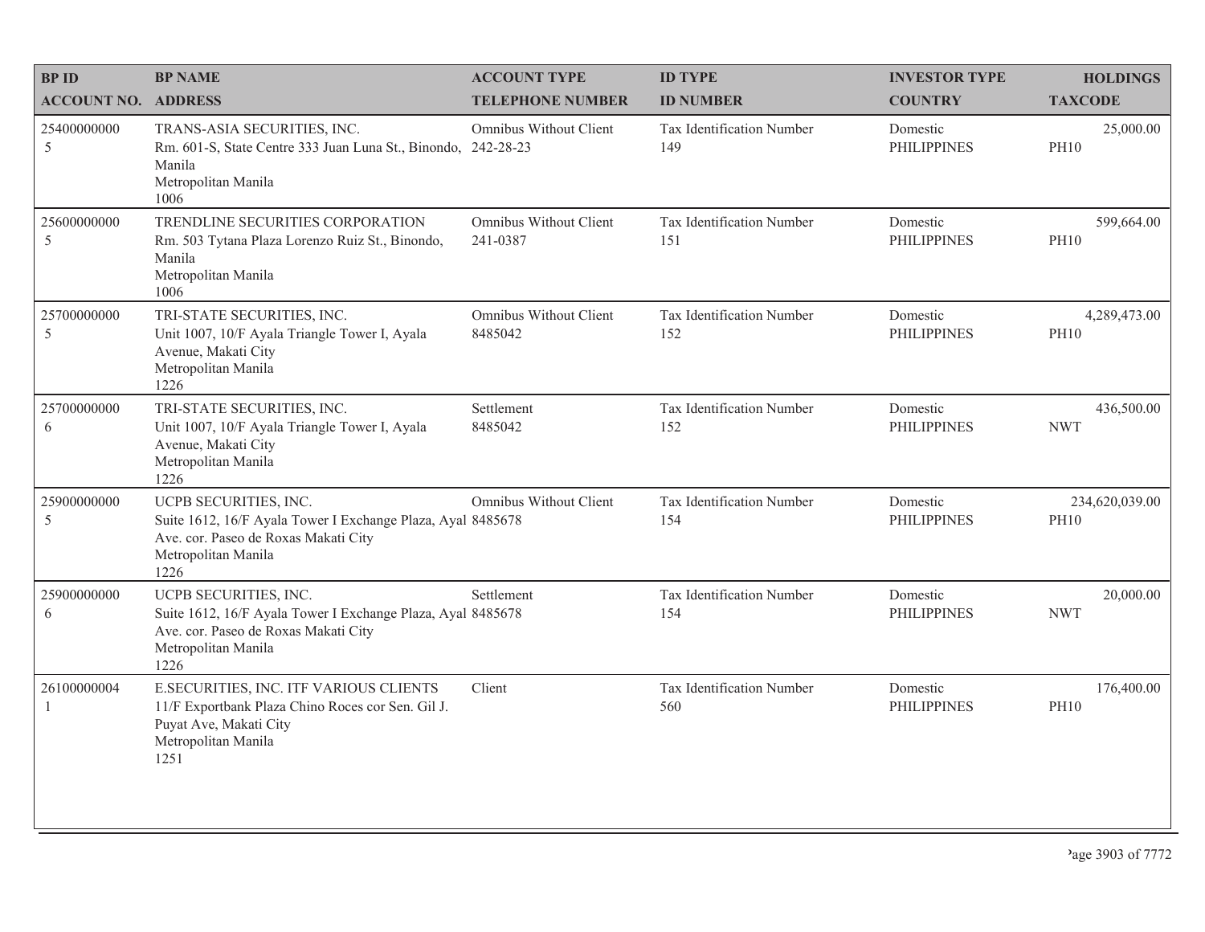| BP ID<br>ACCOUNT NO. | BP NAME<br>ADDRESS | ACCOUNT TYPE<br>TELEPHONE NUMBER | ID TYPE<br>ID NUMBER | INVESTOR TYPE<br>COUNTRY | HOLDINGS<br>TAXCODE |
|---|---|---|---|---|---|
| 25400000000<br>5 | TRANS-ASIA SECURITIES, INC.<br>Rm. 601-S, State Centre 333 Juan Luna St., Binondo, Manila<br>Metropolitan Manila<br>1006 | Omnibus Without Client<br>242-28-23 | Tax Identification Number<br>149 | Domestic<br>PHILIPPINES | 25,000.00<br>PH10 |
| 25600000000<br>5 | TRENDLINE SECURITIES CORPORATION<br>Rm. 503 Tytana Plaza Lorenzo Ruiz St., Binondo, Manila<br>Metropolitan Manila<br>1006 | Omnibus Without Client<br>241-0387 | Tax Identification Number<br>151 | Domestic<br>PHILIPPINES | 599,664.00<br>PH10 |
| 25700000000<br>5 | TRI-STATE SECURITIES, INC.<br>Unit 1007, 10/F Ayala Triangle Tower I, Ayala Avenue, Makati City<br>Metropolitan Manila<br>1226 | Omnibus Without Client<br>8485042 | Tax Identification Number<br>152 | Domestic<br>PHILIPPINES | 4,289,473.00<br>PH10 |
| 25700000000<br>6 | TRI-STATE SECURITIES, INC.<br>Unit 1007, 10/F Ayala Triangle Tower I, Ayala Avenue, Makati City<br>Metropolitan Manila<br>1226 | Settlement<br>8485042 | Tax Identification Number<br>152 | Domestic<br>PHILIPPINES | 436,500.00<br>NWT |
| 25900000000<br>5 | UCPB SECURITIES, INC.<br>Suite 1612, 16/F Ayala Tower I Exchange Plaza, Ayal Ave. cor. Paseo de Roxas Makati City<br>Metropolitan Manila<br>1226 | Omnibus Without Client<br>8485678 | Tax Identification Number<br>154 | Domestic<br>PHILIPPINES | 234,620,039.00<br>PH10 |
| 25900000000<br>6 | UCPB SECURITIES, INC.<br>Suite 1612, 16/F Ayala Tower I Exchange Plaza, Ayal Ave. cor. Paseo de Roxas Makati City<br>Metropolitan Manila<br>1226 | Settlement<br>8485678 | Tax Identification Number<br>154 | Domestic<br>PHILIPPINES | 20,000.00<br>NWT |
| 26100000004<br>1 | E.SECURITIES, INC. ITF VARIOUS CLIENTS<br>11/F Exportbank Plaza Chino Roces cor Sen. Gil J. Puyat Ave, Makati City<br>Metropolitan Manila<br>1251 | Client | Tax Identification Number<br>560 | Domestic<br>PHILIPPINES | 176,400.00<br>PH10 |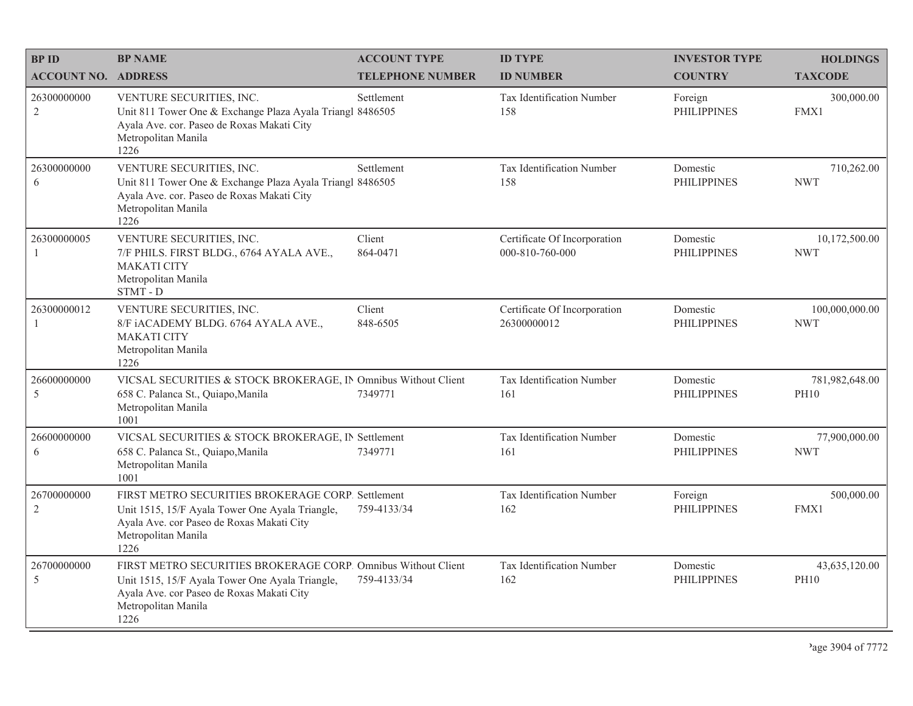| BP ID<br>ACCOUNT NO. | BP NAME<br>ADDRESS | ACCOUNT TYPE<br>TELEPHONE NUMBER | ID TYPE<br>ID NUMBER | INVESTOR TYPE<br>COUNTRY | HOLDINGS<br>TAXCODE |
|---|---|---|---|---|---|
| 26300000000<br>2 | VENTURE SECURITIES, INC.<br>Unit 811 Tower One & Exchange Plaza Ayala Triangl<br>Ayala Ave. cor. Paseo de Roxas Makati City<br>Metropolitan Manila<br>1226 | Settlement<br>8486505 | Tax Identification Number<br>158 | Foreign<br>PHILIPPINES | 300,000.00<br>FMX1 |
| 26300000000<br>6 | VENTURE SECURITIES, INC.<br>Unit 811 Tower One & Exchange Plaza Ayala Triangl<br>Ayala Ave. cor. Paseo de Roxas Makati City<br>Metropolitan Manila<br>1226 | Settlement<br>8486505 | Tax Identification Number<br>158 | Domestic<br>PHILIPPINES | 710,262.00<br>NWT |
| 26300000005<br>1 | VENTURE SECURITIES, INC.<br>7/F PHILS. FIRST BLDG., 6764 AYALA AVE.,<br>MAKATI CITY<br>Metropolitan Manila<br>STMT - D | Client<br>864-0471 | Certificate Of Incorporation<br>000-810-760-000 | Domestic<br>PHILIPPINES | 10,172,500.00<br>NWT |
| 26300000012<br>1 | VENTURE SECURITIES, INC.<br>8/F iACADEMY BLDG. 6764 AYALA AVE.,<br>MAKATI CITY<br>Metropolitan Manila<br>1226 | Client<br>848-6505 | Certificate Of Incorporation<br>26300000012 | Domestic<br>PHILIPPINES | 100,000,000.00<br>NWT |
| 26600000000<br>5 | VICSAL SECURITIES & STOCK BROKERAGE, IN<br>658 C. Palanca St., Quiapo,Manila<br>Metropolitan Manila<br>1001 | Omnibus Without Client<br>7349771 | Tax Identification Number<br>161 | Domestic<br>PHILIPPINES | 781,982,648.00<br>PH10 |
| 26600000000<br>6 | VICSAL SECURITIES & STOCK BROKERAGE, IN<br>658 C. Palanca St., Quiapo,Manila<br>Metropolitan Manila<br>1001 | Settlement<br>7349771 | Tax Identification Number<br>161 | Domestic<br>PHILIPPINES | 77,900,000.00<br>NWT |
| 26700000000<br>2 | FIRST METRO SECURITIES BROKERAGE CORP.<br>Unit 1515, 15/F Ayala Tower One Ayala Triangle,<br>Ayala Ave. cor Paseo de Roxas Makati City<br>Metropolitan Manila<br>1226 | Settlement<br>759-4133/34 | Tax Identification Number<br>162 | Foreign<br>PHILIPPINES | 500,000.00<br>FMX1 |
| 26700000000<br>5 | FIRST METRO SECURITIES BROKERAGE CORP.<br>Unit 1515, 15/F Ayala Tower One Ayala Triangle,<br>Ayala Ave. cor Paseo de Roxas Makati City<br>Metropolitan Manila<br>1226 | Omnibus Without Client<br>759-4133/34 | Tax Identification Number<br>162 | Domestic<br>PHILIPPINES | 43,635,120.00<br>PH10 |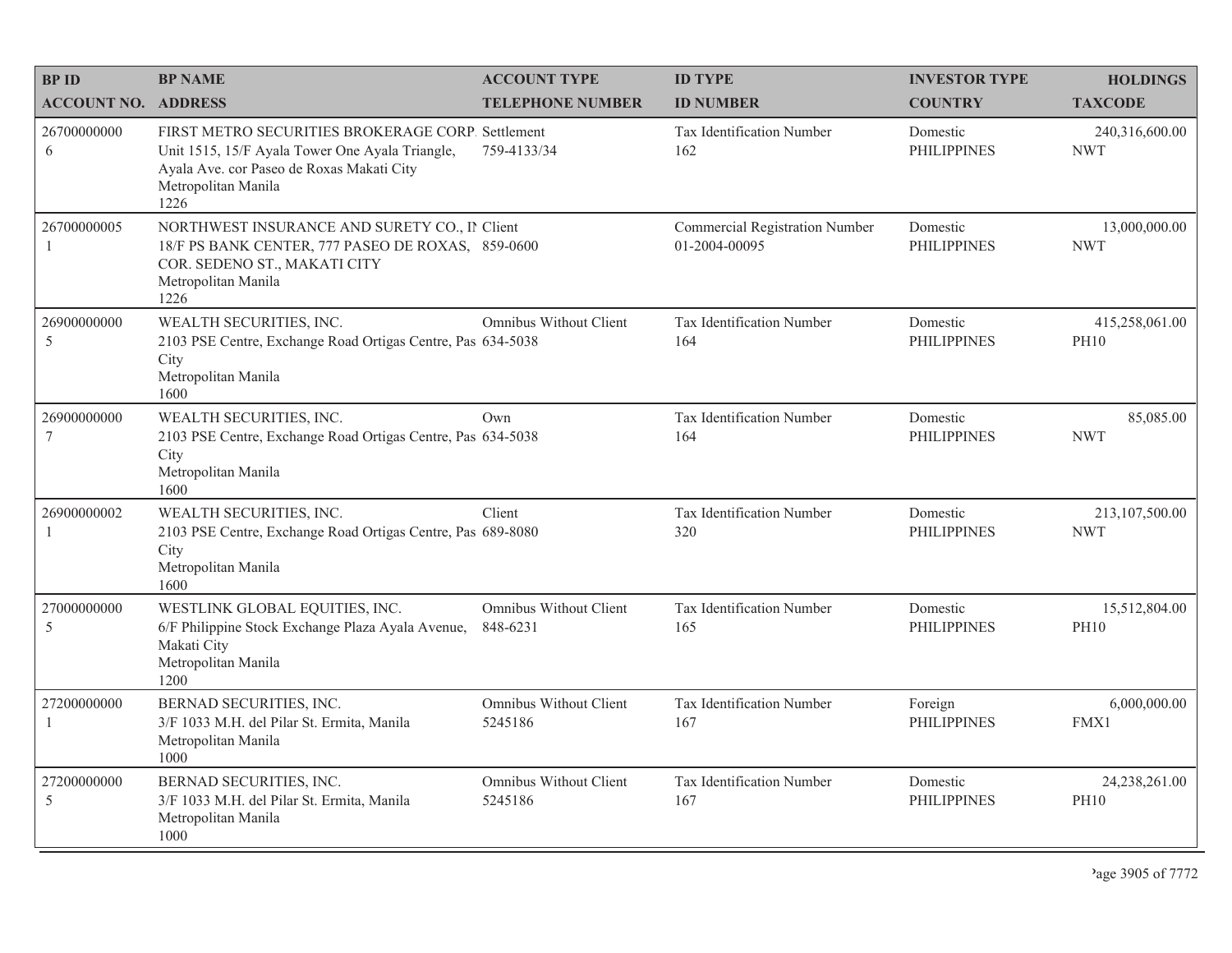| BP ID<br>ACCOUNT NO. | BP NAME<br>ADDRESS | ACCOUNT TYPE<br>TELEPHONE NUMBER | ID TYPE<br>ID NUMBER | INVESTOR TYPE<br>COUNTRY | HOLDINGS<br>TAXCODE |
|---|---|---|---|---|---|
| 26700000000<br>6 | FIRST METRO SECURITIES BROKERAGE CORP.<br>Unit 1515, 15/F Ayala Tower One Ayala Triangle, Ayala Ave. cor Paseo de Roxas Makati City<br>Metropolitan Manila<br>1226 | Settlement<br>759-4133/34 | Tax Identification Number<br>162 | Domestic<br>PHILIPPINES | 240,316,600.00<br>NWT |
| 26700000005<br>1 | NORTHWEST INSURANCE AND SURETY CO., IN<br>18/F PS BANK CENTER, 777 PASEO DE ROXAS, COR. SEDENO ST., MAKATI CITY<br>Metropolitan Manila<br>1226 | Client<br>859-0600 | Commercial Registration Number<br>01-2004-00095 | Domestic<br>PHILIPPINES | 13,000,000.00<br>NWT |
| 26900000000<br>5 | WEALTH SECURITIES, INC.<br>2103 PSE Centre, Exchange Road Ortigas Centre, Pas City<br>Metropolitan Manila<br>1600 | Omnibus Without Client<br>634-5038 | Tax Identification Number<br>164 | Domestic<br>PHILIPPINES | 415,258,061.00<br>PH10 |
| 26900000000<br>7 | WEALTH SECURITIES, INC.<br>2103 PSE Centre, Exchange Road Ortigas Centre, Pas City<br>Metropolitan Manila<br>1600 | Own<br>634-5038 | Tax Identification Number<br>164 | Domestic<br>PHILIPPINES | 85,085.00<br>NWT |
| 26900000002<br>1 | WEALTH SECURITIES, INC.<br>2103 PSE Centre, Exchange Road Ortigas Centre, Pas City<br>Metropolitan Manila<br>1600 | Client<br>689-8080 | Tax Identification Number<br>320 | Domestic<br>PHILIPPINES | 213,107,500.00<br>NWT |
| 27000000000<br>5 | WESTLINK GLOBAL EQUITIES, INC.<br>6/F Philippine Stock Exchange Plaza Ayala Avenue, Makati City<br>Metropolitan Manila<br>1200 | Omnibus Without Client<br>848-6231 | Tax Identification Number<br>165 | Domestic<br>PHILIPPINES | 15,512,804.00<br>PH10 |
| 27200000000<br>1 | BERNAD SECURITIES, INC.<br>3/F 1033 M.H. del Pilar St. Ermita, Manila<br>Metropolitan Manila<br>1000 | Omnibus Without Client<br>5245186 | Tax Identification Number<br>167 | Foreign<br>PHILIPPINES | 6,000,000.00<br>FMX1 |
| 27200000000<br>5 | BERNAD SECURITIES, INC.<br>3/F 1033 M.H. del Pilar St. Ermita, Manila<br>Metropolitan Manila<br>1000 | Omnibus Without Client<br>5245186 | Tax Identification Number<br>167 | Domestic<br>PHILIPPINES | 24,238,261.00<br>PH10 |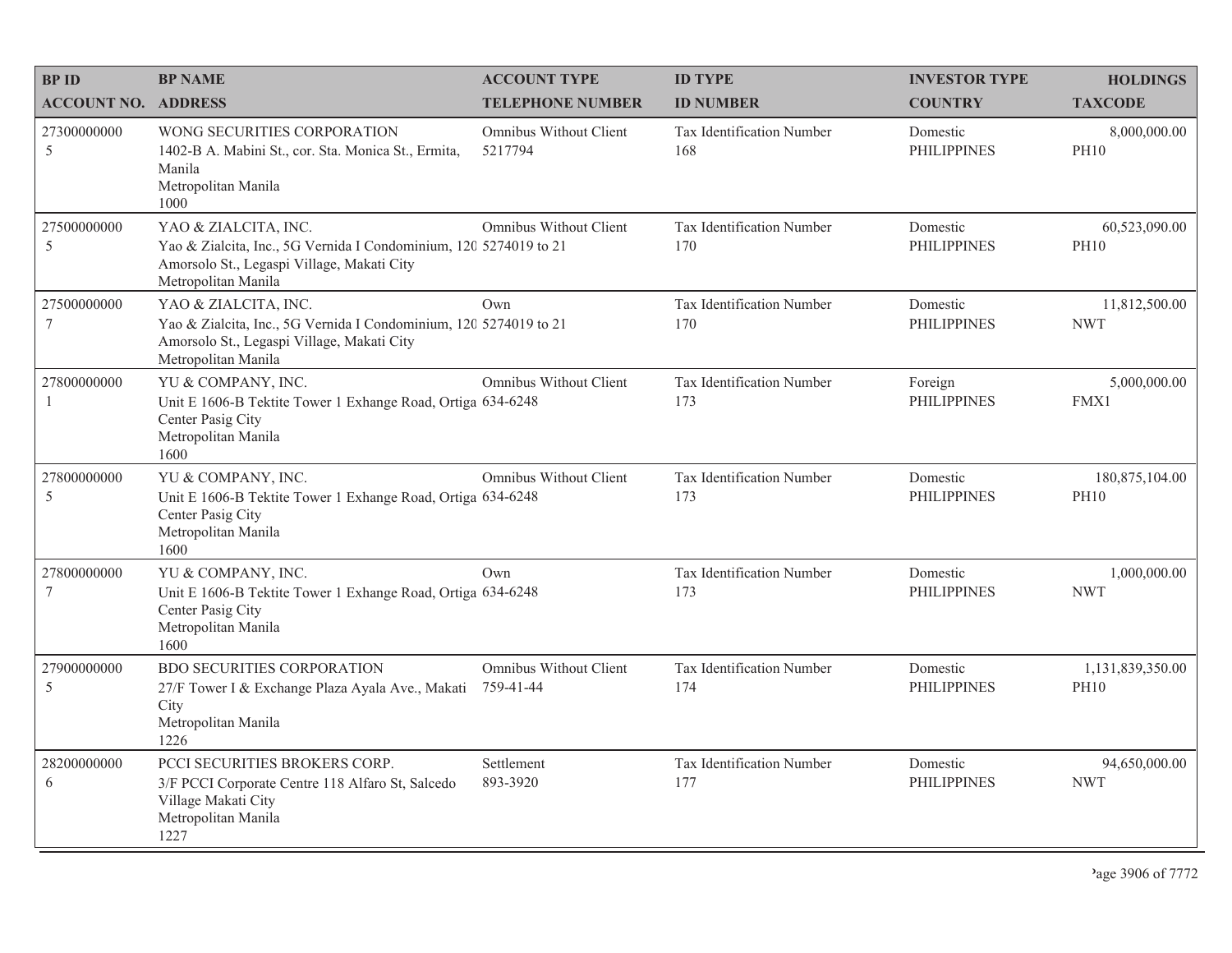| BP ID<br>ACCOUNT NO. | BP NAME<br>ADDRESS | ACCOUNT TYPE<br>TELEPHONE NUMBER | ID TYPE<br>ID NUMBER | INVESTOR TYPE<br>COUNTRY | HOLDINGS<br>TAXCODE |
|---|---|---|---|---|---|
| 27300000000<br>5 | WONG SECURITIES CORPORATION<br>1402-B A. Mabini St., cor. Sta. Monica St., Ermita, Manila<br>Metropolitan Manila<br>1000 | Omnibus Without Client<br>5217794 | Tax Identification Number<br>168 | Domestic<br>PHILIPPINES | 8,000,000.00<br>PH10 |
| 27500000000<br>5 | YAO & ZIALCITA, INC.<br>Yao & Zialcita, Inc., 5G Vernida I Condominium, 120 Amorsolo St., Legaspi Village, Makati City<br>Metropolitan Manila | Omnibus Without Client<br>5274019 to 21 | Tax Identification Number<br>170 | Domestic<br>PHILIPPINES | 60,523,090.00<br>PH10 |
| 27500000000<br>7 | YAO & ZIALCITA, INC.<br>Yao & Zialcita, Inc., 5G Vernida I Condominium, 120 Amorsolo St., Legaspi Village, Makati City<br>Metropolitan Manila | Own<br>5274019 to 21 | Tax Identification Number<br>170 | Domestic<br>PHILIPPINES | 11,812,500.00<br>NWT |
| 27800000000<br>1 | YU & COMPANY, INC.<br>Unit E 1606-B Tektite Tower 1 Exhange Road, Ortiga Center Pasig City<br>Metropolitan Manila<br>1600 | Omnibus Without Client<br>634-6248 | Tax Identification Number<br>173 | Foreign<br>PHILIPPINES | 5,000,000.00<br>FMX1 |
| 27800000000<br>5 | YU & COMPANY, INC.<br>Unit E 1606-B Tektite Tower 1 Exhange Road, Ortiga Center Pasig City<br>Metropolitan Manila<br>1600 | Omnibus Without Client<br>634-6248 | Tax Identification Number<br>173 | Domestic<br>PHILIPPINES | 180,875,104.00<br>PH10 |
| 27800000000<br>7 | YU & COMPANY, INC.<br>Unit E 1606-B Tektite Tower 1 Exhange Road, Ortiga Center Pasig City<br>Metropolitan Manila<br>1600 | Own<br>634-6248 | Tax Identification Number<br>173 | Domestic<br>PHILIPPINES | 1,000,000.00<br>NWT |
| 27900000000<br>5 | BDO SECURITIES CORPORATION<br>27/F Tower I & Exchange Plaza Ayala Ave., Makati City<br>Metropolitan Manila<br>1226 | Omnibus Without Client<br>759-41-44 | Tax Identification Number<br>174 | Domestic<br>PHILIPPINES | 1,131,839,350.00<br>PH10 |
| 28200000000<br>6 | PCCI SECURITIES BROKERS CORP.<br>3/F PCCI Corporate Centre 118 Alfaro St, Salcedo Village Makati City<br>Metropolitan Manila<br>1227 | Settlement<br>893-3920 | Tax Identification Number<br>177 | Domestic<br>PHILIPPINES | 94,650,000.00<br>NWT |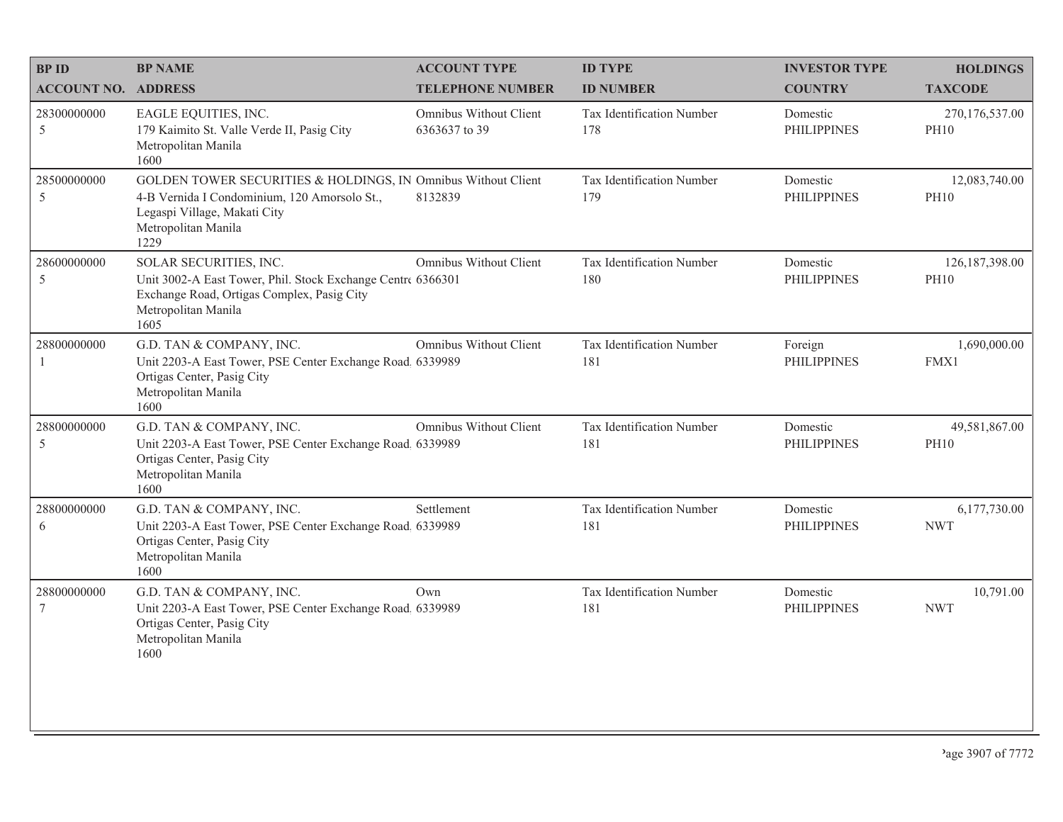| BP ID<br>ACCOUNT NO. | BP NAME<br>ADDRESS | ACCOUNT TYPE<br>TELEPHONE NUMBER | ID TYPE<br>ID NUMBER | INVESTOR TYPE<br>COUNTRY | HOLDINGS<br>TAXCODE |
|---|---|---|---|---|---|
| 28300000000<br>5 | EAGLE EQUITIES, INC.<br>179 Kaimito St. Valle Verde II, Pasig City<br>Metropolitan Manila<br>1600 | Omnibus Without Client<br>6363637 to 39 | Tax Identification Number<br>178 | Domestic<br>PHILIPPINES | 270,176,537.00<br>PH10 |
| 28500000000<br>5 | GOLDEN TOWER SECURITIES & HOLDINGS, IN<br>4-B Vernida I Condominium, 120 Amorsolo St.,<br>Legaspi Village, Makati City<br>Metropolitan Manila<br>1229 | Omnibus Without Client<br>8132839 | Tax Identification Number<br>179 | Domestic<br>PHILIPPINES | 12,083,740.00<br>PH10 |
| 28600000000<br>5 | SOLAR SECURITIES, INC.<br>Unit 3002-A East Tower, Phil. Stock Exchange Centre<br>Exchange Road, Ortigas Complex, Pasig City<br>Metropolitan Manila<br>1605 | Omnibus Without Client<br>6366301 | Tax Identification Number<br>180 | Domestic<br>PHILIPPINES | 126,187,398.00<br>PH10 |
| 28800000000<br>1 | G.D. TAN & COMPANY, INC.<br>Unit 2203-A East Tower, PSE Center Exchange Road,<br>Ortigas Center, Pasig City<br>Metropolitan Manila<br>1600 | Omnibus Without Client<br>6339989 | Tax Identification Number<br>181 | Foreign<br>PHILIPPINES | 1,690,000.00<br>FMX1 |
| 28800000000<br>5 | G.D. TAN & COMPANY, INC.<br>Unit 2203-A East Tower, PSE Center Exchange Road,<br>Ortigas Center, Pasig City<br>Metropolitan Manila<br>1600 | Omnibus Without Client<br>6339989 | Tax Identification Number<br>181 | Domestic<br>PHILIPPINES | 49,581,867.00<br>PH10 |
| 28800000000<br>6 | G.D. TAN & COMPANY, INC.<br>Unit 2203-A East Tower, PSE Center Exchange Road,<br>Ortigas Center, Pasig City<br>Metropolitan Manila<br>1600 | Settlement<br>6339989 | Tax Identification Number<br>181 | Domestic<br>PHILIPPINES | 6,177,730.00<br>NWT |
| 28800000000<br>7 | G.D. TAN & COMPANY, INC.<br>Unit 2203-A East Tower, PSE Center Exchange Road,<br>Ortigas Center, Pasig City<br>Metropolitan Manila<br>1600 | Own<br>6339989 | Tax Identification Number<br>181 | Domestic<br>PHILIPPINES | 10,791.00<br>NWT |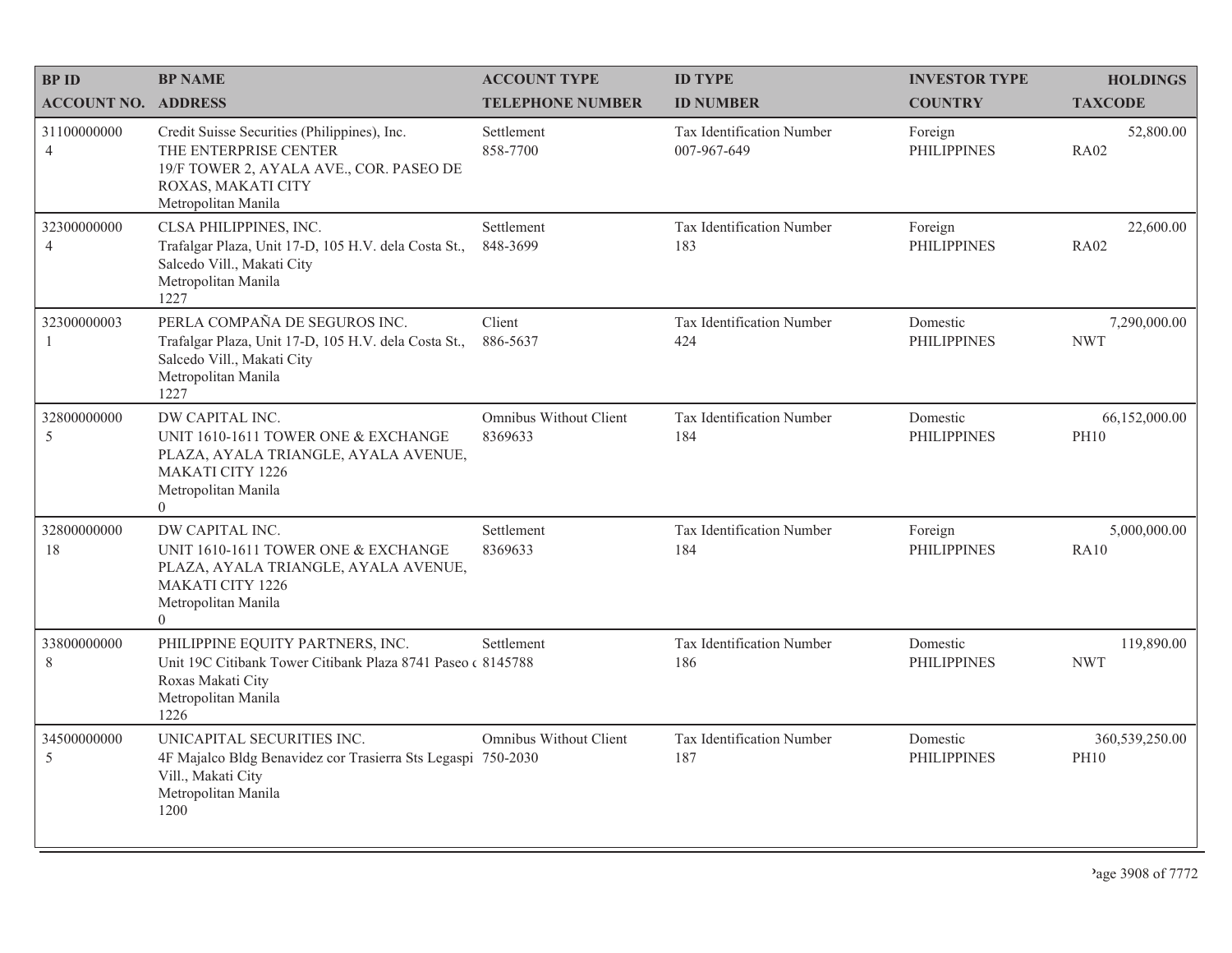| BP ID<br>ACCOUNT NO. | BP NAME<br>ADDRESS | ACCOUNT TYPE<br>TELEPHONE NUMBER | ID TYPE<br>ID NUMBER | INVESTOR TYPE<br>COUNTRY | HOLDINGS<br>TAXCODE |
|---|---|---|---|---|---|
| 31100000000<br>4 | Credit Suisse Securities (Philippines), Inc.<br>THE ENTERPRISE CENTER<br>19/F TOWER 2, AYALA AVE., COR. PASEO DE ROXAS, MAKATI CITY<br>Metropolitan Manila | Settlement<br>858-7700 | Tax Identification Number<br>007-967-649 | Foreign<br>PHILIPPINES | 52,800.00<br>RA02 |
| 32300000000<br>4 | CLSA PHILIPPINES, INC.<br>Trafalgar Plaza, Unit 17-D, 105 H.V. dela Costa St., Salcedo Vill., Makati City<br>Metropolitan Manila<br>1227 | Settlement<br>848-3699 | Tax Identification Number<br>183 | Foreign<br>PHILIPPINES | 22,600.00<br>RA02 |
| 32300000003<br>1 | PERLA COMPAÑA DE SEGUROS INC.<br>Trafalgar Plaza, Unit 17-D, 105 H.V. dela Costa St., Salcedo Vill., Makati City<br>Metropolitan Manila<br>1227 | Client<br>886-5637 | Tax Identification Number<br>424 | Domestic<br>PHILIPPINES | 7,290,000.00<br>NWT |
| 32800000000<br>5 | DW CAPITAL INC.<br>UNIT 1610-1611 TOWER ONE & EXCHANGE PLAZA, AYALA TRIANGLE, AYALA AVENUE, MAKATI CITY 1226<br>Metropolitan Manila<br>0 | Omnibus Without Client<br>8369633 | Tax Identification Number<br>184 | Domestic<br>PHILIPPINES | 66,152,000.00<br>PH10 |
| 32800000000<br>18 | DW CAPITAL INC.<br>UNIT 1610-1611 TOWER ONE & EXCHANGE PLAZA, AYALA TRIANGLE, AYALA AVENUE, MAKATI CITY 1226<br>Metropolitan Manila<br>0 | Settlement<br>8369633 | Tax Identification Number<br>184 | Foreign<br>PHILIPPINES | 5,000,000.00<br>RA10 |
| 33800000000<br>8 | PHILIPPINE EQUITY PARTNERS, INC.<br>Unit 19C Citibank Tower Citibank Plaza 8741 Paseo de Roxas Makati City<br>Metropolitan Manila<br>1226 | Settlement<br>8145788 | Tax Identification Number<br>186 | Domestic<br>PHILIPPINES | 119,890.00<br>NWT |
| 34500000000<br>5 | UNICAPITAL SECURITIES INC.<br>4F Majalco Bldg Benavidez cor Trasierra Sts Legaspi Vill., Makati City<br>Metropolitan Manila<br>1200 | Omnibus Without Client<br>750-2030 | Tax Identification Number<br>187 | Domestic<br>PHILIPPINES | 360,539,250.00<br>PH10 |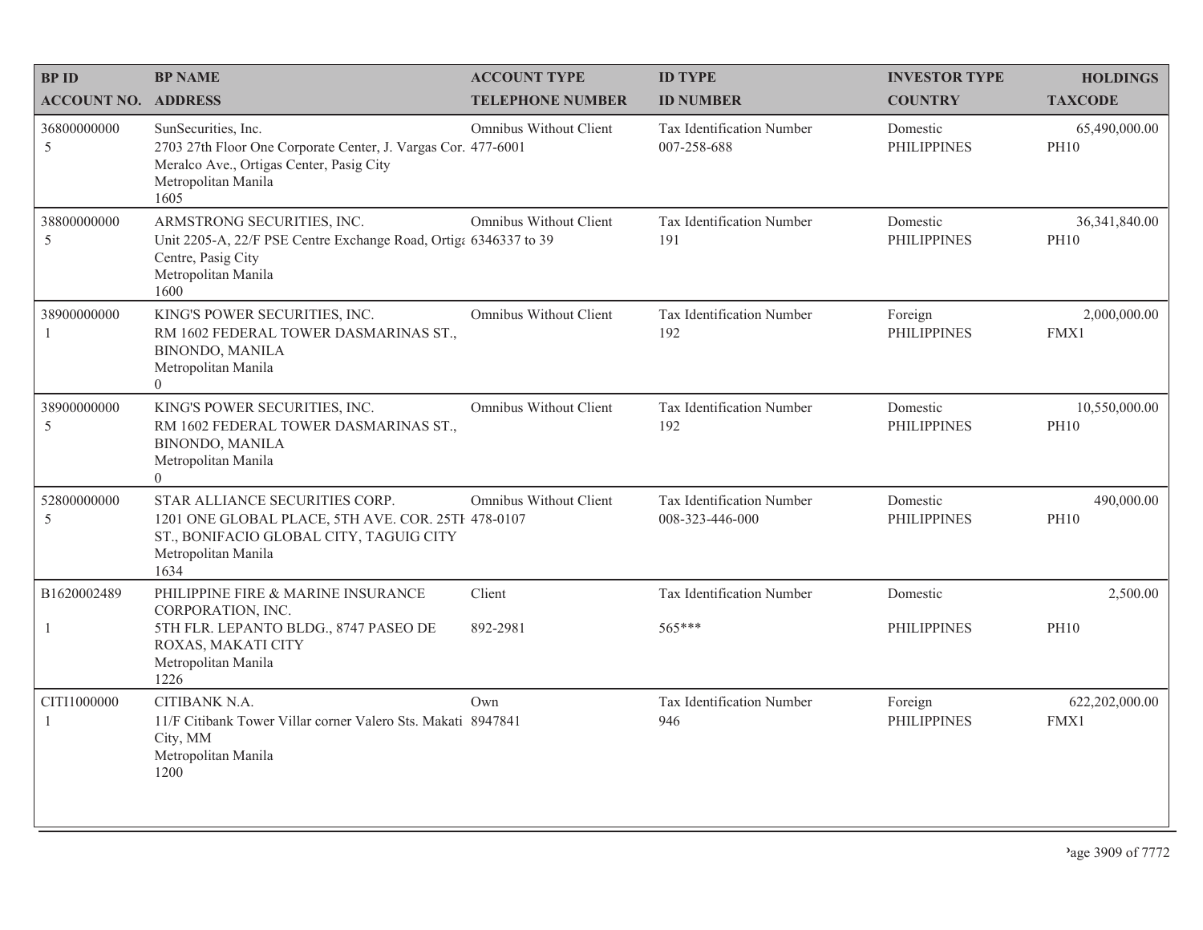| BP ID<br>ACCOUNT NO. | BP NAME<br>ADDRESS | ACCOUNT TYPE<br>TELEPHONE NUMBER | ID TYPE<br>ID NUMBER | INVESTOR TYPE<br>COUNTRY | HOLDINGS<br>TAXCODE |
|---|---|---|---|---|---|
| 36800000000<br>5 | SunSecurities, Inc.<br>2703 27th Floor One Corporate Center, J. Vargas Cor. Meralco Ave., Ortigas Center, Pasig City<br>Metropolitan Manila<br>1605 | Omnibus Without Client<br>477-6001 | Tax Identification Number<br>007-258-688 | Domestic<br>PHILIPPINES | 65,490,000.00<br>PH10 |
| 38800000000<br>5 | ARMSTRONG SECURITIES, INC.<br>Unit 2205-A, 22/F PSE Centre Exchange Road, Ortigas Centre, Pasig City<br>Metropolitan Manila<br>1600 | Omnibus Without Client<br>6346337 to 39 | Tax Identification Number<br>191 | Domestic<br>PHILIPPINES | 36,341,840.00<br>PH10 |
| 38900000000<br>1 | KING'S POWER SECURITIES, INC.<br>RM 1602 FEDERAL TOWER DASMARINAS ST., BINONDO, MANILA<br>Metropolitan Manila<br>0 | Omnibus Without Client | Tax Identification Number<br>192 | Foreign<br>PHILIPPINES | 2,000,000.00<br>FMX1 |
| 38900000000<br>5 | KING'S POWER SECURITIES, INC.<br>RM 1602 FEDERAL TOWER DASMARINAS ST., BINONDO, MANILA<br>Metropolitan Manila<br>0 | Omnibus Without Client | Tax Identification Number<br>192 | Domestic<br>PHILIPPINES | 10,550,000.00<br>PH10 |
| 52800000000<br>5 | STAR ALLIANCE SECURITIES CORP.<br>1201 ONE GLOBAL PLACE, 5TH AVE. COR. 25TH ST., BONIFACIO GLOBAL CITY, TAGUIG CITY<br>Metropolitan Manila<br>1634 | Omnibus Without Client<br>478-0107 | Tax Identification Number<br>008-323-446-000 | Domestic<br>PHILIPPINES | 490,000.00<br>PH10 |
| B1620002489<br>1 | PHILIPPINE FIRE & MARINE INSURANCE CORPORATION, INC.<br>5TH FLR. LEPANTO BLDG., 8747 PASEO DE ROXAS, MAKATI CITY<br>Metropolitan Manila<br>1226 | Client<br>892-2981 | Tax Identification Number<br>565*** | Domestic<br>PHILIPPINES | 2,500.00<br>PH10 |
| CITI1000000<br>1 | CITIBANK N.A.<br>11/F Citibank Tower Villar corner Valero Sts. Makati City, MM<br>Metropolitan Manila<br>1200 | Own<br>8947841 | Tax Identification Number<br>946 | Foreign<br>PHILIPPINES | 622,202,000.00<br>FMX1 |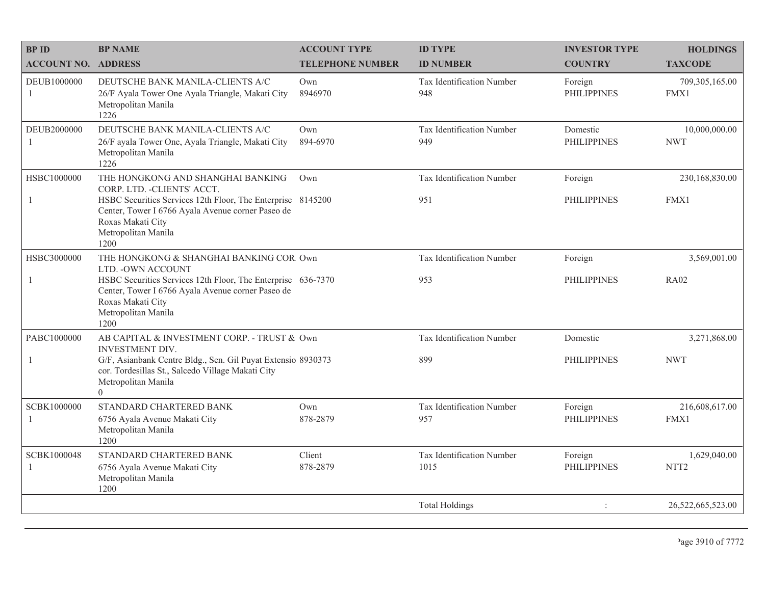| BP ID<br>ACCOUNT NO. | BP NAME<br>ADDRESS | ACCOUNT TYPE<br>TELEPHONE NUMBER | ID TYPE<br>ID NUMBER | INVESTOR TYPE<br>COUNTRY | HOLDINGS<br>TAXCODE |
|---|---|---|---|---|---|
| DEUB1000000<br>1 | DEUTSCHE BANK MANILA-CLIENTS A/C<br>26/F Ayala Tower One Ayala Triangle, Makati City<br>Metropolitan Manila<br>1226 | Own<br>8946970 | Tax Identification Number<br>948 | Foreign<br>PHILIPPINES | 709,305,165.00<br>FMX1 |
| DEUB2000000<br>1 | DEUTSCHE BANK MANILA-CLIENTS A/C<br>26/F ayala Tower One, Ayala Triangle, Makati City<br>Metropolitan Manila<br>1226 | Own<br>894-6970 | Tax Identification Number<br>949 | Domestic<br>PHILIPPINES | 10,000,000.00<br>NWT |
| HSBC1000000<br>1 | THE HONGKONG AND SHANGHAI BANKING CORP. LTD. -CLIENTS' ACCT.<br>HSBC Securities Services 12th Floor, The Enterprise Center, Tower I 6766 Ayala Avenue corner Paseo de Roxas Makati City<br>Metropolitan Manila<br>1200 | Own<br>8145200 | Tax Identification Number<br>951 | Foreign<br>PHILIPPINES | 230,168,830.00<br>FMX1 |
| HSBC3000000<br>1 | THE HONGKONG & SHANGHAI BANKING COR LTD. -OWN ACCOUNT<br>HSBC Securities Services 12th Floor, The Enterprise Center, Tower I 6766 Ayala Avenue corner Paseo de Roxas Makati City<br>Metropolitan Manila<br>1200 | Own<br>636-7370 | Tax Identification Number<br>953 | Foreign<br>PHILIPPINES | 3,569,001.00<br>RA02 |
| PABC1000000<br>1 | AB CAPITAL & INVESTMENT CORP. - TRUST & INVESTMENT DIV.<br>G/F, Asianbank Centre Bldg., Sen. Gil Puyat Extensio cor. Tordesillas St., Salcedo Village Makati City<br>Metropolitan Manila<br>0 | Own<br>8930373 | Tax Identification Number<br>899 | Domestic<br>PHILIPPINES | 3,271,868.00<br>NWT |
| SCBK1000000<br>1 | STANDARD CHARTERED BANK<br>6756 Ayala Avenue Makati City<br>Metropolitan Manila<br>1200 | Own<br>878-2879 | Tax Identification Number<br>957 | Foreign<br>PHILIPPINES | 216,608,617.00<br>FMX1 |
| SCBK1000048<br>1 | STANDARD CHARTERED BANK<br>6756 Ayala Avenue Makati City<br>Metropolitan Manila<br>1200 | Client<br>878-2879 | Tax Identification Number<br>1015 | Foreign<br>PHILIPPINES | 1,629,040.00<br>NTT2 |
| | | | Total Holdings | : | 26,522,665,523.00 |